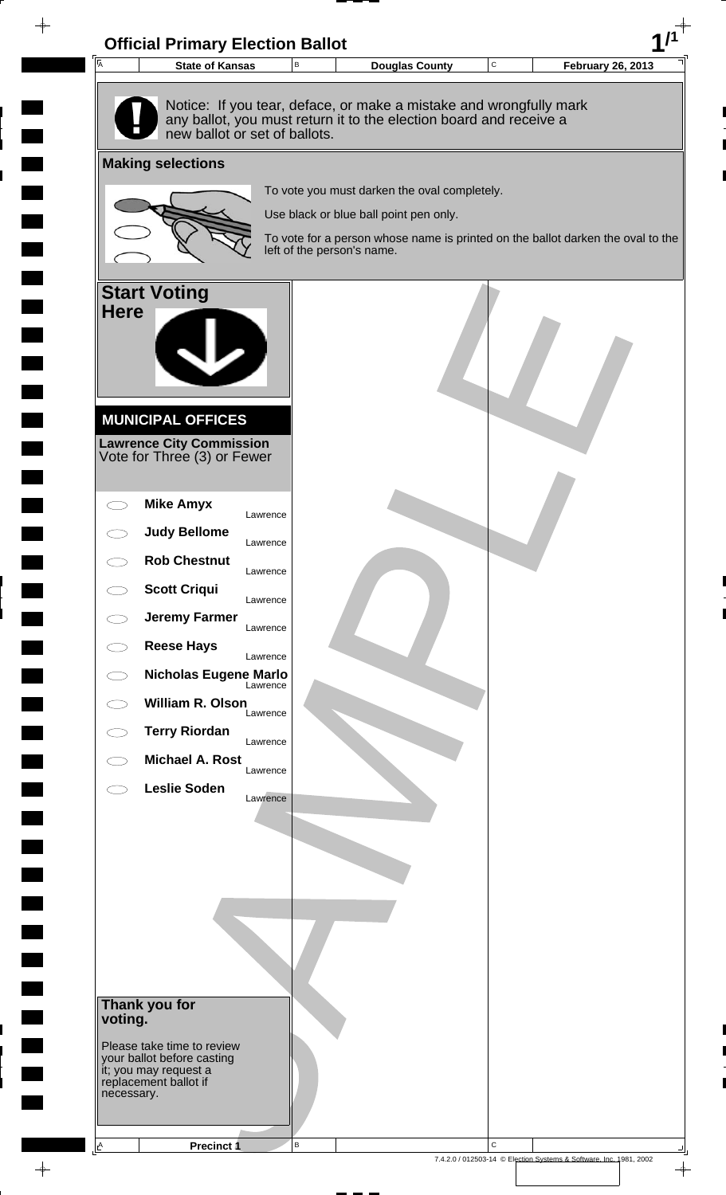# Official Primary Election Ballot

| State of Kansas | Douglas County | February 26, 2013 |
|---|---|---|

Notice: If you tear, deface, or make a mistake and wrongfully mark any ballot, you must return it to the election board and receive a new ballot or set of ballots.

## Making selections

To vote you must darken the oval completely.

Use black or blue ball point pen only.

To vote for a person whose name is printed on the ballot darken the oval to the left of the person's name.

## Start Voting Here

### MUNICIPAL OFFICES

**Lawrence City Commission**
Vote for Three (3) or Fewer

- ⬭ **Mike Amyx** — Lawrence
- ⬭ **Judy Bellome** — Lawrence
- ⬭ **Rob Chestnut** — Lawrence
- ⬭ **Scott Criqui** — Lawrence
- ⬭ **Jeremy Farmer** — Lawrence
- ⬭ **Reese Hays** — Lawrence
- ⬭ **Nicholas Eugene Marlo** — Lawrence
- ⬭ **William R. Olson** — Lawrence
- ⬭ **Terry Riordan** — Lawrence
- ⬭ **Michael A. Rost** — Lawrence
- ⬭ **Leslie Soden** — Lawrence

**Thank you for voting.**

Please take time to review your ballot before casting it; you may request a replacement ballot if necessary.

SAMPLE

Precinct 1

7.4.2.0 / 012503-14 © Election Systems & Software, Inc. 1981, 2002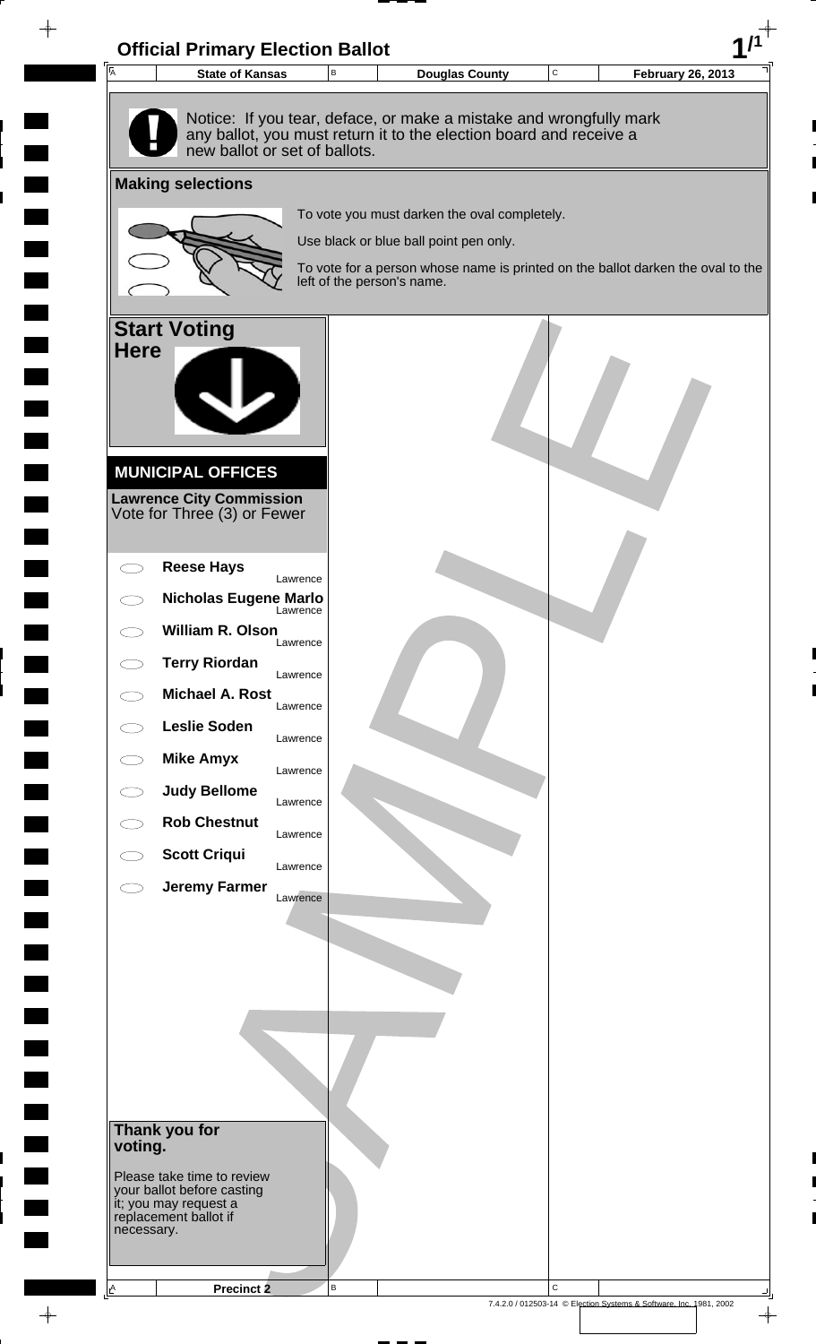# Official Primary Election Ballot

| State of Kansas | Douglas County | February 26, 2013 |
|---|---|---|

Notice: If you tear, deface, or make a mistake and wrongfully mark any ballot, you must return it to the election board and receive a new ballot or set of ballots.

## Making selections

To vote you must darken the oval completely.

Use black or blue ball point pen only.

To vote for a person whose name is printed on the ballot darken the oval to the left of the person's name.

## Start Voting Here

## MUNICIPAL OFFICES

**Lawrence City Commission**
Vote for Three (3) or Fewer

- ◯ **Reese Hays** — Lawrence
- ◯ **Nicholas Eugene Marlo** — Lawrence
- ◯ **William R. Olson** — Lawrence
- ◯ **Terry Riordan** — Lawrence
- ◯ **Michael A. Rost** — Lawrence
- ◯ **Leslie Soden** — Lawrence
- ◯ **Mike Amyx** — Lawrence
- ◯ **Judy Bellome** — Lawrence
- ◯ **Rob Chestnut** — Lawrence
- ◯ **Scott Criqui** — Lawrence
- ◯ **Jeremy Farmer** — Lawrence

**Thank you for voting.**

Please take time to review your ballot before casting it; you may request a replacement ballot if necessary.

SAMPLE

**Precinct 2**

7.4.2.0 / 012503-14 © Election Systems & Software, Inc. 1981, 2002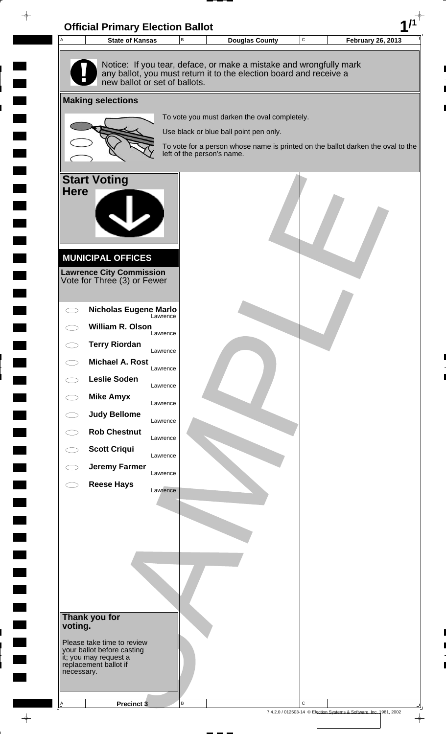# Official Primary Election Ballot

| State of Kansas | Douglas County | February 26, 2013 |
| --- | --- | --- |

Notice: If you tear, deface, or make a mistake and wrongfully mark any ballot, you must return it to the election board and receive a new ballot or set of ballots.

## Making selections

To vote you must darken the oval completely.

Use black or blue ball point pen only.

To vote for a person whose name is printed on the ballot darken the oval to the left of the person's name.

## Start Voting Here

### MUNICIPAL OFFICES

**Lawrence City Commission**
Vote for Three (3) or Fewer

- **Nicholas Eugene Marlo** — Lawrence
- **William R. Olson** — Lawrence
- **Terry Riordan** — Lawrence
- **Michael A. Rost** — Lawrence
- **Leslie Soden** — Lawrence
- **Mike Amyx** — Lawrence
- **Judy Bellome** — Lawrence
- **Rob Chestnut** — Lawrence
- **Scott Criqui** — Lawrence
- **Jeremy Farmer** — Lawrence
- **Reese Hays** — Lawrence

**Thank you for voting.**

Please take time to review your ballot before casting it; you may request a replacement ballot if necessary.

SAMPLE

Precinct 3

7.4.2.0 / 012503-14 © Election Systems & Software, Inc. 1981, 2002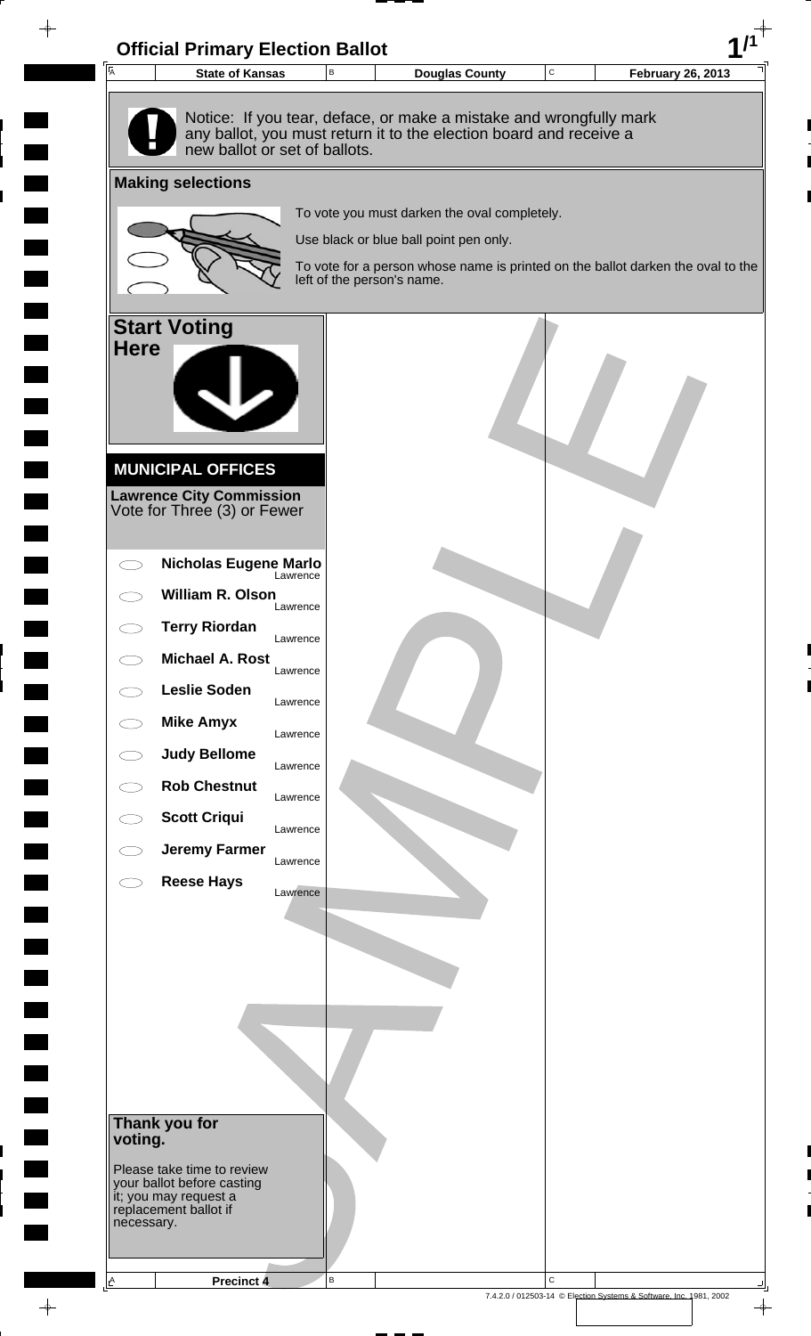# Official Primary Election Ballot

| State of Kansas | Douglas County | February 26, 2013 |
|---|---|---|

**Notice:** If you tear, deface, or make a mistake and wrongfully mark any ballot, you must return it to the election board and receive a new ballot or set of ballots.

## Making selections

To vote you must darken the oval completely.

Use black or blue ball point pen only.

To vote for a person whose name is printed on the ballot darken the oval to the left of the person's name.

## Start Voting Here

### MUNICIPAL OFFICES

**Lawrence City Commission**
Vote for Three (3) or Fewer

- ⬭ **Nicholas Eugene Marlo** — Lawrence
- ⬭ **William R. Olson** — Lawrence
- ⬭ **Terry Riordan** — Lawrence
- ⬭ **Michael A. Rost** — Lawrence
- ⬭ **Leslie Soden** — Lawrence
- ⬭ **Mike Amyx** — Lawrence
- ⬭ **Judy Bellome** — Lawrence
- ⬭ **Rob Chestnut** — Lawrence
- ⬭ **Scott Criqui** — Lawrence
- ⬭ **Jeremy Farmer** — Lawrence
- ⬭ **Reese Hays** — Lawrence

**Thank you for voting.**

Please take time to review your ballot before casting it; you may request a replacement ballot if necessary.

SAMPLE

Precinct 4

7.4.2.0 / 012503-14 © Election Systems & Software, Inc. 1981, 2002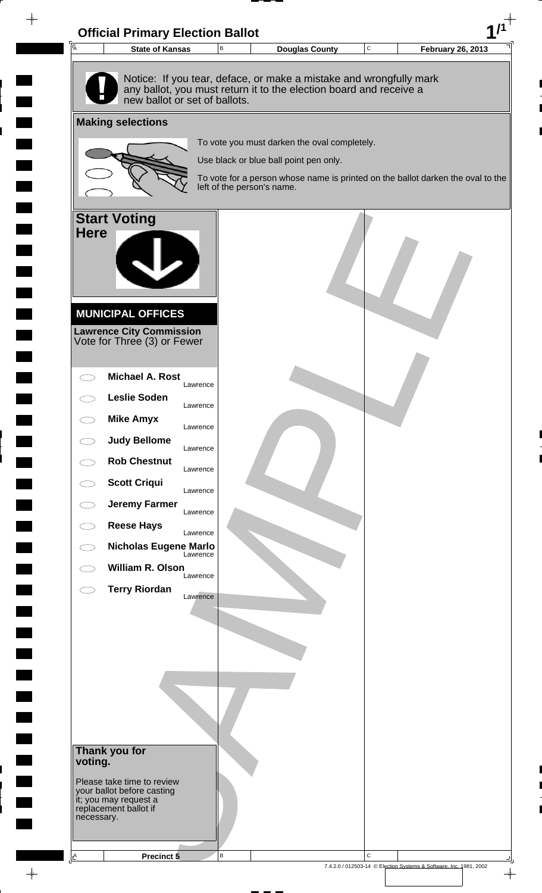# Official Primary Election Ballot

| State of Kansas | Douglas County | February 26, 2013 |
|---|---|---|

Notice: If you tear, deface, or make a mistake and wrongfully mark any ballot, you must return it to the election board and receive a new ballot or set of ballots.

## Making selections

To vote you must darken the oval completely.

Use black or blue ball point pen only.

To vote for a person whose name is printed on the ballot darken the oval to the left of the person's name.

## Start Voting Here

### MUNICIPAL OFFICES

**Lawrence City Commission**
Vote for Three (3) or Fewer

- ⬭ **Michael A. Rost** — Lawrence
- ⬭ **Leslie Soden** — Lawrence
- ⬭ **Mike Amyx** — Lawrence
- ⬭ **Judy Bellome** — Lawrence
- ⬭ **Rob Chestnut** — Lawrence
- ⬭ **Scott Criqui** — Lawrence
- ⬭ **Jeremy Farmer** — Lawrence
- ⬭ **Reese Hays** — Lawrence
- ⬭ **Nicholas Eugene Marlo** — Lawrence
- ⬭ **William R. Olson** — Lawrence
- ⬭ **Terry Riordan** — Lawrence

SAMPLE

**Thank you for voting.**

Please take time to review your ballot before casting it; you may request a replacement ballot if necessary.

Precinct 5

7.4.2.0 / 012503-14 © Election Systems & Software, Inc. 1981, 2002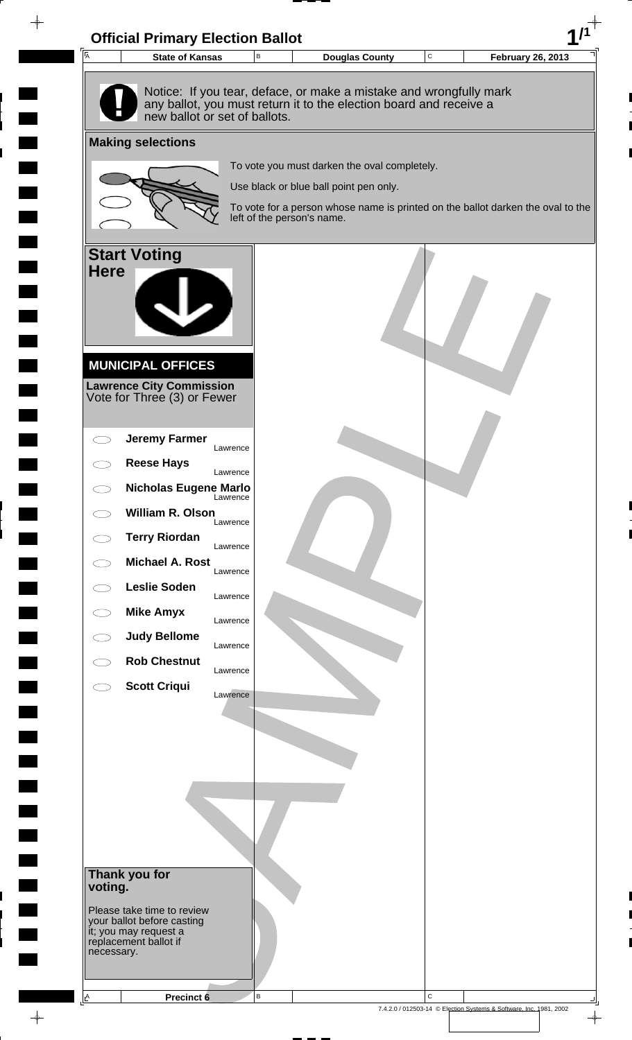# Official Primary Election Ballot

| State of Kansas | Douglas County | February 26, 2013 |
|---|---|---|

Notice: If you tear, deface, or make a mistake and wrongfully mark any ballot, you must return it to the election board and receive a new ballot or set of ballots.

## Making selections

To vote you must darken the oval completely.

Use black or blue ball point pen only.

To vote for a person whose name is printed on the ballot darken the oval to the left of the person's name.

## Start Voting Here

### MUNICIPAL OFFICES

**Lawrence City Commission**
Vote for Three (3) or Fewer

- **Jeremy Farmer** — Lawrence
- **Reese Hays** — Lawrence
- **Nicholas Eugene Marlo** — Lawrence
- **William R. Olson** — Lawrence
- **Terry Riordan** — Lawrence
- **Michael A. Rost** — Lawrence
- **Leslie Soden** — Lawrence
- **Mike Amyx** — Lawrence
- **Judy Bellome** — Lawrence
- **Rob Chestnut** — Lawrence
- **Scott Criqui** — Lawrence

**Thank you for voting.**

Please take time to review your ballot before casting it; you may request a replacement ballot if necessary.

SAMPLE

Precinct 6

7.4.2.0 / 012503-14 © Election Systems & Software, Inc. 1981, 2002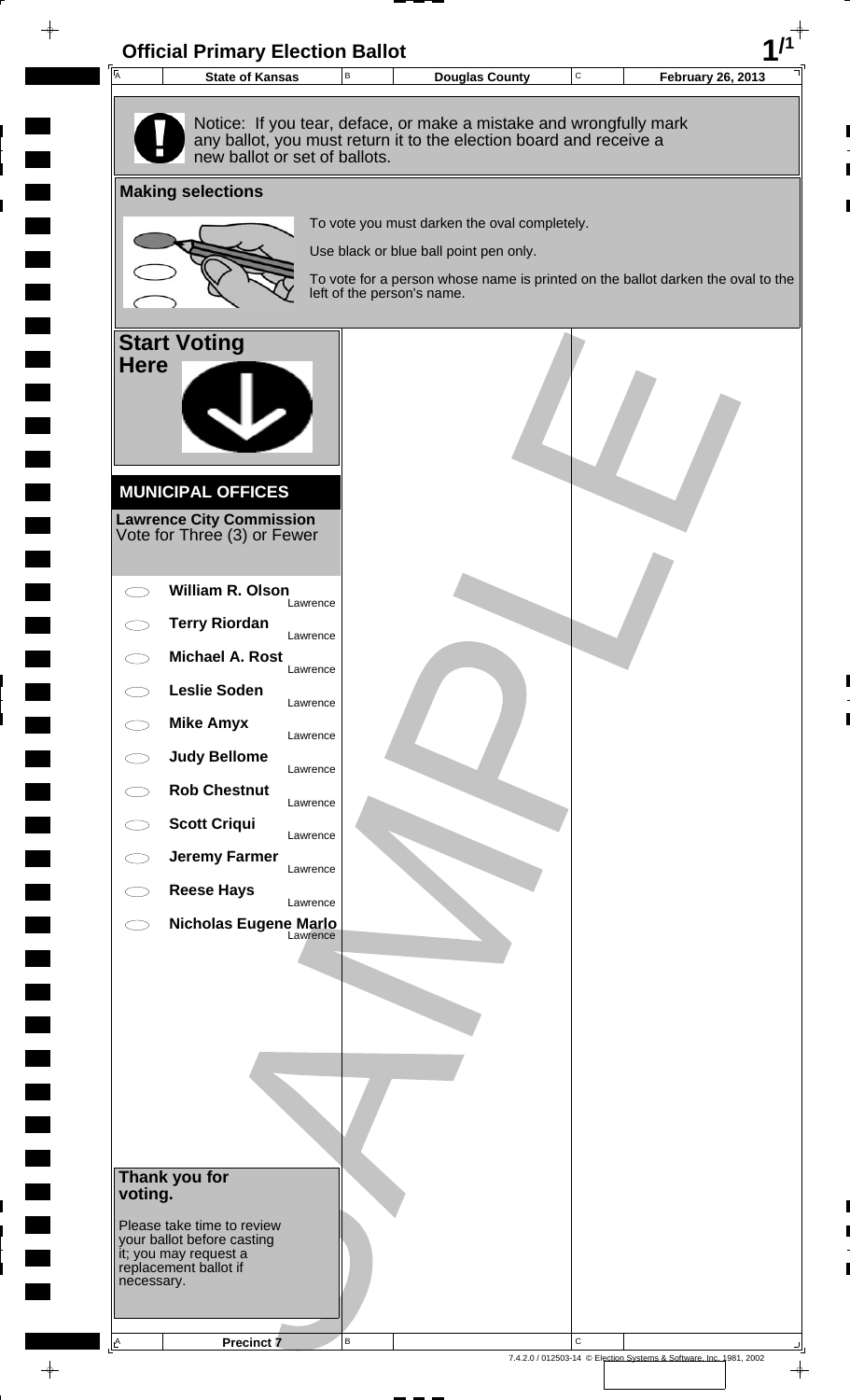# Official Primary Election Ballot

| State of Kansas | Douglas County | February 26, 2013 |
|---|---|---|

Notice: If you tear, deface, or make a mistake and wrongfully mark any ballot, you must return it to the election board and receive a new ballot or set of ballots.

## Making selections

To vote you must darken the oval completely.

Use black or blue ball point pen only.

To vote for a person whose name is printed on the ballot darken the oval to the left of the person's name.

**Start Voting Here**

## MUNICIPAL OFFICES

**Lawrence City Commission**
Vote for Three (3) or Fewer

- **William R. Olson** — Lawrence
- **Terry Riordan** — Lawrence
- **Michael A. Rost** — Lawrence
- **Leslie Soden** — Lawrence
- **Mike Amyx** — Lawrence
- **Judy Bellome** — Lawrence
- **Rob Chestnut** — Lawrence
- **Scott Criqui** — Lawrence
- **Jeremy Farmer** — Lawrence
- **Reese Hays** — Lawrence
- **Nicholas Eugene Marlo** — Lawrence

**Thank you for voting.**

Please take time to review your ballot before casting it; you may request a replacement ballot if necessary.

SAMPLE

Precinct 7

7.4.2.0 / 012503-14 © Election Systems & Software, Inc. 1981, 2002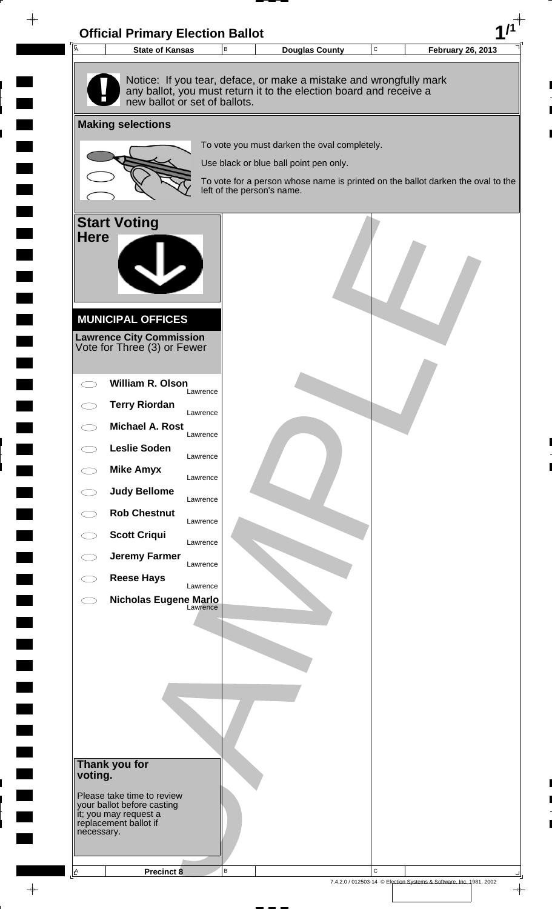# Official Primary Election Ballot

| State of Kansas | Douglas County | February 26, 2013 |
|---|---|---|

Notice: If you tear, deface, or make a mistake and wrongfully mark any ballot, you must return it to the election board and receive a new ballot or set of ballots.

## Making selections

To vote you must darken the oval completely.

Use black or blue ball point pen only.

To vote for a person whose name is printed on the ballot darken the oval to the left of the person's name.

## Start Voting Here

### MUNICIPAL OFFICES

**Lawrence City Commission**
Vote for Three (3) or Fewer

- ◯ **William R. Olson** — Lawrence
- ◯ **Terry Riordan** — Lawrence
- ◯ **Michael A. Rost** — Lawrence
- ◯ **Leslie Soden** — Lawrence
- ◯ **Mike Amyx** — Lawrence
- ◯ **Judy Bellome** — Lawrence
- ◯ **Rob Chestnut** — Lawrence
- ◯ **Scott Criqui** — Lawrence
- ◯ **Jeremy Farmer** — Lawrence
- ◯ **Reese Hays** — Lawrence
- ◯ **Nicholas Eugene Marlo** — Lawrence

**Thank you for voting.**

Please take time to review your ballot before casting it; you may request a replacement ballot if necessary.

SAMPLE

**Precinct 8**

7.4.2.0 / 012503-14 © Election Systems & Software, Inc. 1981, 2002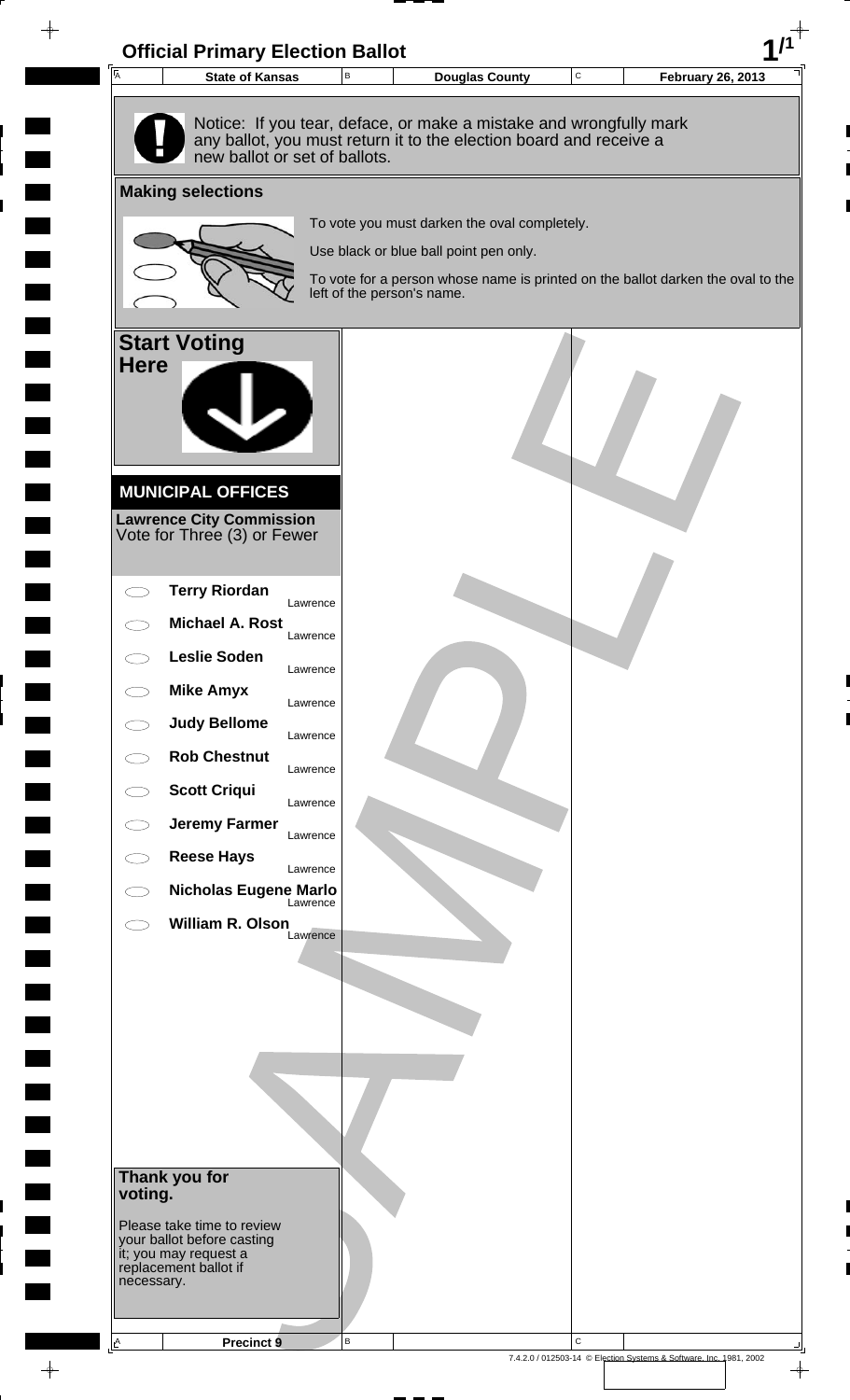# Official Primary Election Ballot

| A | State of Kansas | B | Douglas County | C | February 26, 2013 |
|---|---|---|---|---|---|

Notice: If you tear, deface, or make a mistake and wrongfully mark any ballot, you must return it to the election board and receive a new ballot or set of ballots.

## Making selections

To vote you must darken the oval completely.

Use black or blue ball point pen only.

To vote for a person whose name is printed on the ballot darken the oval to the left of the person's name.

## Start Voting Here

### MUNICIPAL OFFICES

**Lawrence City Commission**
Vote for Three (3) or Fewer

- ⬭ **Terry Riordan** — Lawrence
- ⬭ **Michael A. Rost** — Lawrence
- ⬭ **Leslie Soden** — Lawrence
- ⬭ **Mike Amyx** — Lawrence
- ⬭ **Judy Bellome** — Lawrence
- ⬭ **Rob Chestnut** — Lawrence
- ⬭ **Scott Criqui** — Lawrence
- ⬭ **Jeremy Farmer** — Lawrence
- ⬭ **Reese Hays** — Lawrence
- ⬭ **Nicholas Eugene Marlo** — Lawrence
- ⬭ **William R. Olson** — Lawrence

**Thank you for voting.**

Please take time to review your ballot before casting it; you may request a replacement ballot if necessary.

| A | Precinct 9 | B | | C | |
|---|---|---|---|---|---|

7.4.2.0 / 012503-14 © Election Systems & Software, Inc. 1981, 2002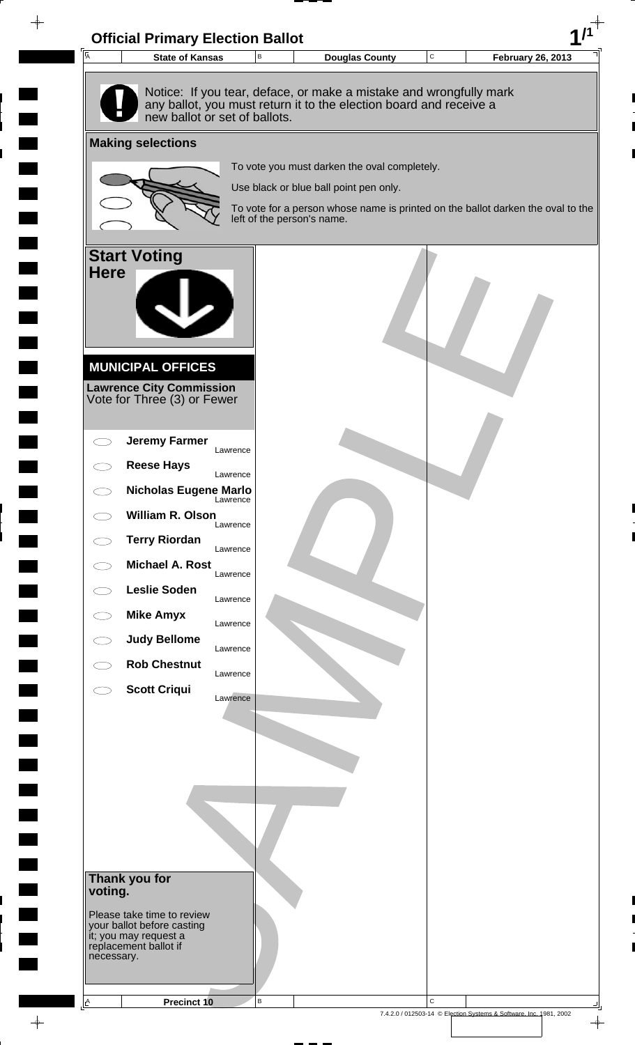# Official Primary Election Ballot

| State of Kansas | Douglas County | February 26, 2013 |
| --- | --- | --- |

Notice: If you tear, deface, or make a mistake and wrongfully mark any ballot, you must return it to the election board and receive a new ballot or set of ballots.

## Making selections

To vote you must darken the oval completely.

Use black or blue ball point pen only.

To vote for a person whose name is printed on the ballot darken the oval to the left of the person's name.

## Start Voting Here

### MUNICIPAL OFFICES

**Lawrence City Commission**
Vote for Three (3) or Fewer

- **Jeremy Farmer** Lawrence
- **Reese Hays** Lawrence
- **Nicholas Eugene Marlo** Lawrence
- **William R. Olson** Lawrence
- **Terry Riordan** Lawrence
- **Michael A. Rost** Lawrence
- **Leslie Soden** Lawrence
- **Mike Amyx** Lawrence
- **Judy Bellome** Lawrence
- **Rob Chestnut** Lawrence
- **Scott Criqui** Lawrence

**Thank you for voting.**

Please take time to review your ballot before casting it; you may request a replacement ballot if necessary.

SAMPLE

Precinct 10

7.4.2.0 / 012503-14 © Election Systems & Software, Inc. 1981, 2002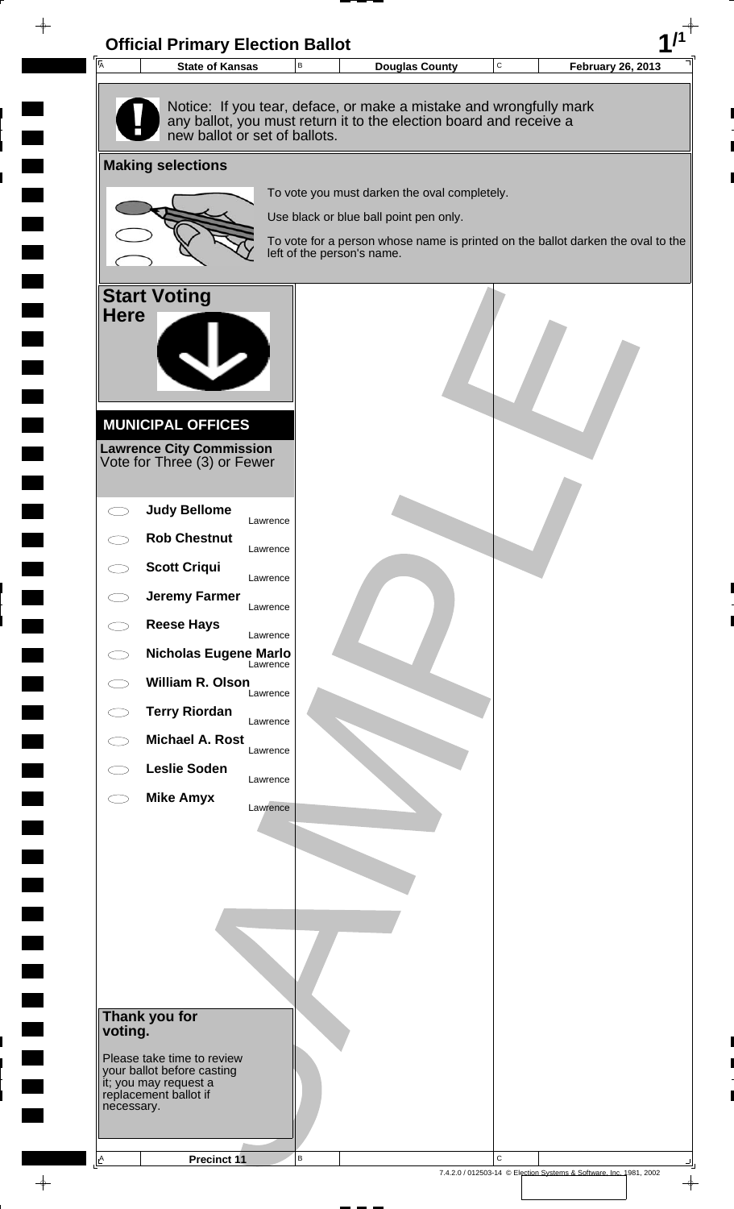# Official Primary Election Ballot

| State of Kansas | Douglas County | February 26, 2013 |
|---|---|---|

Notice: If you tear, deface, or make a mistake and wrongfully mark any ballot, you must return it to the election board and receive a new ballot or set of ballots.

## Making selections

To vote you must darken the oval completely.

Use black or blue ball point pen only.

To vote for a person whose name is printed on the ballot darken the oval to the left of the person's name.

## Start Voting Here

### MUNICIPAL OFFICES

**Lawrence City Commission**
Vote for Three (3) or Fewer

- ⬭ **Judy Bellome** — Lawrence
- ⬭ **Rob Chestnut** — Lawrence
- ⬭ **Scott Criqui** — Lawrence
- ⬭ **Jeremy Farmer** — Lawrence
- ⬭ **Reese Hays** — Lawrence
- ⬭ **Nicholas Eugene Marlo** — Lawrence
- ⬭ **William R. Olson** — Lawrence
- ⬭ **Terry Riordan** — Lawrence
- ⬭ **Michael A. Rost** — Lawrence
- ⬭ **Leslie Soden** — Lawrence
- ⬭ **Mike Amyx** — Lawrence

**Thank you for voting.**

Please take time to review your ballot before casting it; you may request a replacement ballot if necessary.

SAMPLE

Precinct 11

7.4.2.0 / 012503-14 © Election Systems & Software, Inc. 1981, 2002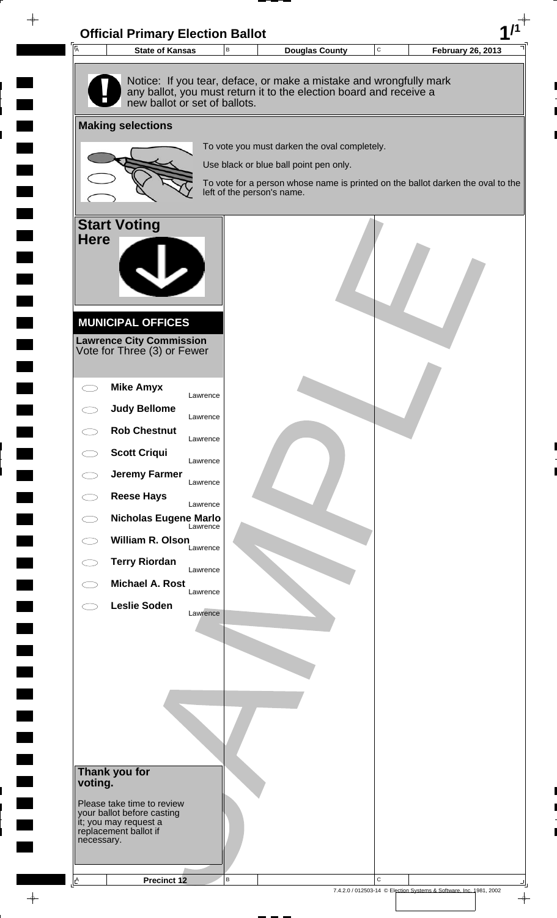# Official Primary Election Ballot

| State of Kansas | Douglas County | February 26, 2013 |
|---|---|---|

Notice: If you tear, deface, or make a mistake and wrongfully mark any ballot, you must return it to the election board and receive a new ballot or set of ballots.

## Making selections

To vote you must darken the oval completely.

Use black or blue ball point pen only.

To vote for a person whose name is printed on the ballot darken the oval to the left of the person's name.

## Start Voting Here

## MUNICIPAL OFFICES

**Lawrence City Commission**
Vote for Three (3) or Fewer

- **Mike Amyx** Lawrence
- **Judy Bellome** Lawrence
- **Rob Chestnut** Lawrence
- **Scott Criqui** Lawrence
- **Jeremy Farmer** Lawrence
- **Reese Hays** Lawrence
- **Nicholas Eugene Marlo** Lawrence
- **William R. Olson** Lawrence
- **Terry Riordan** Lawrence
- **Michael A. Rost** Lawrence
- **Leslie Soden** Lawrence

**Thank you for voting.**

Please take time to review your ballot before casting it; you may request a replacement ballot if necessary.

Precinct 12

SAMPLE

7.4.2.0 / 012503-14 © Election Systems & Software, Inc. 1981, 2002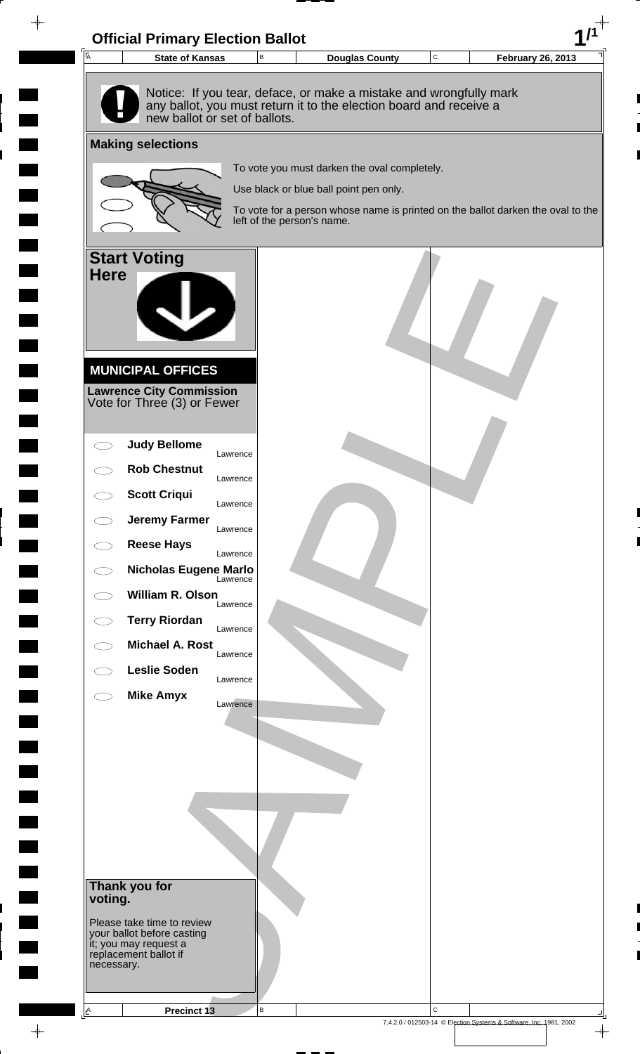# Official Primary Election Ballot

| State of Kansas | Douglas County | February 26, 2013 |
| --- | --- | --- |

Notice: If you tear, deface, or make a mistake and wrongfully mark any ballot, you must return it to the election board and receive a new ballot or set of ballots.

## Making selections

To vote you must darken the oval completely.

Use black or blue ball point pen only.

To vote for a person whose name is printed on the ballot darken the oval to the left of the person's name.

## Start Voting Here

### MUNICIPAL OFFICES

**Lawrence City Commission**
Vote for Three (3) or Fewer

- ◯ **Judy Bellome** — Lawrence
- ◯ **Rob Chestnut** — Lawrence
- ◯ **Scott Criqui** — Lawrence
- ◯ **Jeremy Farmer** — Lawrence
- ◯ **Reese Hays** — Lawrence
- ◯ **Nicholas Eugene Marlo** — Lawrence
- ◯ **William R. Olson** — Lawrence
- ◯ **Terry Riordan** — Lawrence
- ◯ **Michael A. Rost** — Lawrence
- ◯ **Leslie Soden** — Lawrence
- ◯ **Mike Amyx** — Lawrence

**Thank you for voting.**

Please take time to review your ballot before casting it; you may request a replacement ballot if necessary.

SAMPLE

Precinct 13

7.4.2.0 / 012503-14 © Election Systems & Software, Inc. 1981, 2002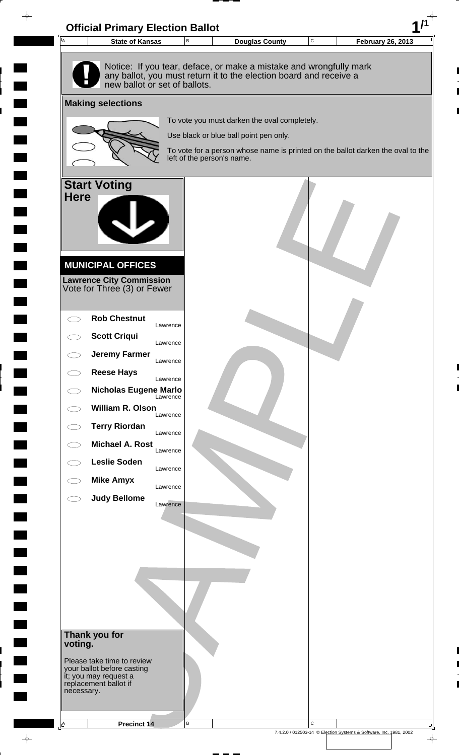# Official Primary Election Ballot

| State of Kansas | Douglas County | February 26, 2013 |
|---|---|---|

Notice: If you tear, deface, or make a mistake and wrongfully mark any ballot, you must return it to the election board and receive a new ballot or set of ballots.

## Making selections

To vote you must darken the oval completely.

Use black or blue ball point pen only.

To vote for a person whose name is printed on the ballot darken the oval to the left of the person's name.

## Start Voting Here

## MUNICIPAL OFFICES

**Lawrence City Commission**
Vote for Three (3) or Fewer

- **Rob Chestnut** Lawrence
- **Scott Criqui** Lawrence
- **Jeremy Farmer** Lawrence
- **Reese Hays** Lawrence
- **Nicholas Eugene Marlo** Lawrence
- **William R. Olson** Lawrence
- **Terry Riordan** Lawrence
- **Michael A. Rost** Lawrence
- **Leslie Soden** Lawrence
- **Mike Amyx** Lawrence
- **Judy Bellome** Lawrence

**Thank you for voting.**

Please take time to review your ballot before casting it; you may request a replacement ballot if necessary.

Precinct 14

7.4.2.0 / 012503-14 © Election Systems & Software, Inc. 1981, 2002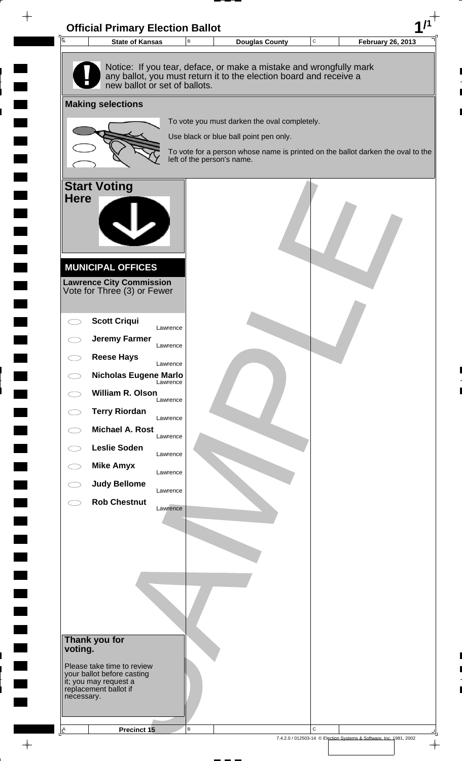# Official Primary Election Ballot

| State of Kansas | Douglas County | February 26, 2013 |
|---|---|---|

Notice: If you tear, deface, or make a mistake and wrongfully mark any ballot, you must return it to the election board and receive a new ballot or set of ballots.

## Making selections

To vote you must darken the oval completely.

Use black or blue ball point pen only.

To vote for a person whose name is printed on the ballot darken the oval to the left of the person's name.

## Start Voting Here

## MUNICIPAL OFFICES

**Lawrence City Commission**
Vote for Three (3) or Fewer

- ⬭ **Scott Criqui** — Lawrence
- ⬭ **Jeremy Farmer** — Lawrence
- ⬭ **Reese Hays** — Lawrence
- ⬭ **Nicholas Eugene Marlo** — Lawrence
- ⬭ **William R. Olson** — Lawrence
- ⬭ **Terry Riordan** — Lawrence
- ⬭ **Michael A. Rost** — Lawrence
- ⬭ **Leslie Soden** — Lawrence
- ⬭ **Mike Amyx** — Lawrence
- ⬭ **Judy Bellome** — Lawrence
- ⬭ **Rob Chestnut** — Lawrence

**Thank you for voting.**

Please take time to review your ballot before casting it; you may request a replacement ballot if necessary.

SAMPLE

Precinct 15

7.4.2.0 / 012503-14 © Election Systems & Software, Inc. 1981, 2002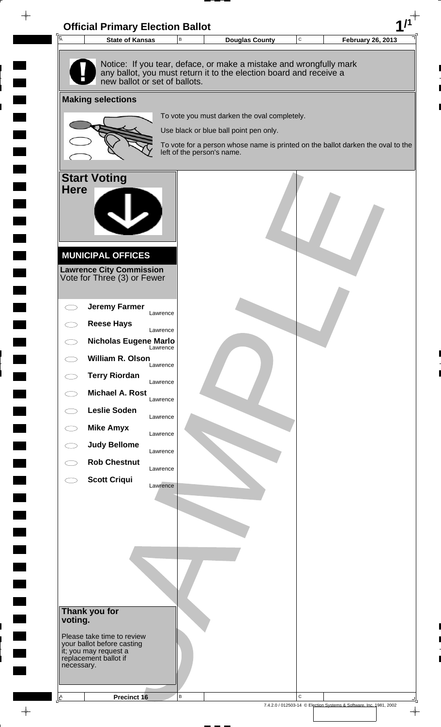# Official Primary Election Ballot

| State of Kansas | Douglas County | February 26, 2013 |
| --- | --- | --- |

Notice: If you tear, deface, or make a mistake and wrongfully mark any ballot, you must return it to the election board and receive a new ballot or set of ballots.

## Making selections

To vote you must darken the oval completely.

Use black or blue ball point pen only.

To vote for a person whose name is printed on the ballot darken the oval to the left of the person's name.

## Start Voting Here

### MUNICIPAL OFFICES

**Lawrence City Commission**
Vote for Three (3) or Fewer

- ⬭ **Jeremy Farmer** Lawrence
- ⬭ **Reese Hays** Lawrence
- ⬭ **Nicholas Eugene Marlo** Lawrence
- ⬭ **William R. Olson** Lawrence
- ⬭ **Terry Riordan** Lawrence
- ⬭ **Michael A. Rost** Lawrence
- ⬭ **Leslie Soden** Lawrence
- ⬭ **Mike Amyx** Lawrence
- ⬭ **Judy Bellome** Lawrence
- ⬭ **Rob Chestnut** Lawrence
- ⬭ **Scott Criqui** Lawrence

**Thank you for voting.**

Please take time to review your ballot before casting it; you may request a replacement ballot if necessary.

SAMPLE

Precinct 16

7.4.2.0 / 012503-14 © Election Systems & Software, Inc. 1981, 2002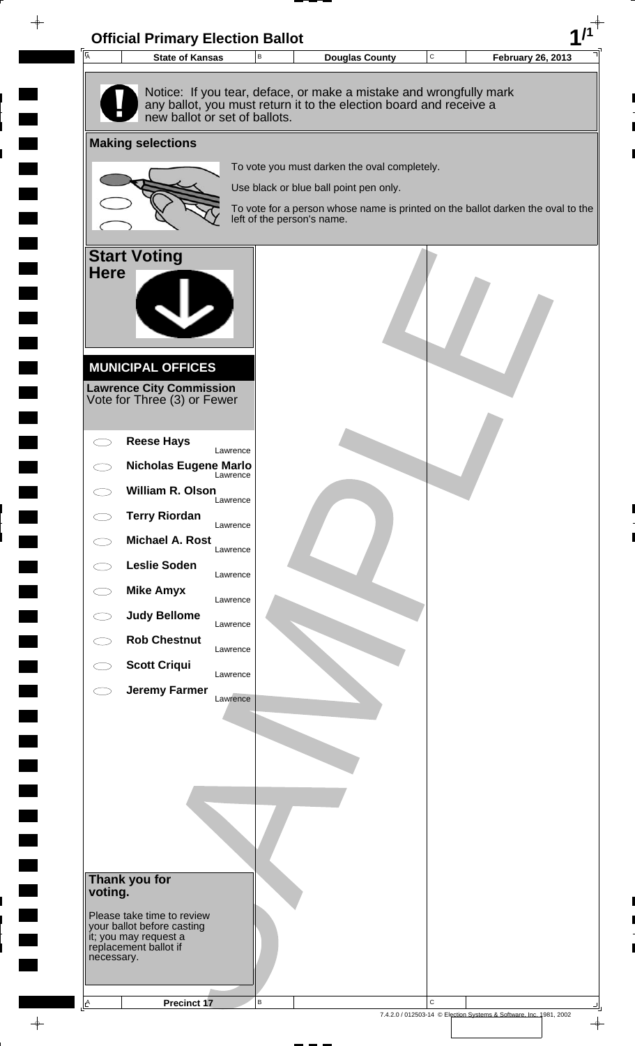# Official Primary Election Ballot

| State of Kansas | Douglas County | February 26, 2013 |
|---|---|---|

Notice: If you tear, deface, or make a mistake and wrongfully mark any ballot, you must return it to the election board and receive a new ballot or set of ballots.

## Making selections

To vote you must darken the oval completely.

Use black or blue ball point pen only.

To vote for a person whose name is printed on the ballot darken the oval to the left of the person's name.

## Start Voting Here

### MUNICIPAL OFFICES

**Lawrence City Commission**
Vote for Three (3) or Fewer

- **Reese Hays** Lawrence
- **Nicholas Eugene Marlo** Lawrence
- **William R. Olson** Lawrence
- **Terry Riordan** Lawrence
- **Michael A. Rost** Lawrence
- **Leslie Soden** Lawrence
- **Mike Amyx** Lawrence
- **Judy Bellome** Lawrence
- **Rob Chestnut** Lawrence
- **Scott Criqui** Lawrence
- **Jeremy Farmer** Lawrence

**Thank you for voting.**

Please take time to review your ballot before casting it; you may request a replacement ballot if necessary.

SAMPLE

Precinct 17

7.4.2.0 / 012503-14 © Election Systems & Software, Inc. 1981, 2002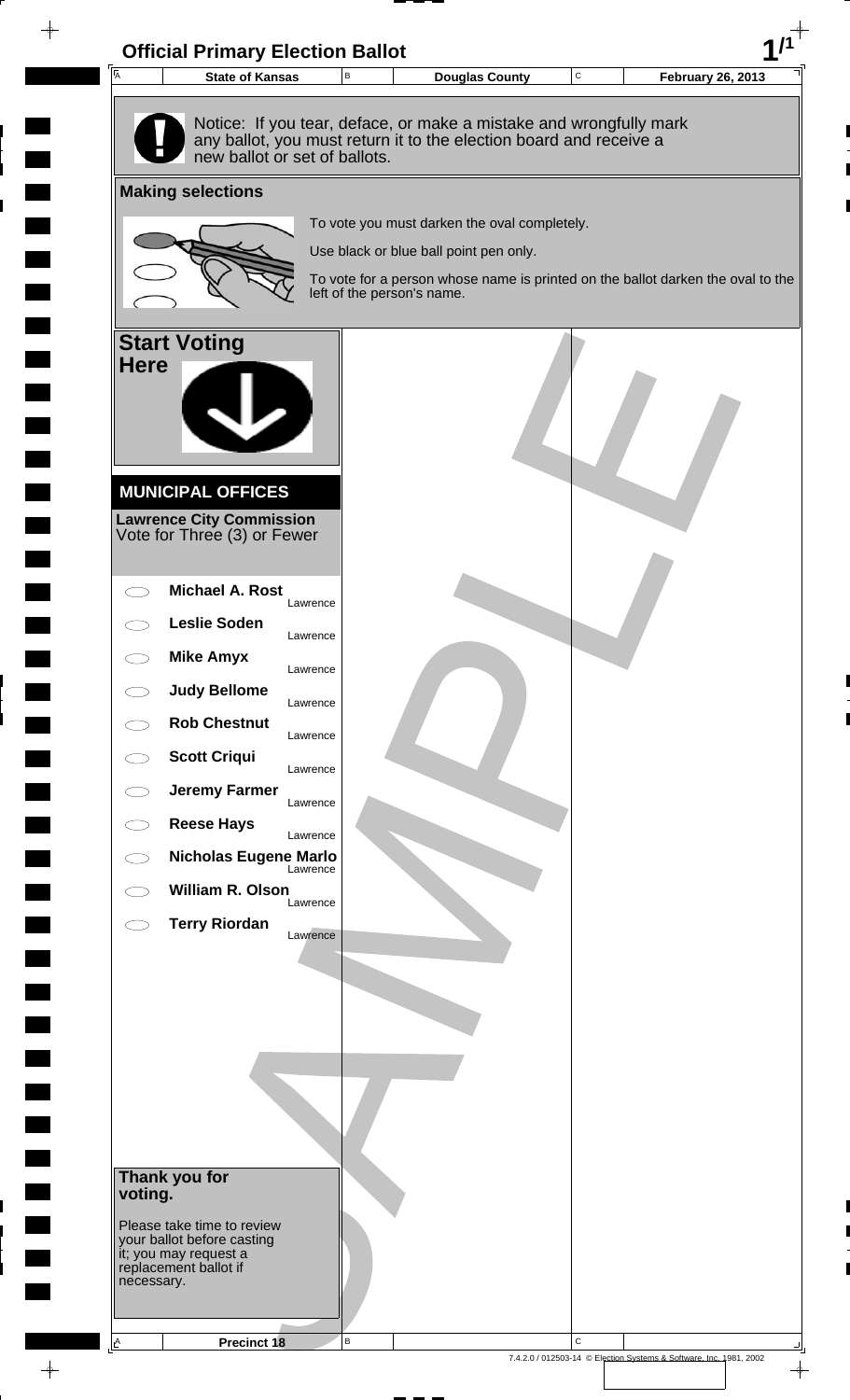# Official Primary Election Ballot

| State of Kansas | Douglas County | February 26, 2013 |
| --- | --- | --- |

Notice: If you tear, deface, or make a mistake and wrongfully mark any ballot, you must return it to the election board and receive a new ballot or set of ballots.

## Making selections

To vote you must darken the oval completely.

Use black or blue ball point pen only.

To vote for a person whose name is printed on the ballot darken the oval to the left of the person's name.

## Start Voting Here

## MUNICIPAL OFFICES

**Lawrence City Commission**
Vote for Three (3) or Fewer

- **Michael A. Rost** Lawrence
- **Leslie Soden** Lawrence
- **Mike Amyx** Lawrence
- **Judy Bellome** Lawrence
- **Rob Chestnut** Lawrence
- **Scott Criqui** Lawrence
- **Jeremy Farmer** Lawrence
- **Reese Hays** Lawrence
- **Nicholas Eugene Marlo** Lawrence
- **William R. Olson** Lawrence
- **Terry Riordan** Lawrence

**Thank you for voting.**

Please take time to review your ballot before casting it; you may request a replacement ballot if necessary.

Precinct 18

7.4.2.0 / 012503-14 © Election Systems & Software, Inc. 1981, 2002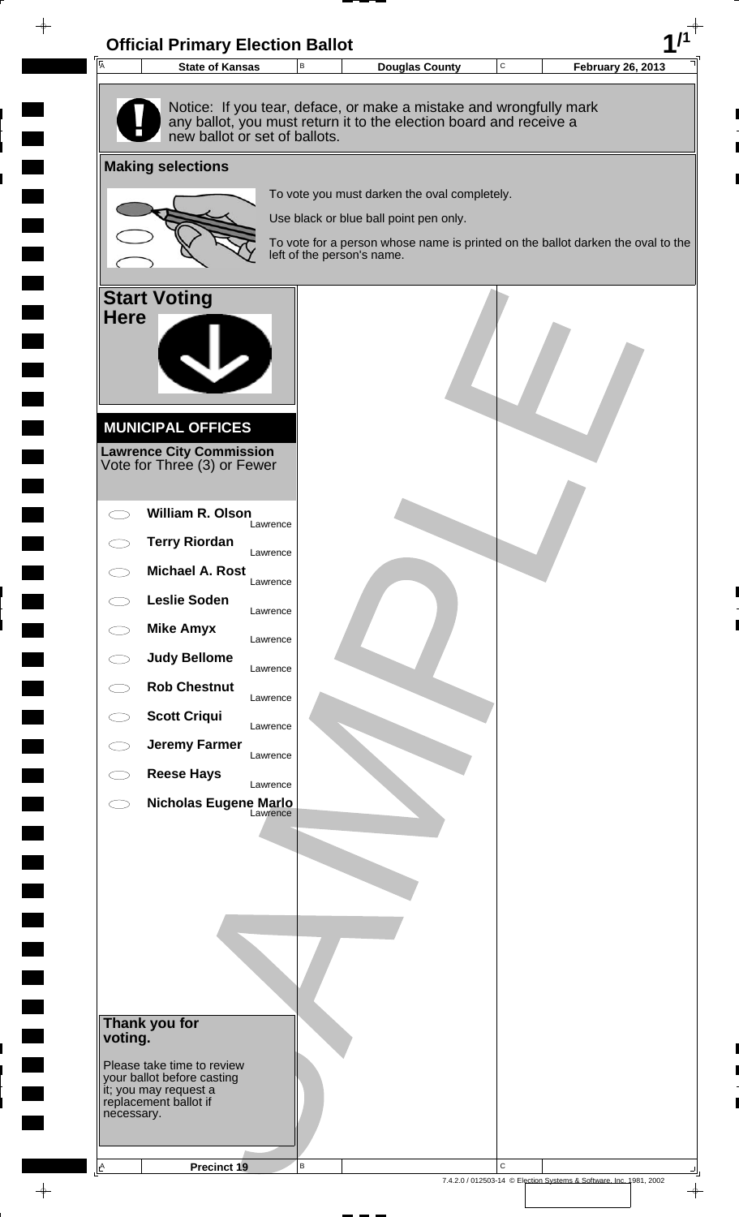# Official Primary Election Ballot

| State of Kansas | Douglas County | February 26, 2013 |
| --- | --- | --- |

Notice: If you tear, deface, or make a mistake and wrongfully mark any ballot, you must return it to the election board and receive a new ballot or set of ballots.

## Making selections

To vote you must darken the oval completely.

Use black or blue ball point pen only.

To vote for a person whose name is printed on the ballot darken the oval to the left of the person's name.

## Start Voting Here

### MUNICIPAL OFFICES

**Lawrence City Commission**
Vote for Three (3) or Fewer

- ⬭ **William R. Olson** Lawrence
- ⬭ **Terry Riordan** Lawrence
- ⬭ **Michael A. Rost** Lawrence
- ⬭ **Leslie Soden** Lawrence
- ⬭ **Mike Amyx** Lawrence
- ⬭ **Judy Bellome** Lawrence
- ⬭ **Rob Chestnut** Lawrence
- ⬭ **Scott Criqui** Lawrence
- ⬭ **Jeremy Farmer** Lawrence
- ⬭ **Reese Hays** Lawrence
- ⬭ **Nicholas Eugene Marlo** Lawrence

**Thank you for voting.**

Please take time to review your ballot before casting it; you may request a replacement ballot if necessary.

Precinct 19

7.4.2.0 / 012503-14 © Election Systems & Software, Inc. 1981, 2002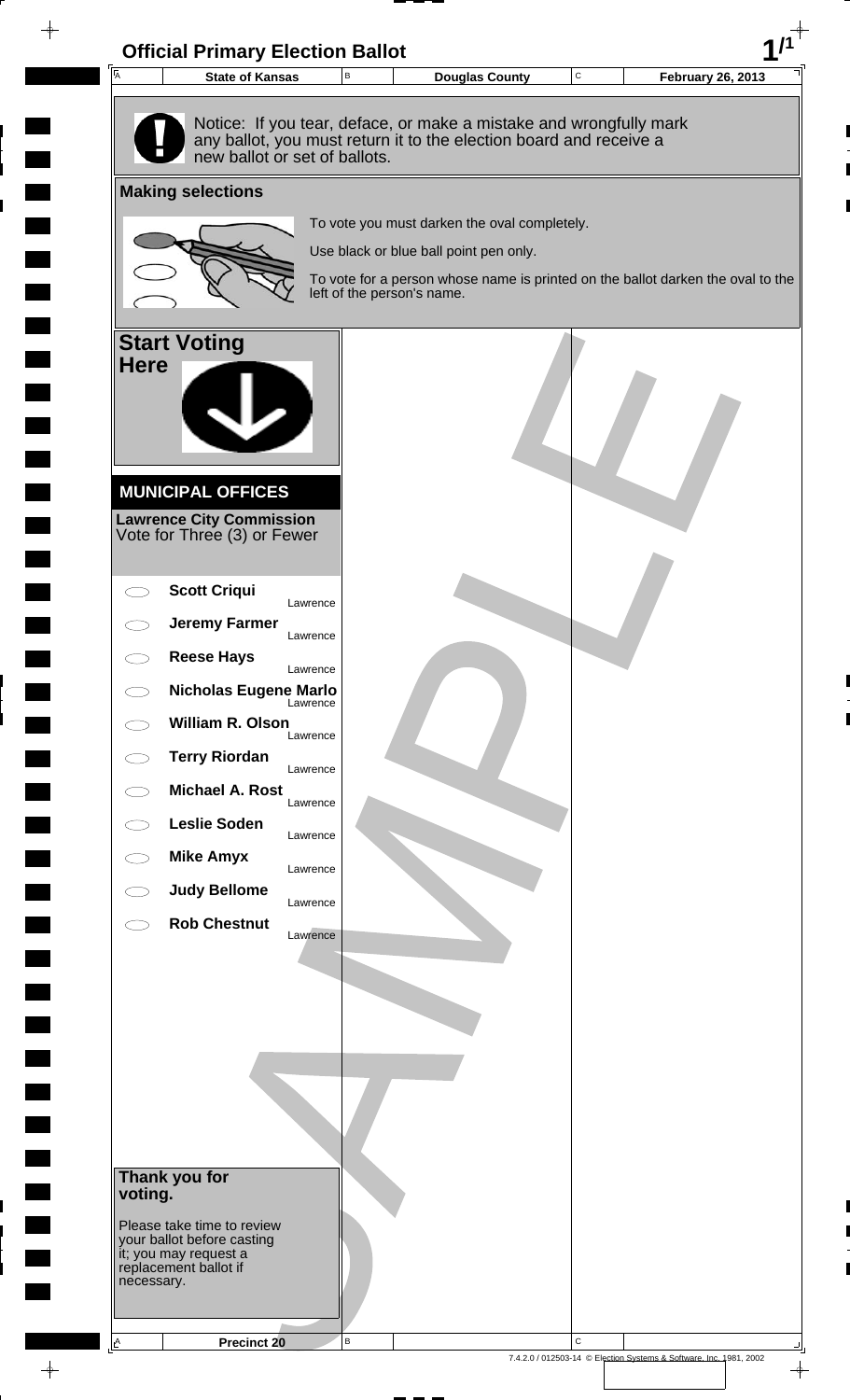# Official Primary Election Ballot

| State of Kansas | Douglas County | February 26, 2013 |
| --- | --- | --- |

Notice: If you tear, deface, or make a mistake and wrongfully mark any ballot, you must return it to the election board and receive a new ballot or set of ballots.

## Making selections

To vote you must darken the oval completely.

Use black or blue ball point pen only.

To vote for a person whose name is printed on the ballot darken the oval to the left of the person's name.

## Start Voting Here

## MUNICIPAL OFFICES

**Lawrence City Commission**
Vote for Three (3) or Fewer

- ⬭ **Scott Criqui** — Lawrence
- ⬭ **Jeremy Farmer** — Lawrence
- ⬭ **Reese Hays** — Lawrence
- ⬭ **Nicholas Eugene Marlo** — Lawrence
- ⬭ **William R. Olson** — Lawrence
- ⬭ **Terry Riordan** — Lawrence
- ⬭ **Michael A. Rost** — Lawrence
- ⬭ **Leslie Soden** — Lawrence
- ⬭ **Mike Amyx** — Lawrence
- ⬭ **Judy Bellome** — Lawrence
- ⬭ **Rob Chestnut** — Lawrence

**Thank you for voting.**

Please take time to review your ballot before casting it; you may request a replacement ballot if necessary.

SAMPLE

Precinct 20

7.4.2.0 / 012503-14 © Election Systems & Software, Inc. 1981, 2002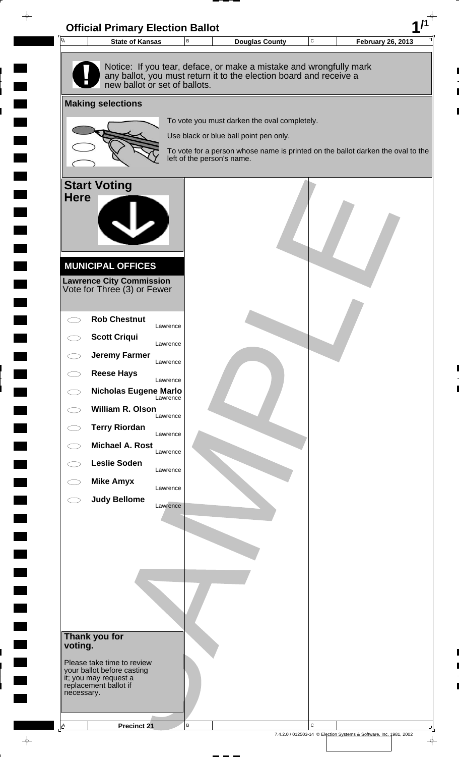# Official Primary Election Ballot

| State of Kansas | Douglas County | February 26, 2013 |
|---|---|---|

Notice: If you tear, deface, or make a mistake and wrongfully mark any ballot, you must return it to the election board and receive a new ballot or set of ballots.

## Making selections

To vote you must darken the oval completely.

Use black or blue ball point pen only.

To vote for a person whose name is printed on the ballot darken the oval to the left of the person's name.

## Start Voting Here

## MUNICIPAL OFFICES

**Lawrence City Commission**
Vote for Three (3) or Fewer

- ◯ **Rob Chestnut** — Lawrence
- ◯ **Scott Criqui** — Lawrence
- ◯ **Jeremy Farmer** — Lawrence
- ◯ **Reese Hays** — Lawrence
- ◯ **Nicholas Eugene Marlo** — Lawrence
- ◯ **William R. Olson** — Lawrence
- ◯ **Terry Riordan** — Lawrence
- ◯ **Michael A. Rost** — Lawrence
- ◯ **Leslie Soden** — Lawrence
- ◯ **Mike Amyx** — Lawrence
- ◯ **Judy Bellome** — Lawrence

**Thank you for voting.**

Please take time to review your ballot before casting it; you may request a replacement ballot if necessary.

Precinct 21

7.4.2.0 / 012503-14 © Election Systems & Software, Inc. 1981, 2002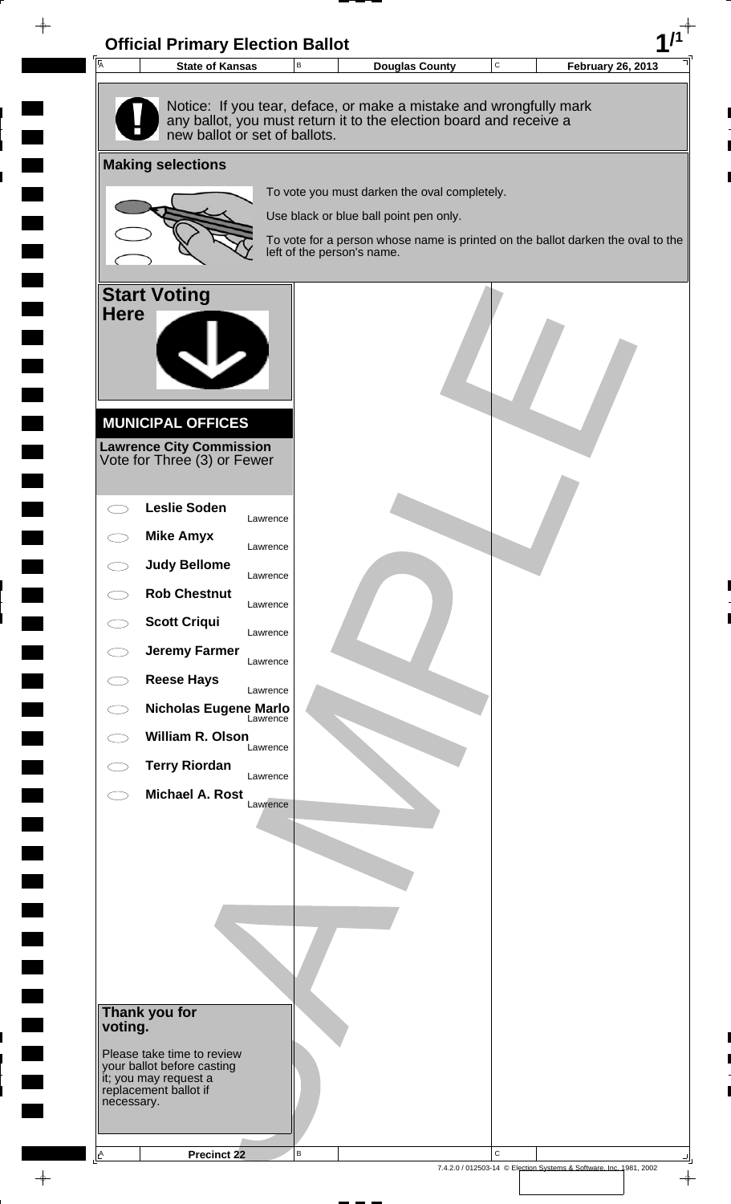# Official Primary Election Ballot

| State of Kansas | Douglas County | February 26, 2013 |
| --- | --- | --- |

Notice: If you tear, deface, or make a mistake and wrongfully mark any ballot, you must return it to the election board and receive a new ballot or set of ballots.

## Making selections

To vote you must darken the oval completely.

Use black or blue ball point pen only.

To vote for a person whose name is printed on the ballot darken the oval to the left of the person's name.

## Start Voting Here

### MUNICIPAL OFFICES

**Lawrence City Commission**
Vote for Three (3) or Fewer

- **Leslie Soden** Lawrence
- **Mike Amyx** Lawrence
- **Judy Bellome** Lawrence
- **Rob Chestnut** Lawrence
- **Scott Criqui** Lawrence
- **Jeremy Farmer** Lawrence
- **Reese Hays** Lawrence
- **Nicholas Eugene Marlo** Lawrence
- **William R. Olson** Lawrence
- **Terry Riordan** Lawrence
- **Michael A. Rost** Lawrence

**Thank you for voting.**

Please take time to review your ballot before casting it; you may request a replacement ballot if necessary.

Precinct 22

SAMPLE

7.4.2.0 / 012503-14 © Election Systems & Software, Inc. 1981, 2002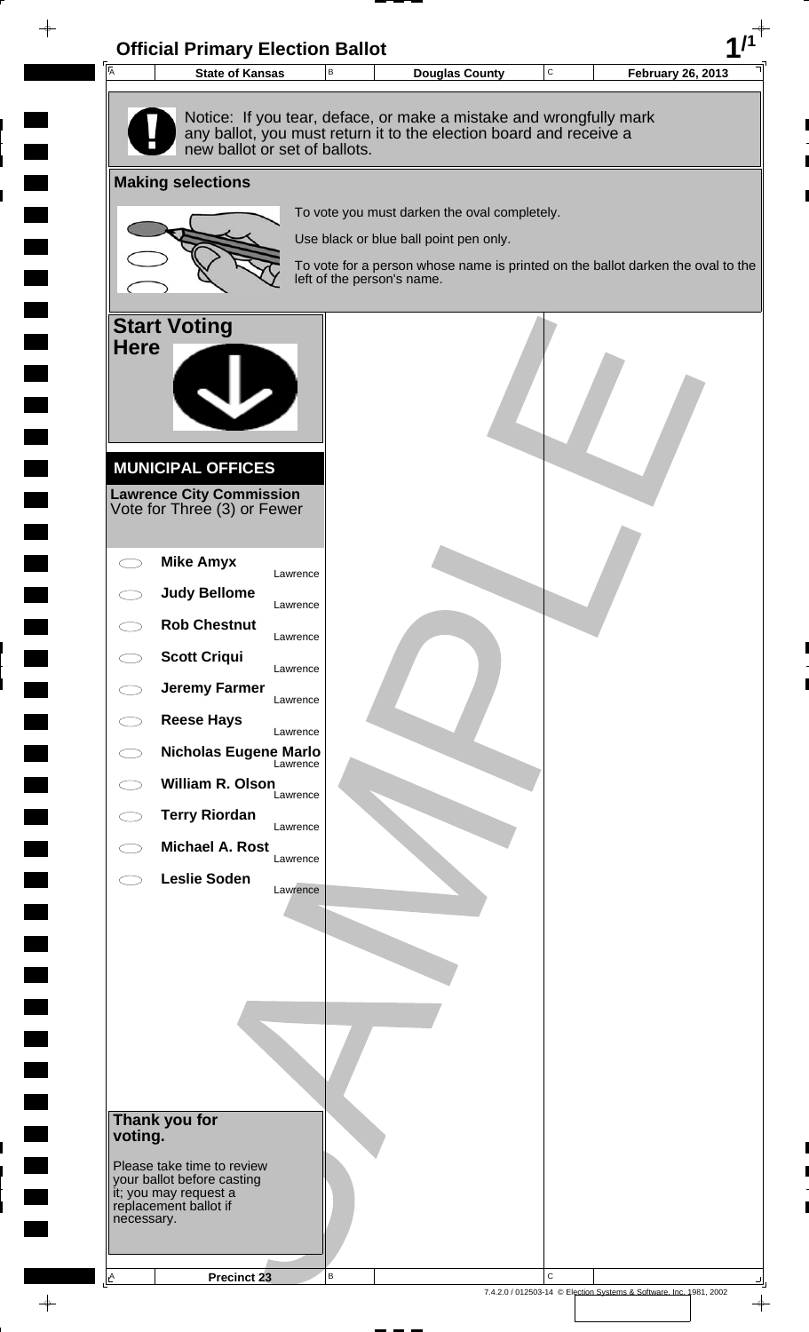# Official Primary Election Ballot

| State of Kansas | Douglas County | February 26, 2013 |
|---|---|---|

Notice: If you tear, deface, or make a mistake and wrongfully mark any ballot, you must return it to the election board and receive a new ballot or set of ballots.

## Making selections

To vote you must darken the oval completely.

Use black or blue ball point pen only.

To vote for a person whose name is printed on the ballot darken the oval to the left of the person's name.

## Start Voting Here

## MUNICIPAL OFFICES

**Lawrence City Commission**
Vote for Three (3) or Fewer

- **Mike Amyx** Lawrence
- **Judy Bellome** Lawrence
- **Rob Chestnut** Lawrence
- **Scott Criqui** Lawrence
- **Jeremy Farmer** Lawrence
- **Reese Hays** Lawrence
- **Nicholas Eugene Marlo** Lawrence
- **William R. Olson** Lawrence
- **Terry Riordan** Lawrence
- **Michael A. Rost** Lawrence
- **Leslie Soden** Lawrence

## Thank you for voting.

Please take time to review your ballot before casting it; you may request a replacement ballot if necessary.

**Precinct 23**

SAMPLE

7.4.2.0 / 012503-14 © Election Systems & Software, Inc. 1981, 2002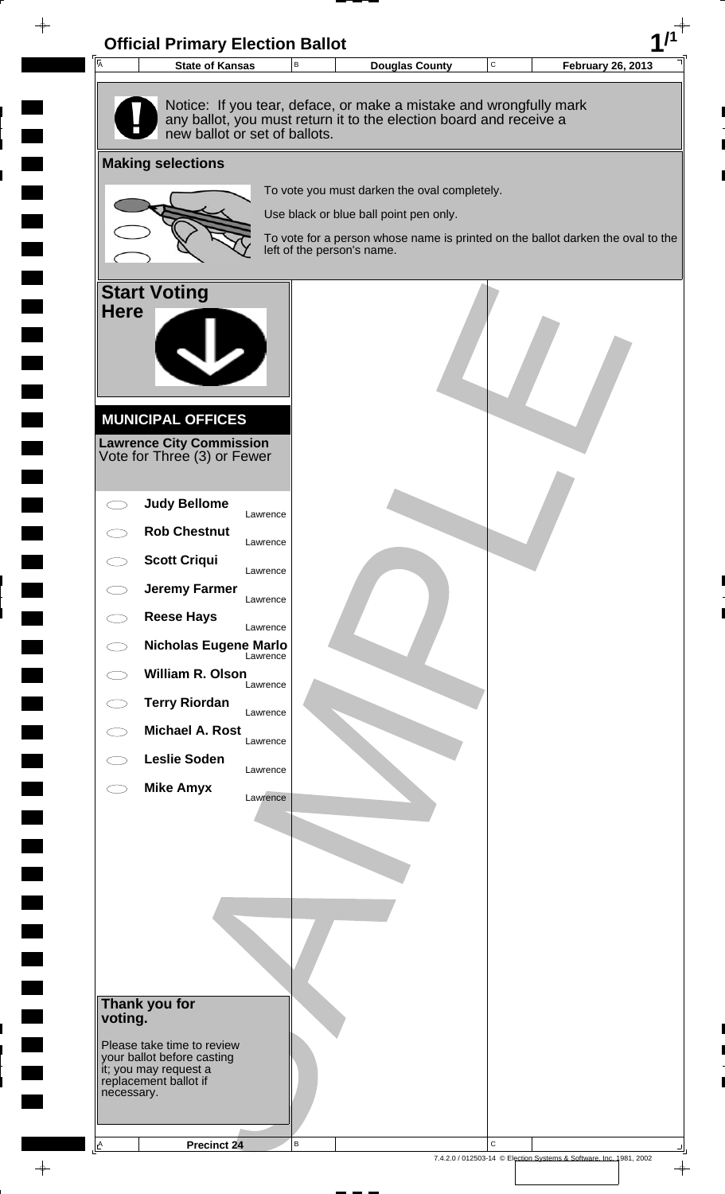# Official Primary Election Ballot

| State of Kansas | Douglas County | February 26, 2013 |
|---|---|---|

Notice: If you tear, deface, or make a mistake and wrongfully mark any ballot, you must return it to the election board and receive a new ballot or set of ballots.

## Making selections

To vote you must darken the oval completely.

Use black or blue ball point pen only.

To vote for a person whose name is printed on the ballot darken the oval to the left of the person's name.

## Start Voting Here

### MUNICIPAL OFFICES

**Lawrence City Commission**
Vote for Three (3) or Fewer

- **Judy Bellome** — Lawrence
- **Rob Chestnut** — Lawrence
- **Scott Criqui** — Lawrence
- **Jeremy Farmer** — Lawrence
- **Reese Hays** — Lawrence
- **Nicholas Eugene Marlo** — Lawrence
- **William R. Olson** — Lawrence
- **Terry Riordan** — Lawrence
- **Michael A. Rost** — Lawrence
- **Leslie Soden** — Lawrence
- **Mike Amyx** — Lawrence

**Thank you for voting.**

Please take time to review your ballot before casting it; you may request a replacement ballot if necessary.

Precinct 24

7.4.2.0 / 012503-14 © Election Systems & Software, Inc. 1981, 2002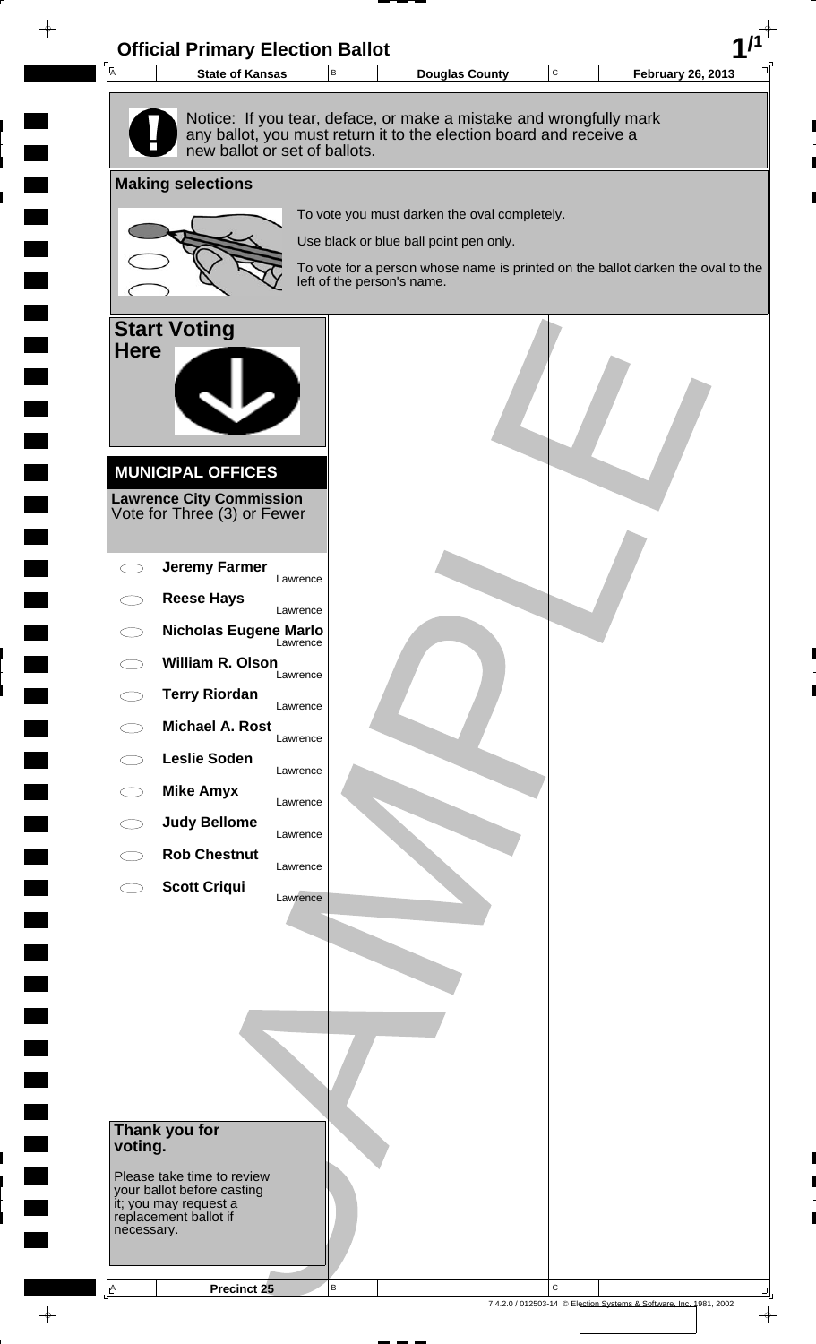# Official Primary Election Ballot

| State of Kansas | Douglas County | February 26, 2013 |
|---|---|---|

**Notice:** If you tear, deface, or make a mistake and wrongfully mark any ballot, you must return it to the election board and receive a new ballot or set of ballots.

## Making selections

To vote you must darken the oval completely.

Use black or blue ball point pen only.

To vote for a person whose name is printed on the ballot darken the oval to the left of the person's name.

## Start Voting Here

## MUNICIPAL OFFICES

**Lawrence City Commission**
Vote for Three (3) or Fewer

- ⬭ **Jeremy Farmer** — Lawrence
- ⬭ **Reese Hays** — Lawrence
- ⬭ **Nicholas Eugene Marlo** — Lawrence
- ⬭ **William R. Olson** — Lawrence
- ⬭ **Terry Riordan** — Lawrence
- ⬭ **Michael A. Rost** — Lawrence
- ⬭ **Leslie Soden** — Lawrence
- ⬭ **Mike Amyx** — Lawrence
- ⬭ **Judy Bellome** — Lawrence
- ⬭ **Rob Chestnut** — Lawrence
- ⬭ **Scott Criqui** — Lawrence

**Thank you for voting.**

Please take time to review your ballot before casting it; you may request a replacement ballot if necessary.

SAMPLE

**Precinct 25**

7.4.2.0 / 012503-14 © Election Systems & Software, Inc. 1981, 2002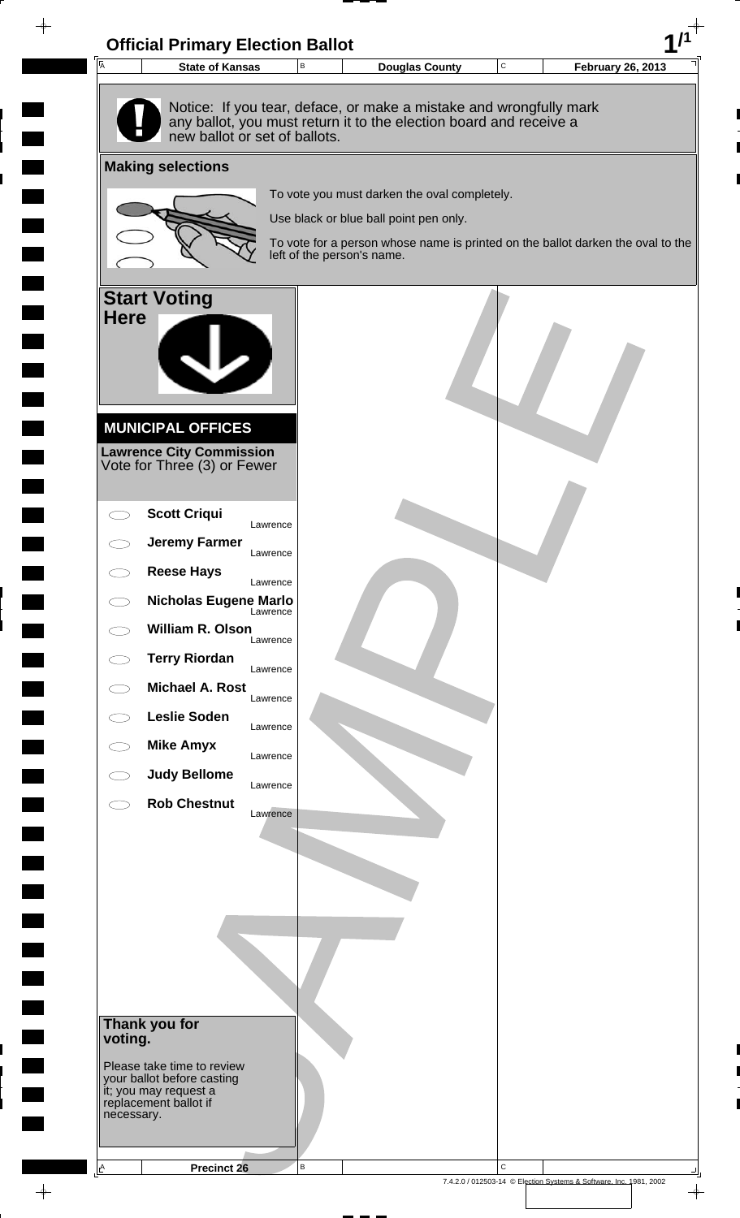# Official Primary Election Ballot

| State of Kansas | Douglas County | February 26, 2013 |
| --- | --- | --- |

Notice: If you tear, deface, or make a mistake and wrongfully mark any ballot, you must return it to the election board and receive a new ballot or set of ballots.

## Making selections

To vote you must darken the oval completely.

Use black or blue ball point pen only.

To vote for a person whose name is printed on the ballot darken the oval to the left of the person's name.

## Start Voting Here

### MUNICIPAL OFFICES

**Lawrence City Commission**
Vote for Three (3) or Fewer

- **Scott Criqui** — Lawrence
- **Jeremy Farmer** — Lawrence
- **Reese Hays** — Lawrence
- **Nicholas Eugene Marlo** — Lawrence
- **William R. Olson** — Lawrence
- **Terry Riordan** — Lawrence
- **Michael A. Rost** — Lawrence
- **Leslie Soden** — Lawrence
- **Mike Amyx** — Lawrence
- **Judy Bellome** — Lawrence
- **Rob Chestnut** — Lawrence

**Thank you for voting.**

Please take time to review your ballot before casting it; you may request a replacement ballot if necessary.

SAMPLE

Precinct 26

7.4.2.0 / 012503-14 © Election Systems & Software, Inc. 1981, 2002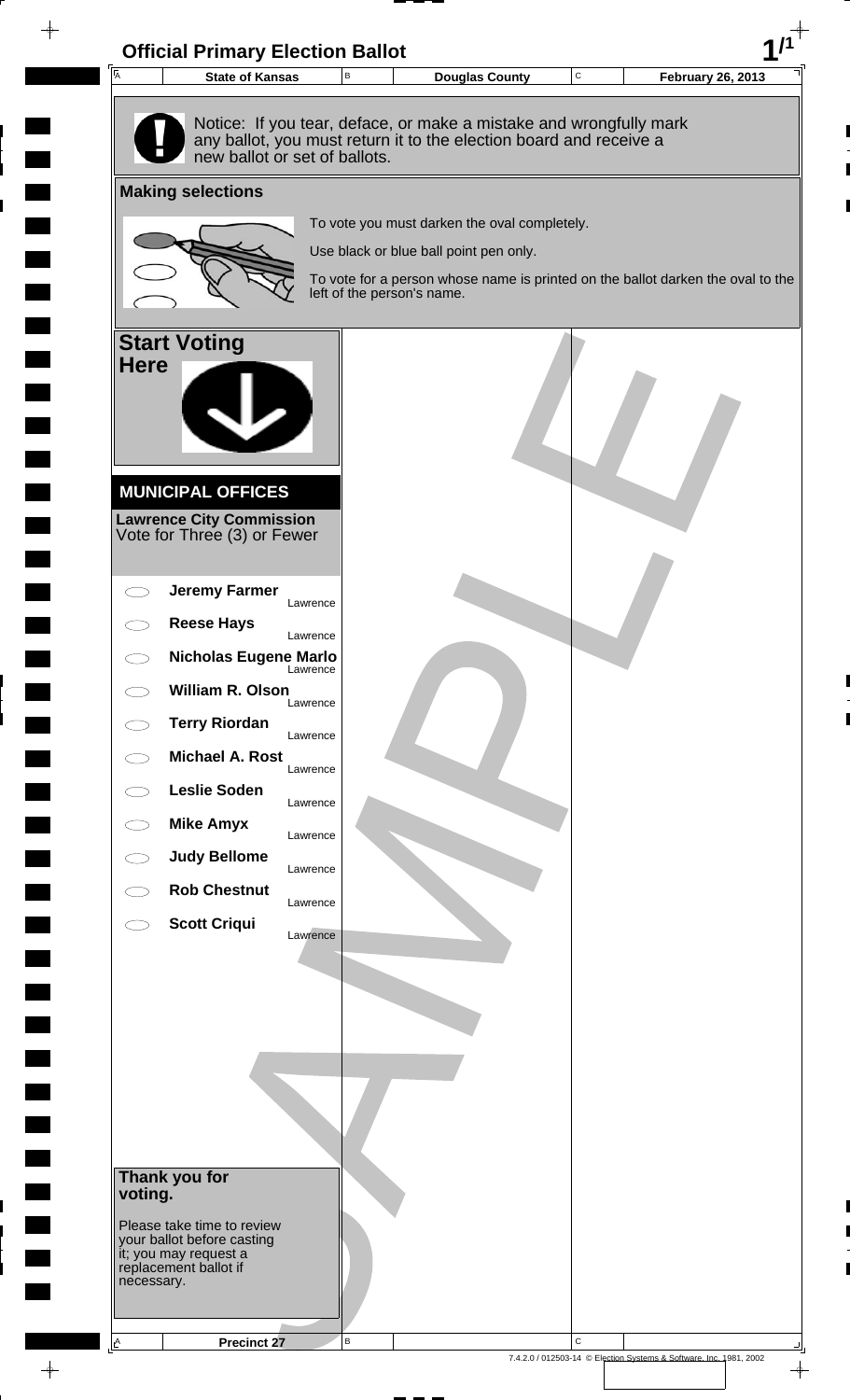# Official Primary Election Ballot

| State of Kansas | Douglas County | February 26, 2013 |
|---|---|---|

Notice: If you tear, deface, or make a mistake and wrongfully mark any ballot, you must return it to the election board and receive a new ballot or set of ballots.

## Making selections

To vote you must darken the oval completely.

Use black or blue ball point pen only.

To vote for a person whose name is printed on the ballot darken the oval to the left of the person's name.

## Start Voting Here

### MUNICIPAL OFFICES

**Lawrence City Commission**
Vote for Three (3) or Fewer

- **Jeremy Farmer** — Lawrence
- **Reese Hays** — Lawrence
- **Nicholas Eugene Marlo** — Lawrence
- **William R. Olson** — Lawrence
- **Terry Riordan** — Lawrence
- **Michael A. Rost** — Lawrence
- **Leslie Soden** — Lawrence
- **Mike Amyx** — Lawrence
- **Judy Bellome** — Lawrence
- **Rob Chestnut** — Lawrence
- **Scott Criqui** — Lawrence

**Thank you for voting.**

Please take time to review your ballot before casting it; you may request a replacement ballot if necessary.

SAMPLE

Precinct 27

7.4.2.0 / 012503-14 © Election Systems & Software, Inc. 1981, 2002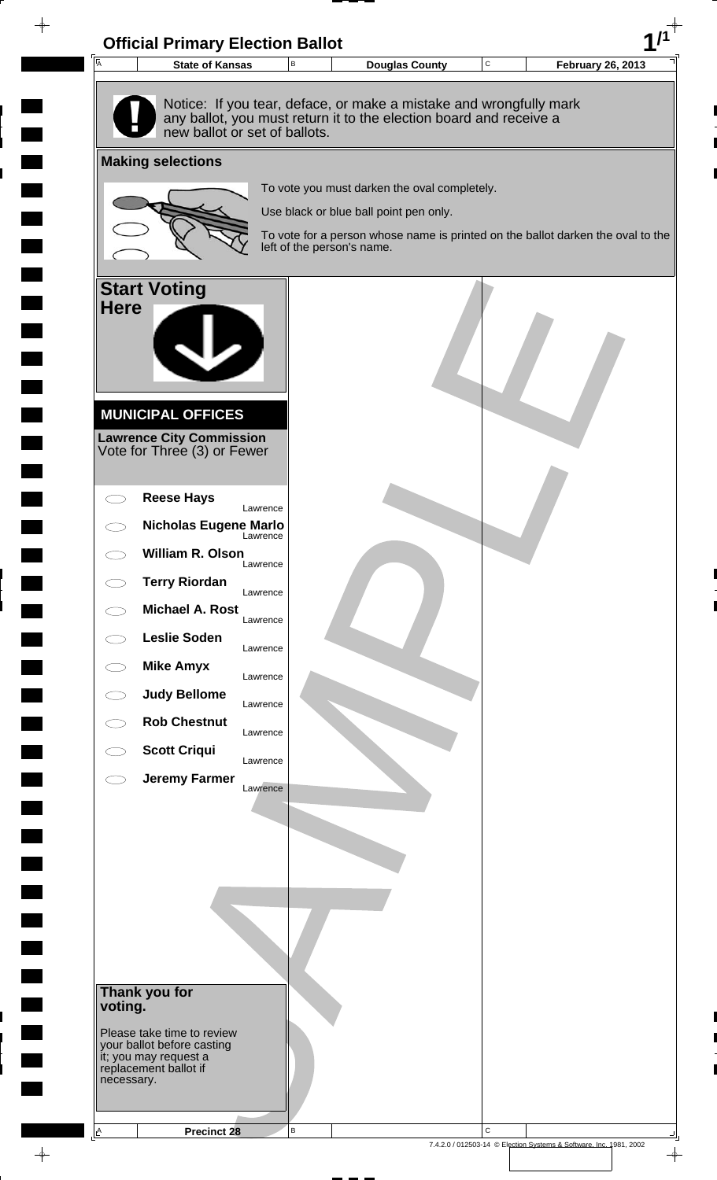# Official Primary Election Ballot

| State of Kansas | Douglas County | February 26, 2013 |
| --- | --- | --- |

Notice: If you tear, deface, or make a mistake and wrongfully mark any ballot, you must return it to the election board and receive a new ballot or set of ballots.

## Making selections

To vote you must darken the oval completely.

Use black or blue ball point pen only.

To vote for a person whose name is printed on the ballot darken the oval to the left of the person's name.

## Start Voting Here

### MUNICIPAL OFFICES

**Lawrence City Commission**
Vote for Three (3) or Fewer

- **Reese Hays** — Lawrence
- **Nicholas Eugene Marlo** — Lawrence
- **William R. Olson** — Lawrence
- **Terry Riordan** — Lawrence
- **Michael A. Rost** — Lawrence
- **Leslie Soden** — Lawrence
- **Mike Amyx** — Lawrence
- **Judy Bellome** — Lawrence
- **Rob Chestnut** — Lawrence
- **Scott Criqui** — Lawrence
- **Jeremy Farmer** — Lawrence

**Thank you for voting.**

Please take time to review your ballot before casting it; you may request a replacement ballot if necessary.

SAMPLE

Precinct 28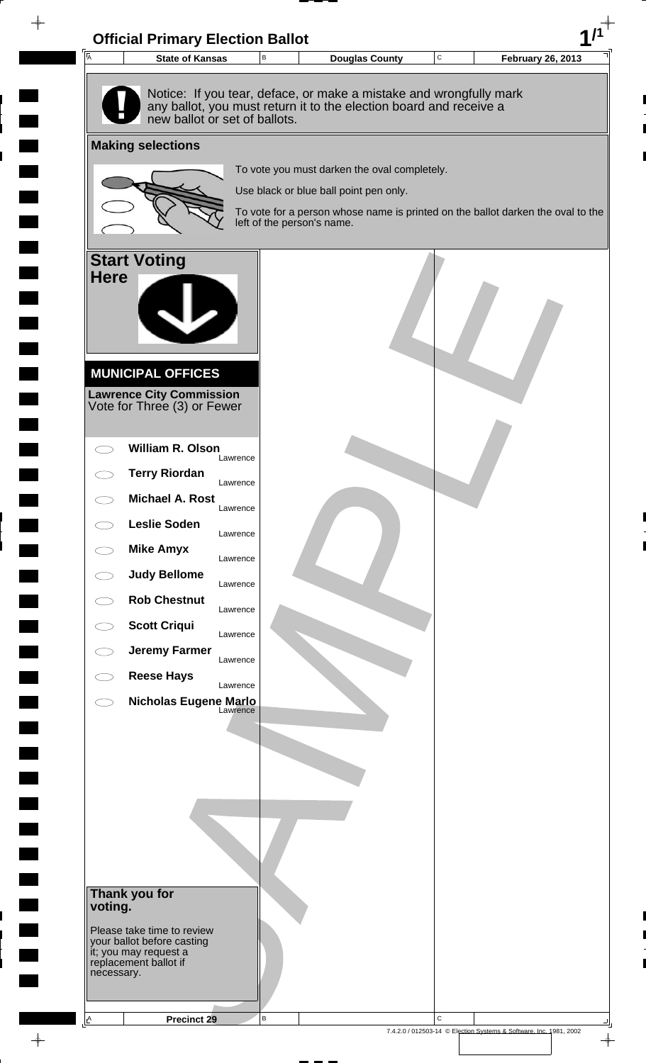# Official Primary Election Ballot

| State of Kansas | Douglas County | February 26, 2013 |
|---|---|---|

**Notice:** If you tear, deface, or make a mistake and wrongfully mark any ballot, you must return it to the election board and receive a new ballot or set of ballots.

## Making selections

To vote you must darken the oval completely.

Use black or blue ball point pen only.

To vote for a person whose name is printed on the ballot darken the oval to the left of the person's name.

## Start Voting Here

### MUNICIPAL OFFICES

**Lawrence City Commission**
Vote for Three (3) or Fewer

- ⬭ **William R. Olson** — Lawrence
- ⬭ **Terry Riordan** — Lawrence
- ⬭ **Michael A. Rost** — Lawrence
- ⬭ **Leslie Soden** — Lawrence
- ⬭ **Mike Amyx** — Lawrence
- ⬭ **Judy Bellome** — Lawrence
- ⬭ **Rob Chestnut** — Lawrence
- ⬭ **Scott Criqui** — Lawrence
- ⬭ **Jeremy Farmer** — Lawrence
- ⬭ **Reese Hays** — Lawrence
- ⬭ **Nicholas Eugene Marlo** — Lawrence

**Thank you for voting.**

Please take time to review your ballot before casting it; you may request a replacement ballot if necessary.

SAMPLE

**Precinct 29**

7.4.2.0 / 012503-14 © Election Systems & Software, Inc. 1981, 2002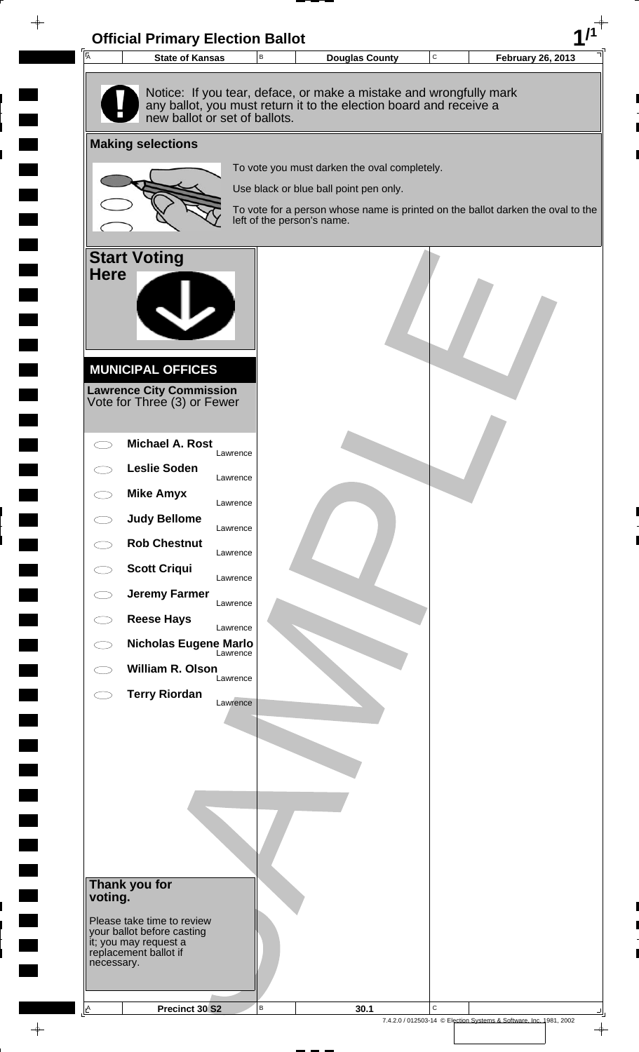# Official Primary Election Ballot

| State of Kansas | Douglas County | February 26, 2013 |
|---|---|---|

Notice: If you tear, deface, or make a mistake and wrongfully mark any ballot, you must return it to the election board and receive a new ballot or set of ballots.

## Making selections

To vote you must darken the oval completely.

Use black or blue ball point pen only.

To vote for a person whose name is printed on the ballot darken the oval to the left of the person's name.

## Start Voting Here

### MUNICIPAL OFFICES

**Lawrence City Commission**
Vote for Three (3) or Fewer

- **Michael A. Rost** — Lawrence
- **Leslie Soden** — Lawrence
- **Mike Amyx** — Lawrence
- **Judy Bellome** — Lawrence
- **Rob Chestnut** — Lawrence
- **Scott Criqui** — Lawrence
- **Jeremy Farmer** — Lawrence
- **Reese Hays** — Lawrence
- **Nicholas Eugene Marlo** — Lawrence
- **William R. Olson** — Lawrence
- **Terry Riordan** — Lawrence

**Thank you for voting.**

Please take time to review your ballot before casting it; you may request a replacement ballot if necessary.

| Precinct 30 S2 | 30.1 | |
|---|---|---|

7.4.2.0 / 012503-14 © Election Systems & Software, Inc. 1981, 2002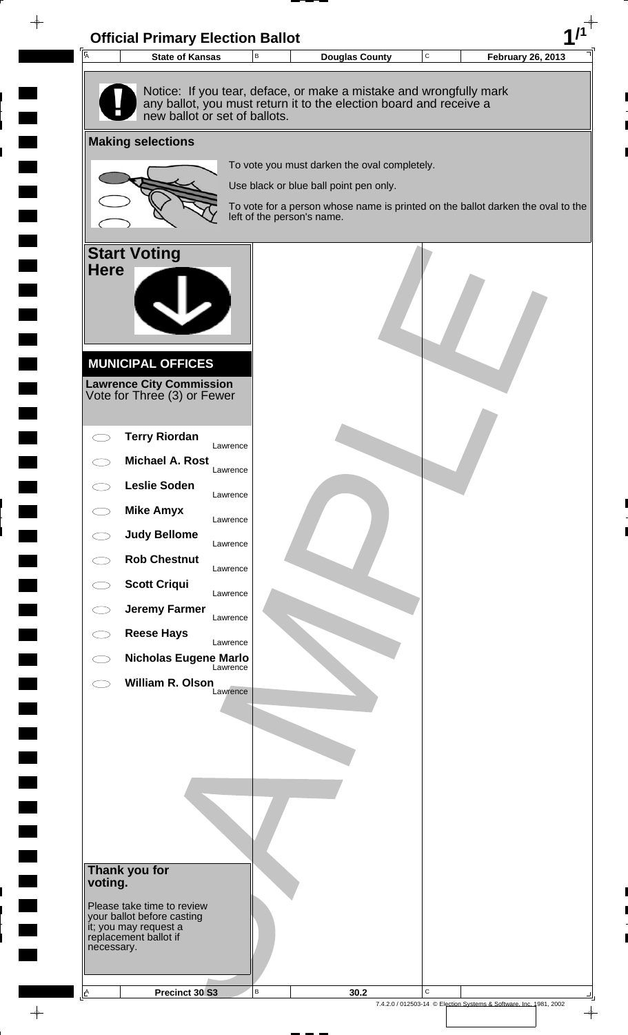# Official Primary Election Ballot

| State of Kansas | Douglas County | February 26, 2013 |
| --- | --- | --- |

Notice: If you tear, deface, or make a mistake and wrongfully mark any ballot, you must return it to the election board and receive a new ballot or set of ballots.

## Making selections

To vote you must darken the oval completely.

Use black or blue ball point pen only.

To vote for a person whose name is printed on the ballot darken the oval to the left of the person's name.

## Start Voting Here

### MUNICIPAL OFFICES

**Lawrence City Commission**
Vote for Three (3) or Fewer

- **Terry Riordan** — Lawrence
- **Michael A. Rost** — Lawrence
- **Leslie Soden** — Lawrence
- **Mike Amyx** — Lawrence
- **Judy Bellome** — Lawrence
- **Rob Chestnut** — Lawrence
- **Scott Criqui** — Lawrence
- **Jeremy Farmer** — Lawrence
- **Reese Hays** — Lawrence
- **Nicholas Eugene Marlo** — Lawrence
- **William R. Olson** — Lawrence

**Thank you for voting.**

Please take time to review your ballot before casting it; you may request a replacement ballot if necessary.

| Precinct 30 S3 | 30.2 |
| --- | --- |

7.4.2.0 / 012503-14 © Election Systems & Software, Inc. 1981, 2002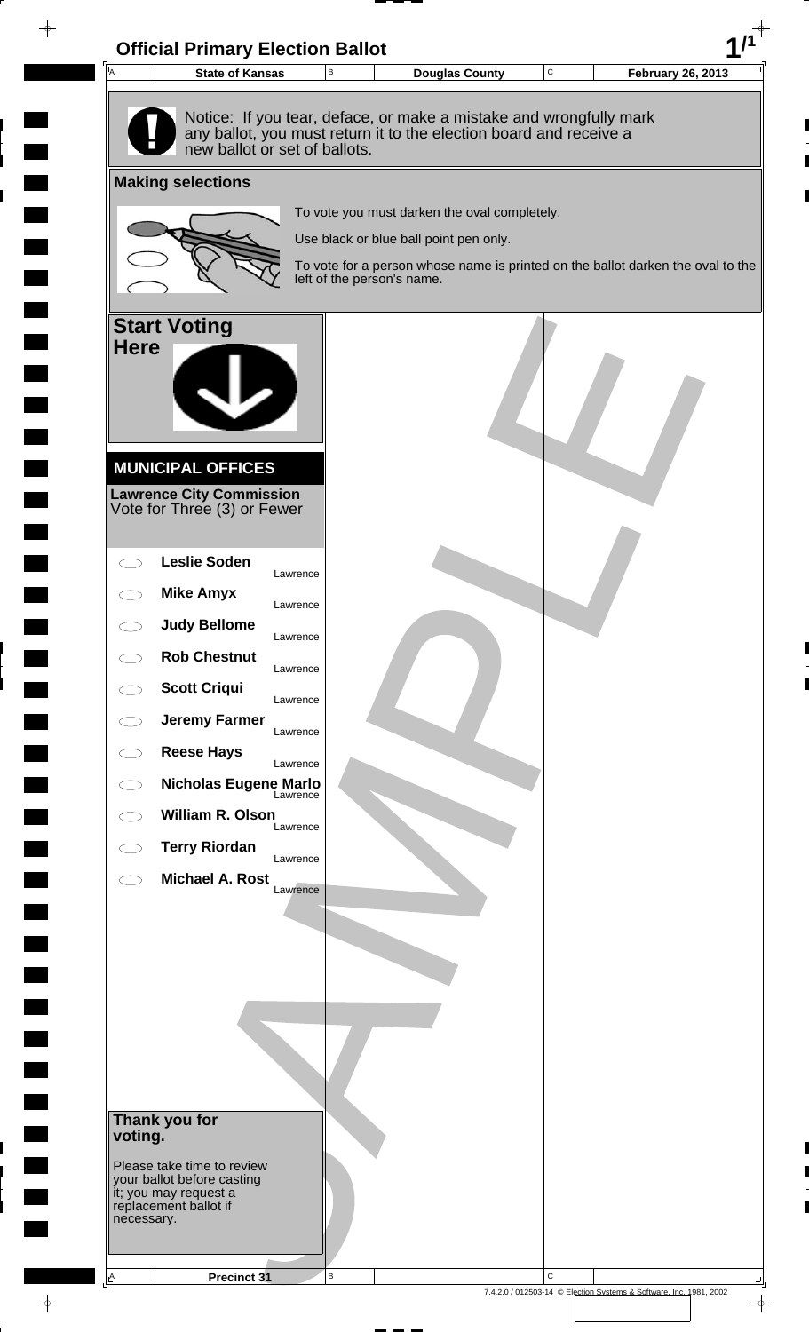# Official Primary Election Ballot

| State of Kansas | Douglas County | February 26, 2013 |
| --- | --- | --- |

Notice: If you tear, deface, or make a mistake and wrongfully mark any ballot, you must return it to the election board and receive a new ballot or set of ballots.

## Making selections

To vote you must darken the oval completely.

Use black or blue ball point pen only.

To vote for a person whose name is printed on the ballot darken the oval to the left of the person's name.

## Start Voting Here

### MUNICIPAL OFFICES

**Lawrence City Commission**
Vote for Three (3) or Fewer

- **Leslie Soden** — Lawrence
- **Mike Amyx** — Lawrence
- **Judy Bellome** — Lawrence
- **Rob Chestnut** — Lawrence
- **Scott Criqui** — Lawrence
- **Jeremy Farmer** — Lawrence
- **Reese Hays** — Lawrence
- **Nicholas Eugene Marlo** — Lawrence
- **William R. Olson** — Lawrence
- **Terry Riordan** — Lawrence
- **Michael A. Rost** — Lawrence

**Thank you for voting.**

Please take time to review your ballot before casting it; you may request a replacement ballot if necessary.

SAMPLE

Precinct 31

7.4.2.0 / 012503-14 © Election Systems & Software, Inc. 1981, 2002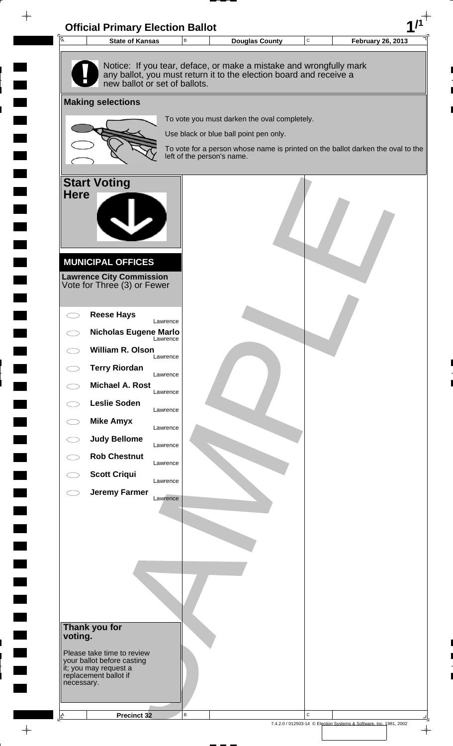# Official Primary Election Ballot

| State of Kansas | Douglas County | February 26, 2013 |
|---|---|---|

Notice: If you tear, deface, or make a mistake and wrongfully mark any ballot, you must return it to the election board and receive a new ballot or set of ballots.

## Making selections

To vote you must darken the oval completely.

Use black or blue ball point pen only.

To vote for a person whose name is printed on the ballot darken the oval to the left of the person's name.

## Start Voting Here

### MUNICIPAL OFFICES

**Lawrence City Commission**
Vote for Three (3) or Fewer

- **Reese Hays** Lawrence
- **Nicholas Eugene Marlo** Lawrence
- **William R. Olson** Lawrence
- **Terry Riordan** Lawrence
- **Michael A. Rost** Lawrence
- **Leslie Soden** Lawrence
- **Mike Amyx** Lawrence
- **Judy Bellome** Lawrence
- **Rob Chestnut** Lawrence
- **Scott Criqui** Lawrence
- **Jeremy Farmer** Lawrence

**Thank you for voting.**

Please take time to review your ballot before casting it; you may request a replacement ballot if necessary.

SAMPLE

Precinct 32

7.4.2.0 / 012503-14 © Election Systems & Software, Inc. 1981, 2002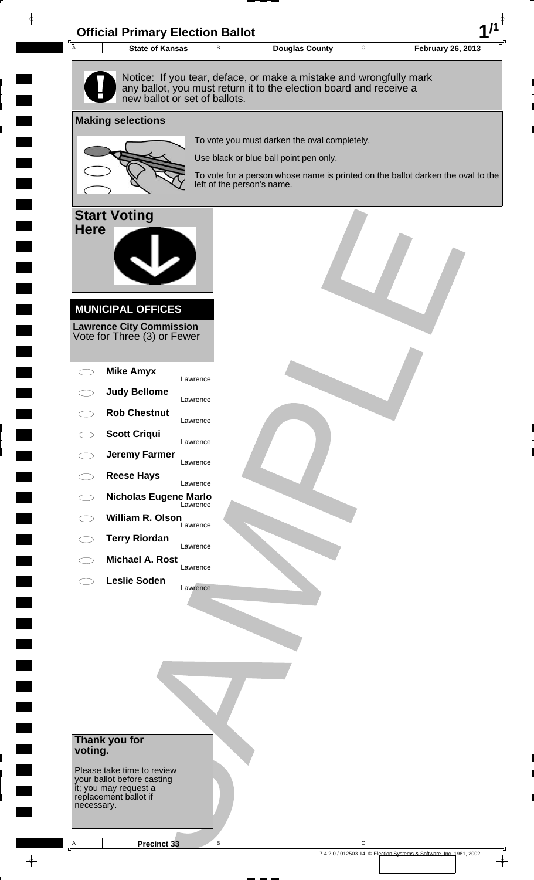# Official Primary Election Ballot

| A State of Kansas | B Douglas County | C February 26, 2013 |
|---|---|---|

Notice: If you tear, deface, or make a mistake and wrongfully mark any ballot, you must return it to the election board and receive a new ballot or set of ballots.

## Making selections

To vote you must darken the oval completely.

Use black or blue ball point pen only.

To vote for a person whose name is printed on the ballot darken the oval to the left of the person's name.

## Start Voting Here

### MUNICIPAL OFFICES

**Lawrence City Commission**
Vote for Three (3) or Fewer

- ⬭ **Mike Amyx** Lawrence
- ⬭ **Judy Bellome** Lawrence
- ⬭ **Rob Chestnut** Lawrence
- ⬭ **Scott Criqui** Lawrence
- ⬭ **Jeremy Farmer** Lawrence
- ⬭ **Reese Hays** Lawrence
- ⬭ **Nicholas Eugene Marlo** Lawrence
- ⬭ **William R. Olson** Lawrence
- ⬭ **Terry Riordan** Lawrence
- ⬭ **Michael A. Rost** Lawrence
- ⬭ **Leslie Soden** Lawrence

**Thank you for voting.**

Please take time to review your ballot before casting it; you may request a replacement ballot if necessary.

SAMPLE

| A Precinct 33 | B | C |
|---|---|---|

7.4.2.0 / 012503-14 © Election Systems & Software, Inc. 1981, 2002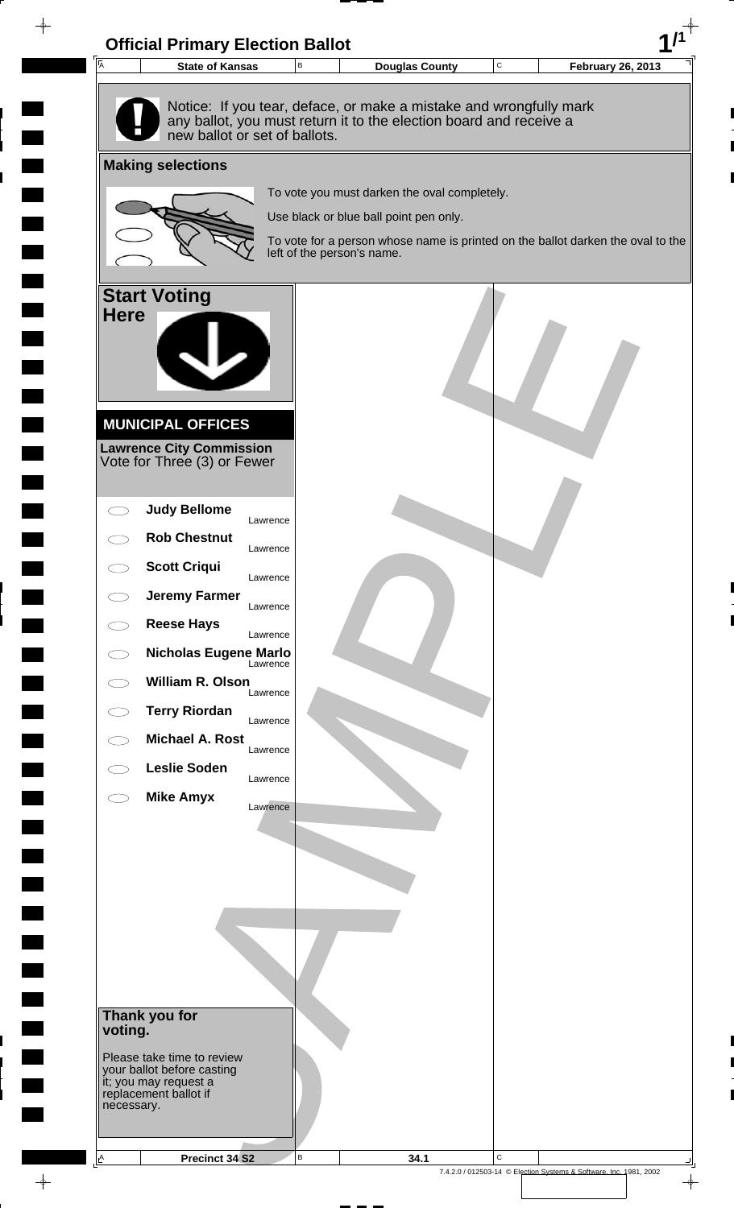# Official Primary Election Ballot

| A State of Kansas | B Douglas County | C February 26, 2013 |
|---|---|---|

Notice: If you tear, deface, or make a mistake and wrongfully mark any ballot, you must return it to the election board and receive a new ballot or set of ballots.

## Making selections

To vote you must darken the oval completely.

Use black or blue ball point pen only.

To vote for a person whose name is printed on the ballot darken the oval to the left of the person's name.

## Start Voting Here

### MUNICIPAL OFFICES

**Lawrence City Commission**
Vote for Three (3) or Fewer

- ◯ **Judy Bellome** Lawrence
- ◯ **Rob Chestnut** Lawrence
- ◯ **Scott Criqui** Lawrence
- ◯ **Jeremy Farmer** Lawrence
- ◯ **Reese Hays** Lawrence
- ◯ **Nicholas Eugene Marlo** Lawrence
- ◯ **William R. Olson** Lawrence
- ◯ **Terry Riordan** Lawrence
- ◯ **Michael A. Rost** Lawrence
- ◯ **Leslie Soden** Lawrence
- ◯ **Mike Amyx** Lawrence

**Thank you for voting.**

Please take time to review your ballot before casting it; you may request a replacement ballot if necessary.

SAMPLE

| A Precinct 34 S2 | B 34.1 | C |
|---|---|---|

7.4.2.0 / 012503-14 © Election Systems & Software, Inc. 1981, 2002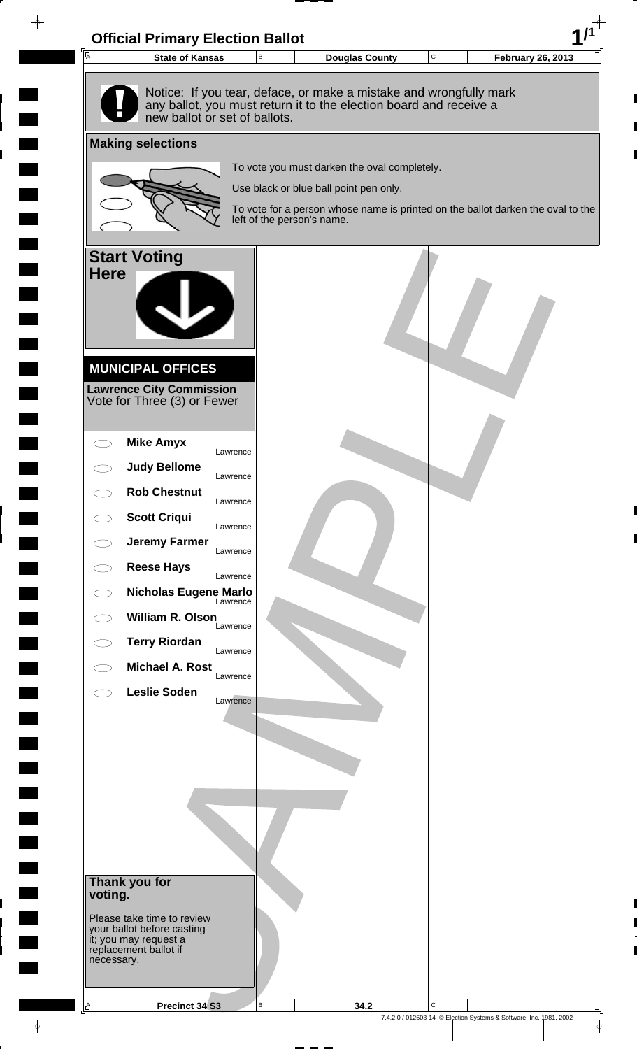# Official Primary Election Ballot

| State of Kansas | Douglas County | February 26, 2013 |
| --- | --- | --- |

Notice: If you tear, deface, or make a mistake and wrongfully mark any ballot, you must return it to the election board and receive a new ballot or set of ballots.

## Making selections

To vote you must darken the oval completely.

Use black or blue ball point pen only.

To vote for a person whose name is printed on the ballot darken the oval to the left of the person's name.

## Start Voting Here

### MUNICIPAL OFFICES

**Lawrence City Commission**
Vote for Three (3) or Fewer

- **Mike Amyx** — Lawrence
- **Judy Bellome** — Lawrence
- **Rob Chestnut** — Lawrence
- **Scott Criqui** — Lawrence
- **Jeremy Farmer** — Lawrence
- **Reese Hays** — Lawrence
- **Nicholas Eugene Marlo** — Lawrence
- **William R. Olson** — Lawrence
- **Terry Riordan** — Lawrence
- **Michael A. Rost** — Lawrence
- **Leslie Soden** — Lawrence

**Thank you for voting.**

Please take time to review your ballot before casting it; you may request a replacement ballot if necessary.

SAMPLE

| Precinct 34 S3 | 34.2 |
| --- | --- |

7.4.2.0 / 012503-14 © Election Systems & Software, Inc. 1981, 2002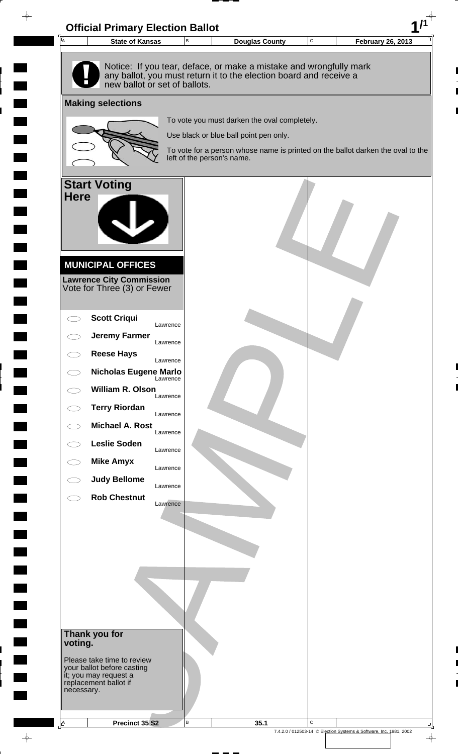# Official Primary Election Ballot

| State of Kansas | Douglas County | February 26, 2013 |
|---|---|---|

Notice: If you tear, deface, or make a mistake and wrongfully mark any ballot, you must return it to the election board and receive a new ballot or set of ballots.

## Making selections

To vote you must darken the oval completely.

Use black or blue ball point pen only.

To vote for a person whose name is printed on the ballot darken the oval to the left of the person's name.

## Start Voting Here

### MUNICIPAL OFFICES

**Lawrence City Commission**
Vote for Three (3) or Fewer

- **Scott Criqui** — Lawrence
- **Jeremy Farmer** — Lawrence
- **Reese Hays** — Lawrence
- **Nicholas Eugene Marlo** — Lawrence
- **William R. Olson** — Lawrence
- **Terry Riordan** — Lawrence
- **Michael A. Rost** — Lawrence
- **Leslie Soden** — Lawrence
- **Mike Amyx** — Lawrence
- **Judy Bellome** — Lawrence
- **Rob Chestnut** — Lawrence

**Thank you for voting.**

Please take time to review your ballot before casting it; you may request a replacement ballot if necessary.

SAMPLE

| Precinct 35 S2 | 35.1 | |
|---|---|---|

7.4.2.0 / 012503-14 © Election Systems & Software, Inc. 1981, 2002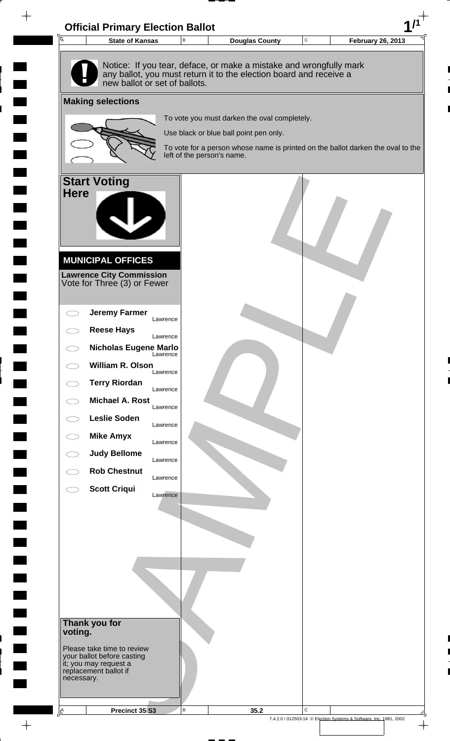# Official Primary Election Ballot

| State of Kansas | Douglas County | February 26, 2013 |
|---|---|---|

Notice: If you tear, deface, or make a mistake and wrongfully mark any ballot, you must return it to the election board and receive a new ballot or set of ballots.

## Making selections

To vote you must darken the oval completely.

Use black or blue ball point pen only.

To vote for a person whose name is printed on the ballot darken the oval to the left of the person's name.

## Start Voting Here

### MUNICIPAL OFFICES

**Lawrence City Commission**
Vote for Three (3) or Fewer

- ◯ **Jeremy Farmer** Lawrence
- ◯ **Reese Hays** Lawrence
- ◯ **Nicholas Eugene Marlo** Lawrence
- ◯ **William R. Olson** Lawrence
- ◯ **Terry Riordan** Lawrence
- ◯ **Michael A. Rost** Lawrence
- ◯ **Leslie Soden** Lawrence
- ◯ **Mike Amyx** Lawrence
- ◯ **Judy Bellome** Lawrence
- ◯ **Rob Chestnut** Lawrence
- ◯ **Scott Criqui** Lawrence

**Thank you for voting.**

Please take time to review your ballot before casting it; you may request a replacement ballot if necessary.

| Precinct 35 S3 | 35.2 | |
|---|---|---|

7.4.2.0 / 012503-14 © Election Systems & Software, Inc. 1981, 2002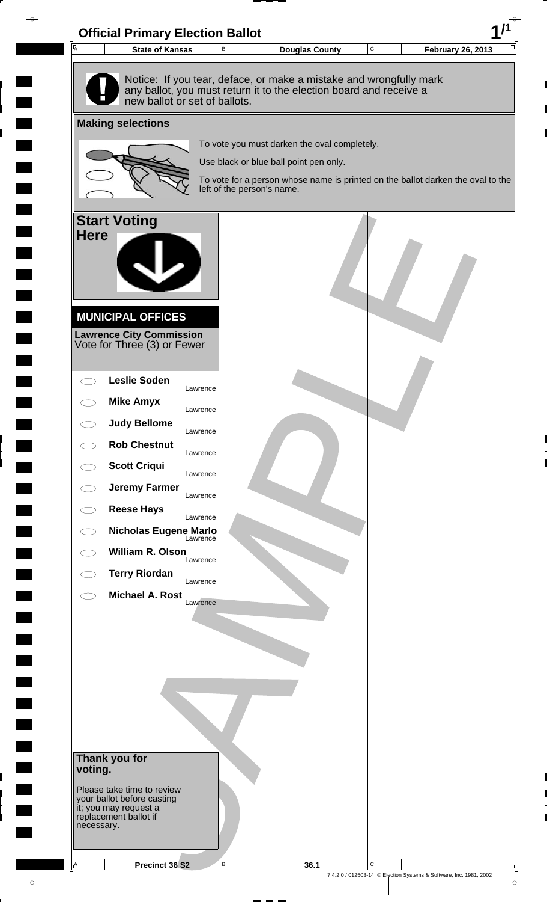# Official Primary Election Ballot

| State of Kansas | Douglas County | February 26, 2013 |
|---|---|---|

Notice: If you tear, deface, or make a mistake and wrongfully mark any ballot, you must return it to the election board and receive a new ballot or set of ballots.

## Making selections

To vote you must darken the oval completely.

Use black or blue ball point pen only.

To vote for a person whose name is printed on the ballot darken the oval to the left of the person's name.

## Start Voting Here

### MUNICIPAL OFFICES

**Lawrence City Commission**
Vote for Three (3) or Fewer

- **Leslie Soden** — Lawrence
- **Mike Amyx** — Lawrence
- **Judy Bellome** — Lawrence
- **Rob Chestnut** — Lawrence
- **Scott Criqui** — Lawrence
- **Jeremy Farmer** — Lawrence
- **Reese Hays** — Lawrence
- **Nicholas Eugene Marlo** — Lawrence
- **William R. Olson** — Lawrence
- **Terry Riordan** — Lawrence
- **Michael A. Rost** — Lawrence

## Thank you for voting.

Please take time to review your ballot before casting it; you may request a replacement ballot if necessary.

SAMPLE

| Precinct 36 S2 | 36.1 |
|---|---|

7.4.2.0 / 012503-14 © Election Systems & Software, Inc. 1981, 2002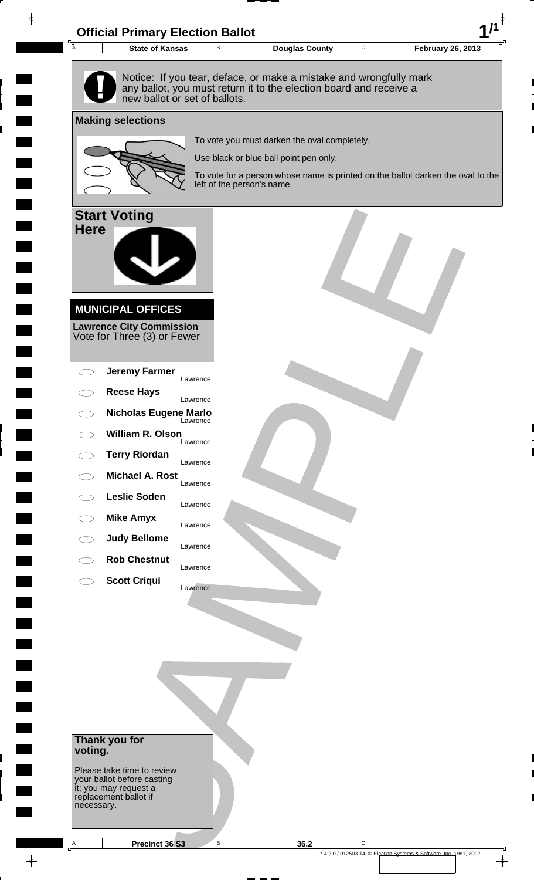# Official Primary Election Ballot

| State of Kansas | Douglas County | February 26, 2013 |
|---|---|---|

Notice: If you tear, deface, or make a mistake and wrongfully mark any ballot, you must return it to the election board and receive a new ballot or set of ballots.

## Making selections

To vote you must darken the oval completely.

Use black or blue ball point pen only.

To vote for a person whose name is printed on the ballot darken the oval to the left of the person's name.

## Start Voting Here

### MUNICIPAL OFFICES

**Lawrence City Commission**
Vote for Three (3) or Fewer

- ◯ **Jeremy Farmer** — Lawrence
- ◯ **Reese Hays** — Lawrence
- ◯ **Nicholas Eugene Marlo** — Lawrence
- ◯ **William R. Olson** — Lawrence
- ◯ **Terry Riordan** — Lawrence
- ◯ **Michael A. Rost** — Lawrence
- ◯ **Leslie Soden** — Lawrence
- ◯ **Mike Amyx** — Lawrence
- ◯ **Judy Bellome** — Lawrence
- ◯ **Rob Chestnut** — Lawrence
- ◯ **Scott Criqui** — Lawrence

**Thank you for voting.**

Please take time to review your ballot before casting it; you may request a replacement ballot if necessary.

SAMPLE

| Precinct 36 S3 | 36.2 |
|---|---|

7.4.2.0 / 012503-14 © Election Systems & Software, Inc. 1981, 2002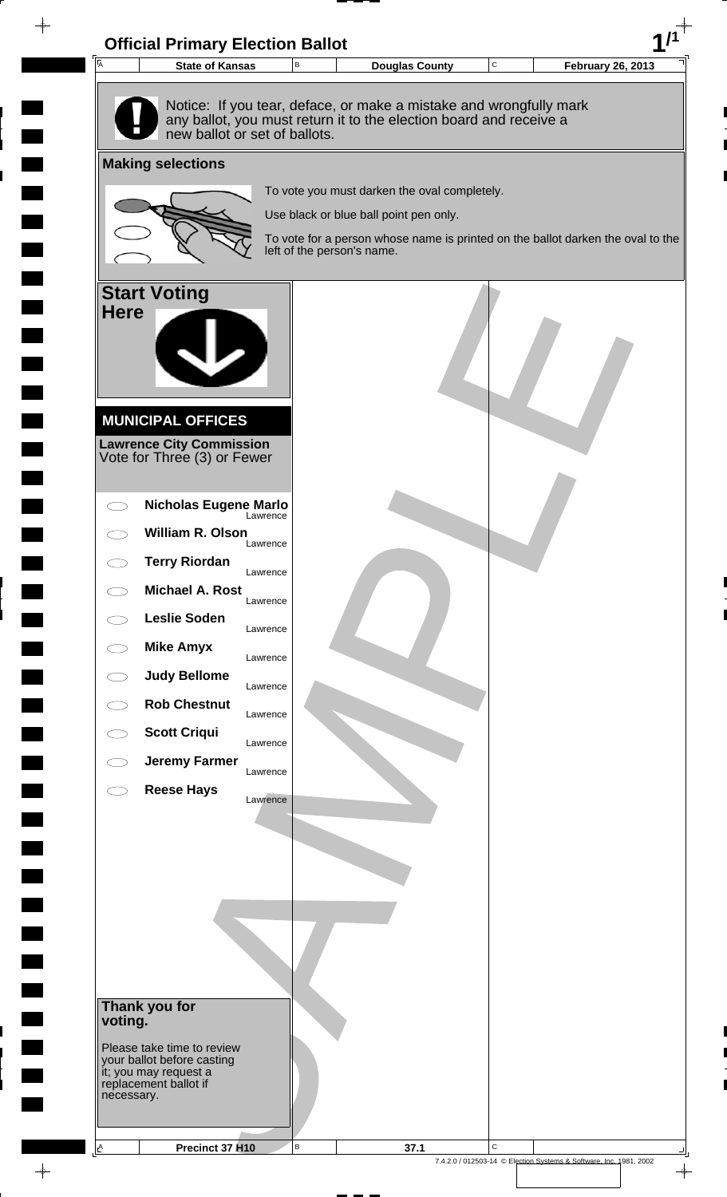# Official Primary Election Ballot

| State of Kansas | Douglas County | February 26, 2013 |
|---|---|---|

Notice: If you tear, deface, or make a mistake and wrongfully mark any ballot, you must return it to the election board and receive a new ballot or set of ballots.

## Making selections

To vote you must darken the oval completely.

Use black or blue ball point pen only.

To vote for a person whose name is printed on the ballot darken the oval to the left of the person's name.

## Start Voting Here

### MUNICIPAL OFFICES

**Lawrence City Commission**
Vote for Three (3) or Fewer

- ⬭ **Nicholas Eugene Marlo** — Lawrence
- ⬭ **William R. Olson** — Lawrence
- ⬭ **Terry Riordan** — Lawrence
- ⬭ **Michael A. Rost** — Lawrence
- ⬭ **Leslie Soden** — Lawrence
- ⬭ **Mike Amyx** — Lawrence
- ⬭ **Judy Bellome** — Lawrence
- ⬭ **Rob Chestnut** — Lawrence
- ⬭ **Scott Criqui** — Lawrence
- ⬭ **Jeremy Farmer** — Lawrence
- ⬭ **Reese Hays** — Lawrence

**Thank you for voting.**

Please take time to review your ballot before casting it; you may request a replacement ballot if necessary.

SAMPLE

| Precinct 37 H10 | 37.1 |
|---|---|

7.4.2.0 / 012503-14 © Election Systems & Software, Inc. 1981, 2002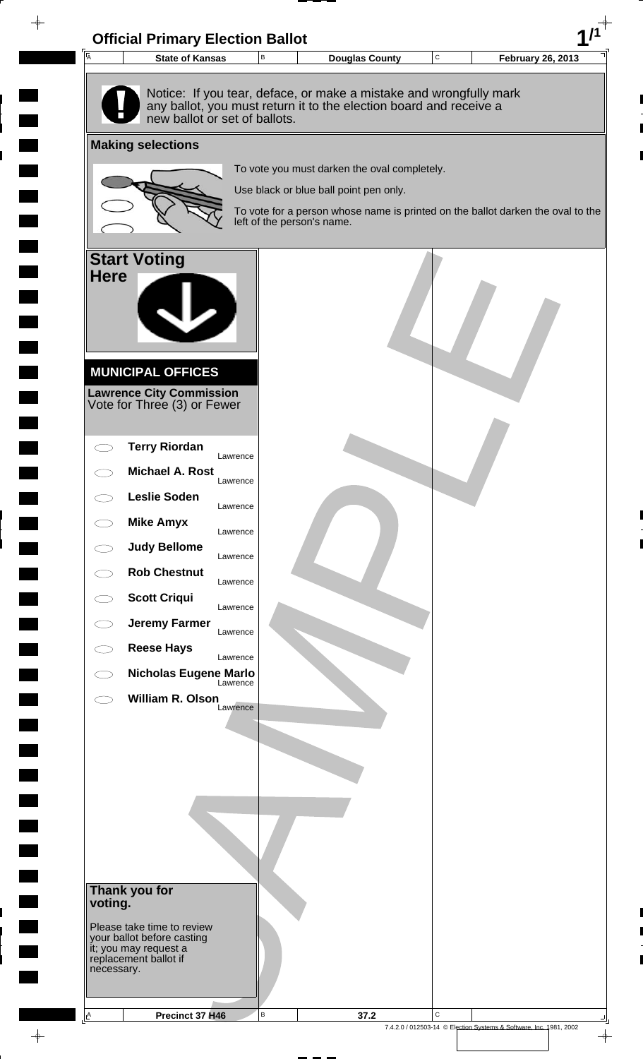# Official Primary Election Ballot

| State of Kansas | Douglas County | February 26, 2013 |
|---|---|---|

Notice: If you tear, deface, or make a mistake and wrongfully mark any ballot, you must return it to the election board and receive a new ballot or set of ballots.

## Making selections

To vote you must darken the oval completely.

Use black or blue ball point pen only.

To vote for a person whose name is printed on the ballot darken the oval to the left of the person's name.

## Start Voting Here

### MUNICIPAL OFFICES

**Lawrence City Commission**
Vote for Three (3) or Fewer

- **Terry Riordan** Lawrence
- **Michael A. Rost** Lawrence
- **Leslie Soden** Lawrence
- **Mike Amyx** Lawrence
- **Judy Bellome** Lawrence
- **Rob Chestnut** Lawrence
- **Scott Criqui** Lawrence
- **Jeremy Farmer** Lawrence
- **Reese Hays** Lawrence
- **Nicholas Eugene Marlo** Lawrence
- **William R. Olson** Lawrence

**Thank you for voting.**

Please take time to review your ballot before casting it; you may request a replacement ballot if necessary.

SAMPLE

| Precinct 37 H46 | 37.2 | |
|---|---|---|

7.4.2.0 / 012503-14 © Election Systems & Software, Inc. 1981, 2002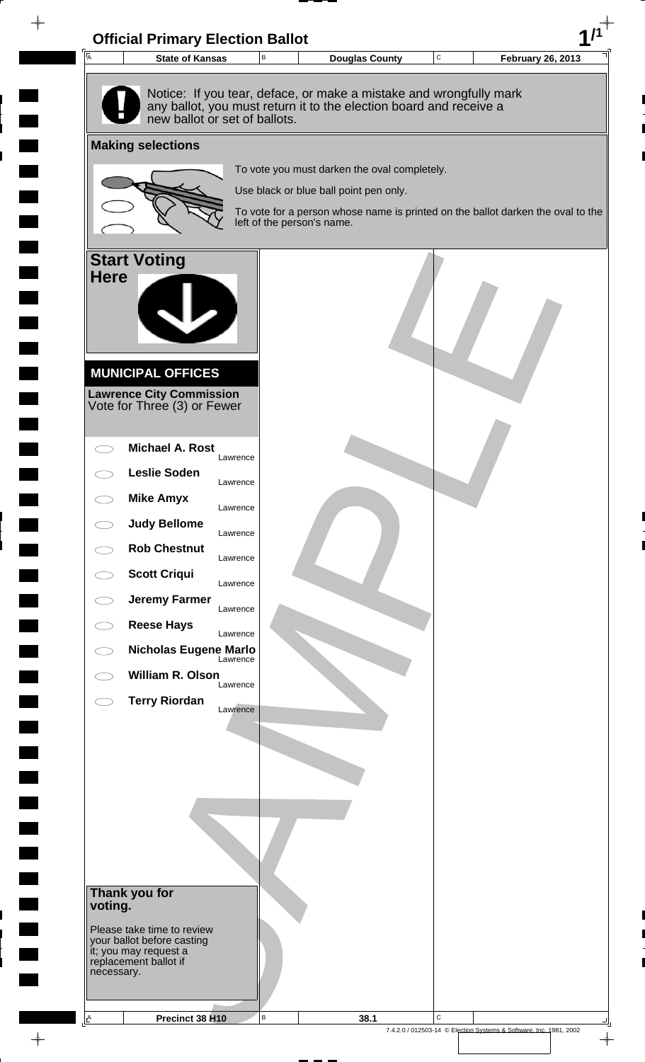# Official Primary Election Ballot

| State of Kansas | Douglas County | February 26, 2013 |
| --- | --- | --- |

Notice: If you tear, deface, or make a mistake and wrongfully mark any ballot, you must return it to the election board and receive a new ballot or set of ballots.

## Making selections

To vote you must darken the oval completely.

Use black or blue ball point pen only.

To vote for a person whose name is printed on the ballot darken the oval to the left of the person's name.

## Start Voting Here

### MUNICIPAL OFFICES

**Lawrence City Commission**
Vote for Three (3) or Fewer

- **Michael A. Rost** — Lawrence
- **Leslie Soden** — Lawrence
- **Mike Amyx** — Lawrence
- **Judy Bellome** — Lawrence
- **Rob Chestnut** — Lawrence
- **Scott Criqui** — Lawrence
- **Jeremy Farmer** — Lawrence
- **Reese Hays** — Lawrence
- **Nicholas Eugene Marlo** — Lawrence
- **William R. Olson** — Lawrence
- **Terry Riordan** — Lawrence

**Thank you for voting.**

Please take time to review your ballot before casting it; you may request a replacement ballot if necessary.

SAMPLE

Precinct 38 H10 | 38.1

7.4.2.0 / 012503-14 © Election Systems & Software, Inc. 1981, 2002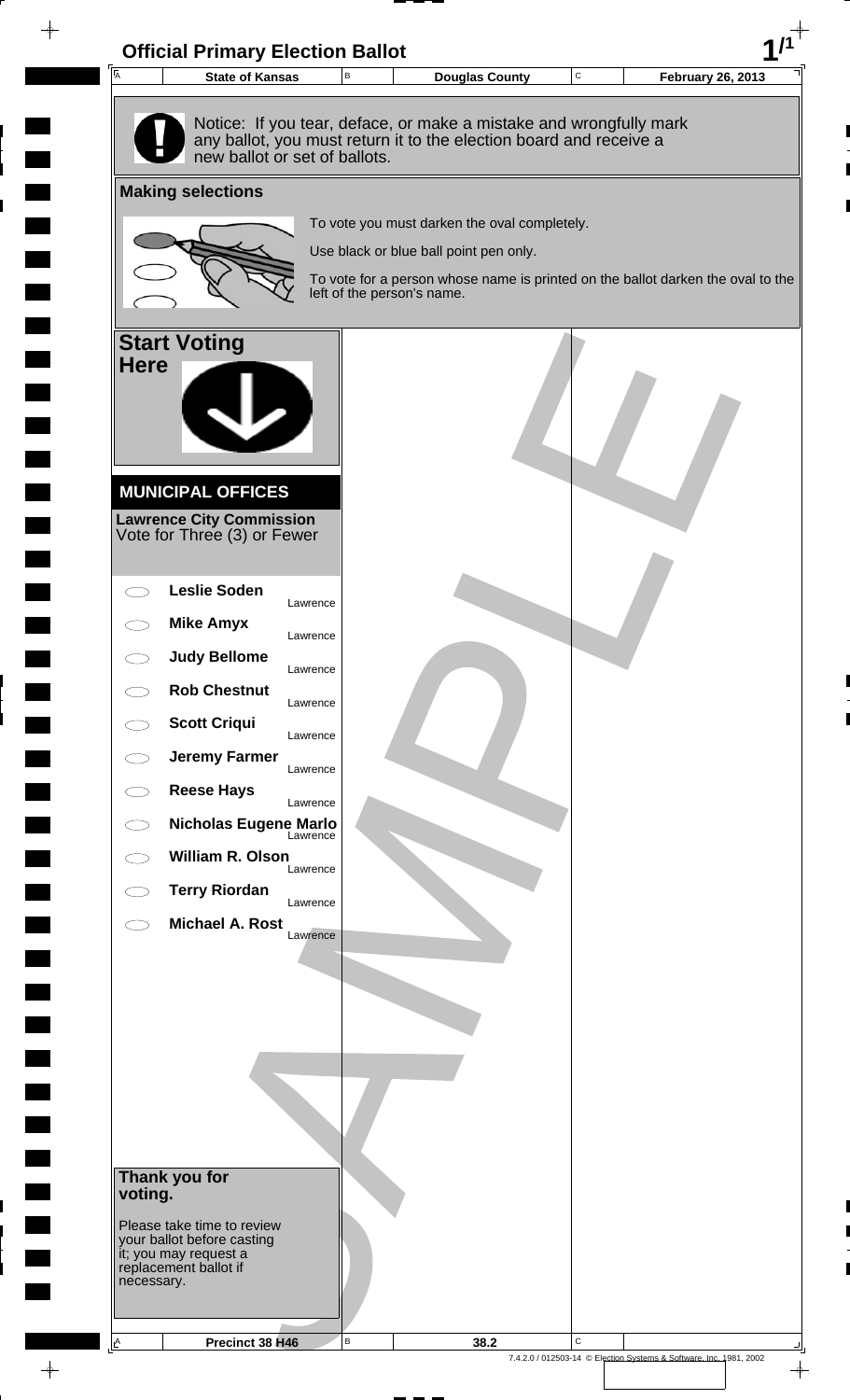# Official Primary Election Ballot

| A | State of Kansas | B | Douglas County | C | February 26, 2013 |
|---|---|---|---|---|---|

Notice: If you tear, deface, or make a mistake and wrongfully mark any ballot, you must return it to the election board and receive a new ballot or set of ballots.

## Making selections

To vote you must darken the oval completely.

Use black or blue ball point pen only.

To vote for a person whose name is printed on the ballot darken the oval to the left of the person's name.

## Start Voting Here

### MUNICIPAL OFFICES

**Lawrence City Commission**
Vote for Three (3) or Fewer

- **Leslie Soden** — Lawrence
- **Mike Amyx** — Lawrence
- **Judy Bellome** — Lawrence
- **Rob Chestnut** — Lawrence
- **Scott Criqui** — Lawrence
- **Jeremy Farmer** — Lawrence
- **Reese Hays** — Lawrence
- **Nicholas Eugene Marlo** — Lawrence
- **William R. Olson** — Lawrence
- **Terry Riordan** — Lawrence
- **Michael A. Rost** — Lawrence

**Thank you for voting.**

Please take time to review your ballot before casting it; you may request a replacement ballot if necessary.

| A | Precinct 38 H46 | B | 38.2 | C | |
|---|---|---|---|---|---|

7.4.2.0 / 012503-14 © Election Systems & Software, Inc. 1981, 2002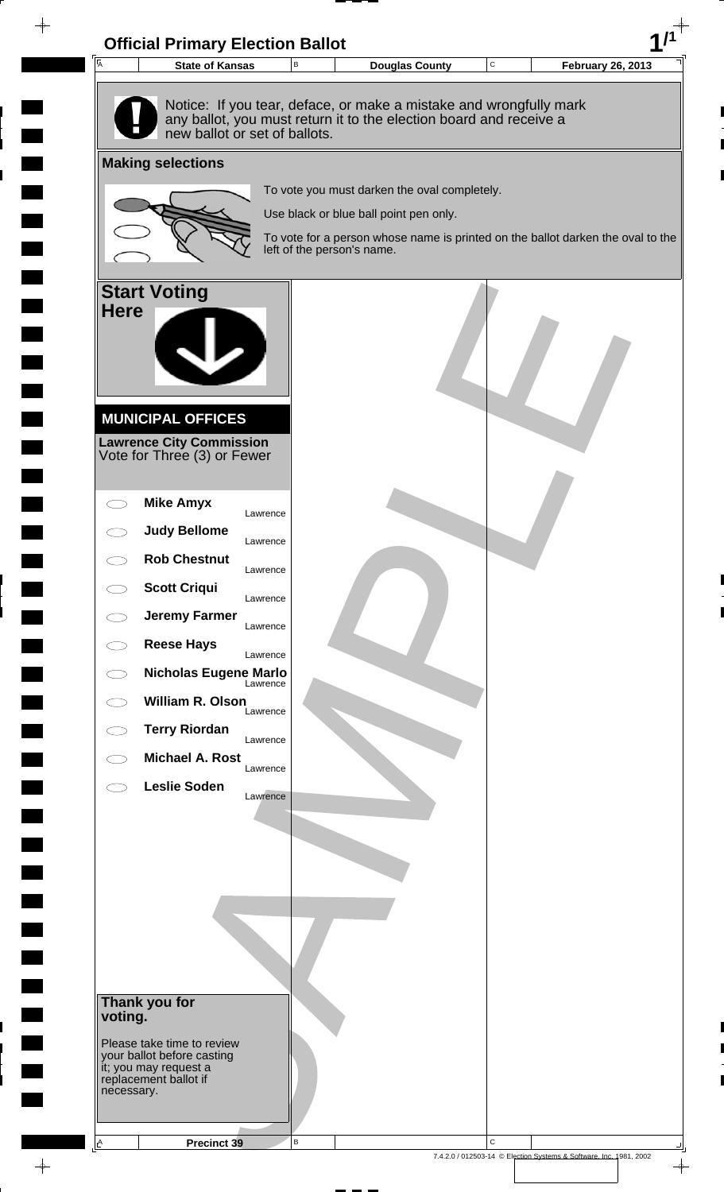# Official Primary Election Ballot

| A | State of Kansas | B | Douglas County | C | February 26, 2013 |
|---|---|---|---|---|---|

Notice: If you tear, deface, or make a mistake and wrongfully mark any ballot, you must return it to the election board and receive a new ballot or set of ballots.

## Making selections

To vote you must darken the oval completely.

Use black or blue ball point pen only.

To vote for a person whose name is printed on the ballot darken the oval to the left of the person's name.

## Start Voting Here

### MUNICIPAL OFFICES

**Lawrence City Commission**
Vote for Three (3) or Fewer

- ⬭ **Mike Amyx** Lawrence
- ⬭ **Judy Bellome** Lawrence
- ⬭ **Rob Chestnut** Lawrence
- ⬭ **Scott Criqui** Lawrence
- ⬭ **Jeremy Farmer** Lawrence
- ⬭ **Reese Hays** Lawrence
- ⬭ **Nicholas Eugene Marlo** Lawrence
- ⬭ **William R. Olson** Lawrence
- ⬭ **Terry Riordan** Lawrence
- ⬭ **Michael A. Rost** Lawrence
- ⬭ **Leslie Soden** Lawrence

**Thank you for voting.**

Please take time to review your ballot before casting it; you may request a replacement ballot if necessary.

SAMPLE

| A | Precinct 39 | B | | C | |
|---|---|---|---|---|---|

7.4.2.0 / 012503-14 © Election Systems & Software, Inc. 1981, 2002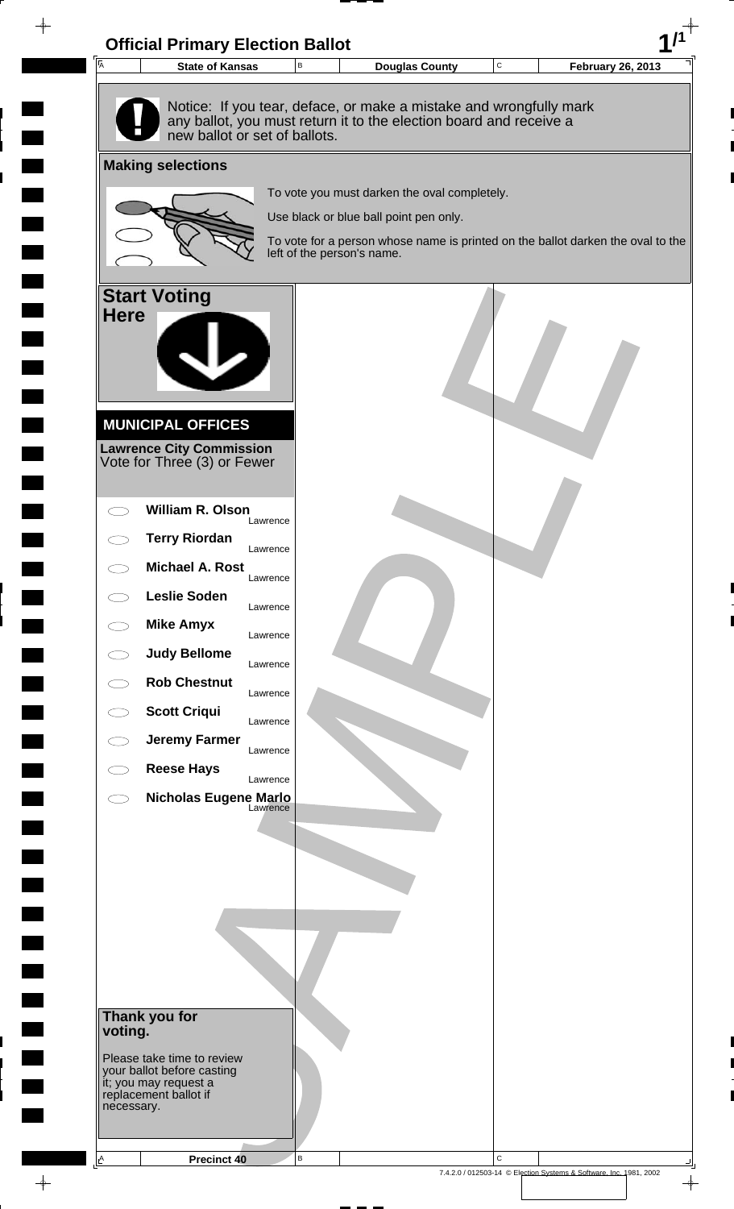# Official Primary Election Ballot

| State of Kansas | Douglas County | February 26, 2013 |
|---|---|---|

Notice: If you tear, deface, or make a mistake and wrongfully mark any ballot, you must return it to the election board and receive a new ballot or set of ballots.

## Making selections

To vote you must darken the oval completely.

Use black or blue ball point pen only.

To vote for a person whose name is printed on the ballot darken the oval to the left of the person's name.

## Start Voting Here

### MUNICIPAL OFFICES

**Lawrence City Commission**
Vote for Three (3) or Fewer

- ◯ **William R. Olson** — Lawrence
- ◯ **Terry Riordan** — Lawrence
- ◯ **Michael A. Rost** — Lawrence
- ◯ **Leslie Soden** — Lawrence
- ◯ **Mike Amyx** — Lawrence
- ◯ **Judy Bellome** — Lawrence
- ◯ **Rob Chestnut** — Lawrence
- ◯ **Scott Criqui** — Lawrence
- ◯ **Jeremy Farmer** — Lawrence
- ◯ **Reese Hays** — Lawrence
- ◯ **Nicholas Eugene Marlo** — Lawrence

**Thank you for voting.**

Please take time to review your ballot before casting it; you may request a replacement ballot if necessary.

SAMPLE

**Precinct 40**

7.4.2.0 / 012503-14 © Election Systems & Software, Inc. 1981, 2002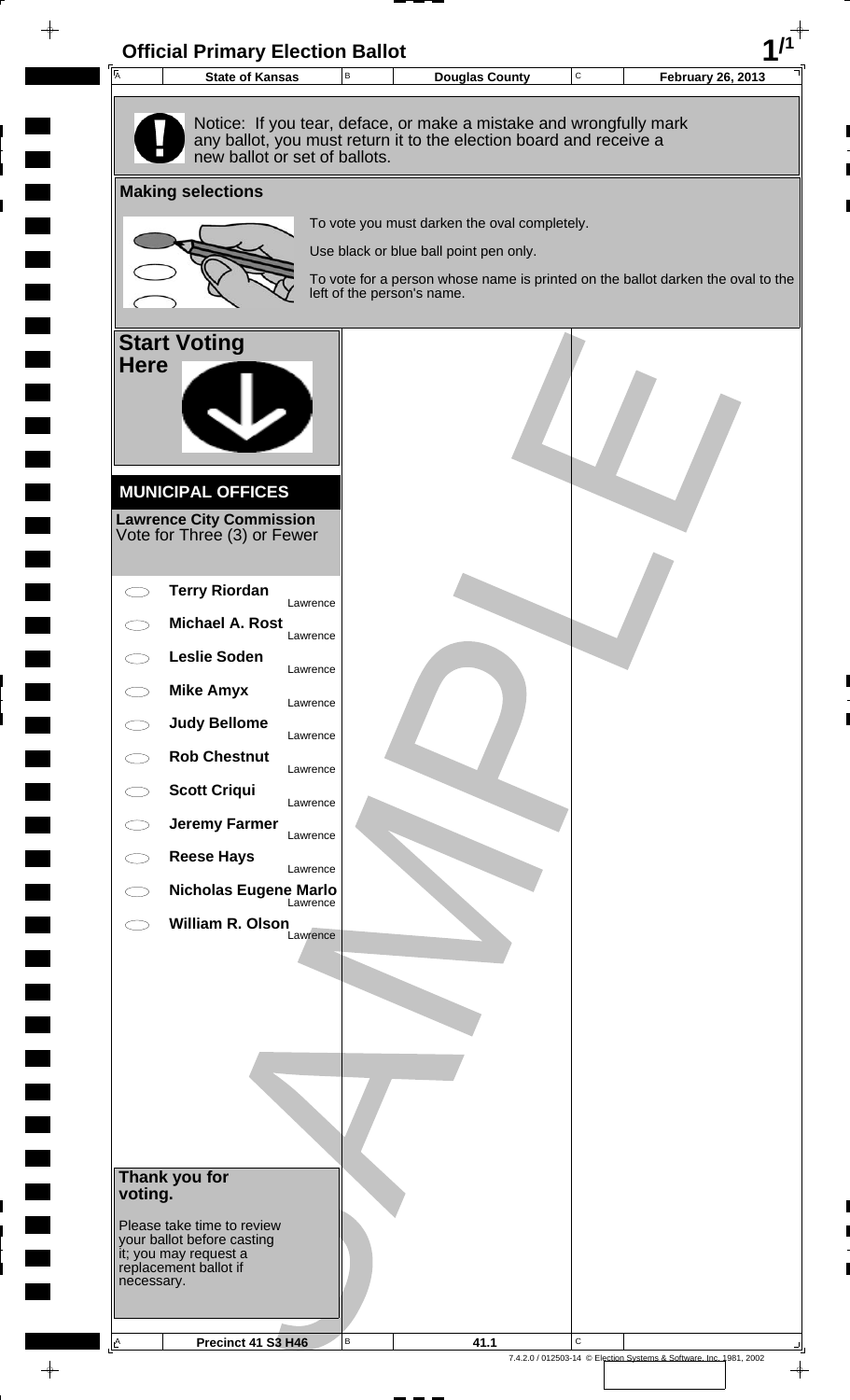# Official Primary Election Ballot

| State of Kansas | Douglas County | February 26, 2013 |
|---|---|---|

Notice: If you tear, deface, or make a mistake and wrongfully mark any ballot, you must return it to the election board and receive a new ballot or set of ballots.

## Making selections

To vote you must darken the oval completely.

Use black or blue ball point pen only.

To vote for a person whose name is printed on the ballot darken the oval to the left of the person's name.

## Start Voting Here

### MUNICIPAL OFFICES

**Lawrence City Commission**
Vote for Three (3) or Fewer

- **Terry Riordan** — Lawrence
- **Michael A. Rost** — Lawrence
- **Leslie Soden** — Lawrence
- **Mike Amyx** — Lawrence
- **Judy Bellome** — Lawrence
- **Rob Chestnut** — Lawrence
- **Scott Criqui** — Lawrence
- **Jeremy Farmer** — Lawrence
- **Reese Hays** — Lawrence
- **Nicholas Eugene Marlo** — Lawrence
- **William R. Olson** — Lawrence

**Thank you for voting.**

Please take time to review your ballot before casting it; you may request a replacement ballot if necessary.

| Precinct 41 S3 H46 | 41.1 |
|---|---|

SAMPLE

7.4.2.0 / 012503-14 © Election Systems & Software, Inc. 1981, 2002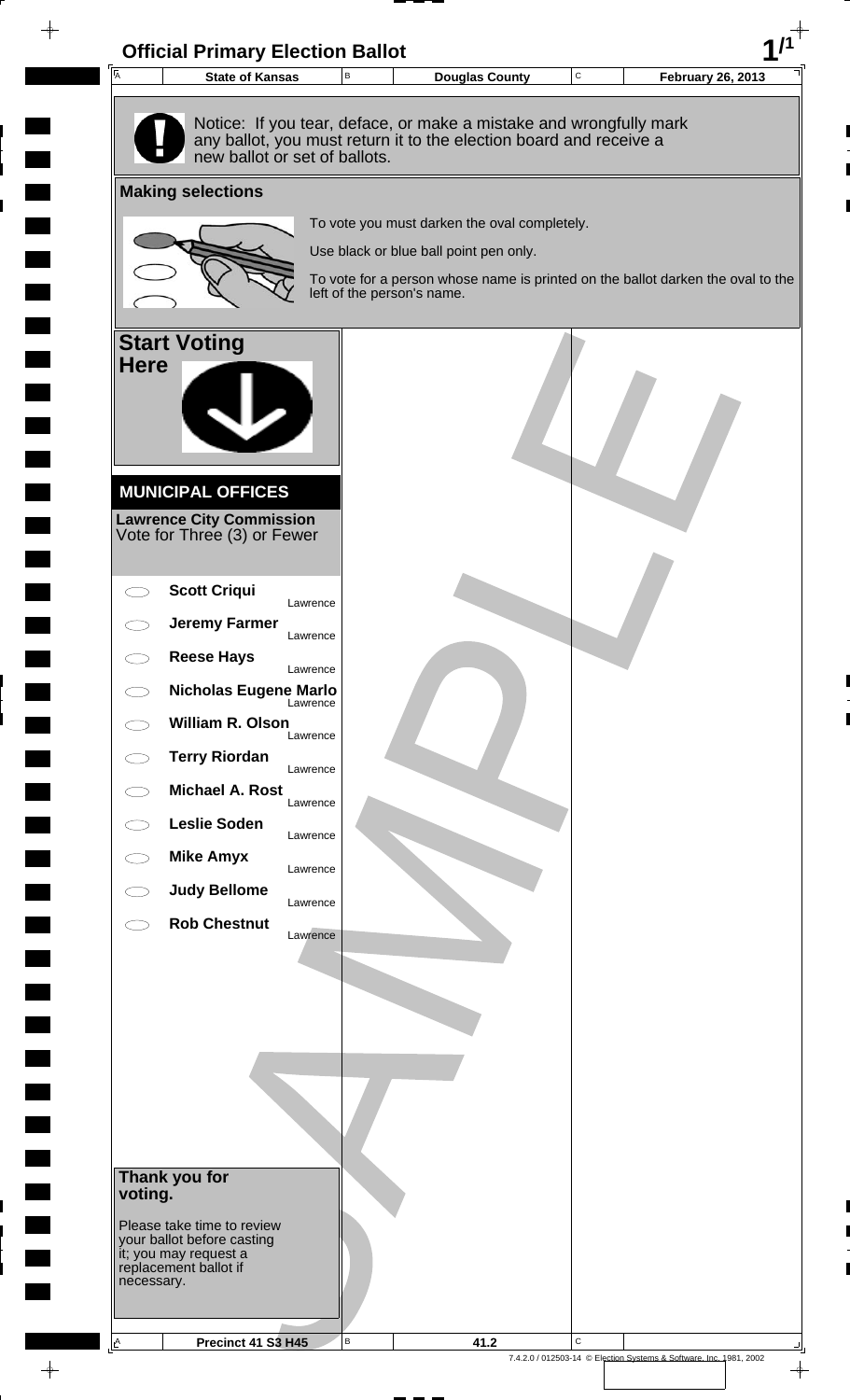# Official Primary Election Ballot

| State of Kansas | Douglas County | February 26, 2013 |
|---|---|---|

Notice: If you tear, deface, or make a mistake and wrongfully mark any ballot, you must return it to the election board and receive a new ballot or set of ballots.

## Making selections

To vote you must darken the oval completely.

Use black or blue ball point pen only.

To vote for a person whose name is printed on the ballot darken the oval to the left of the person's name.

## Start Voting Here

### MUNICIPAL OFFICES

**Lawrence City Commission**
Vote for Three (3) or Fewer

- ⬭ **Scott Criqui** — Lawrence
- ⬭ **Jeremy Farmer** — Lawrence
- ⬭ **Reese Hays** — Lawrence
- ⬭ **Nicholas Eugene Marlo** — Lawrence
- ⬭ **William R. Olson** — Lawrence
- ⬭ **Terry Riordan** — Lawrence
- ⬭ **Michael A. Rost** — Lawrence
- ⬭ **Leslie Soden** — Lawrence
- ⬭ **Mike Amyx** — Lawrence
- ⬭ **Judy Bellome** — Lawrence
- ⬭ **Rob Chestnut** — Lawrence

**Thank you for voting.**

Please take time to review your ballot before casting it; you may request a replacement ballot if necessary.

SAMPLE

| Precinct 41 S3 H45 | 41.2 | |
|---|---|---|

7.4.2.0 / 012503-14 © Election Systems & Software, Inc. 1981, 2002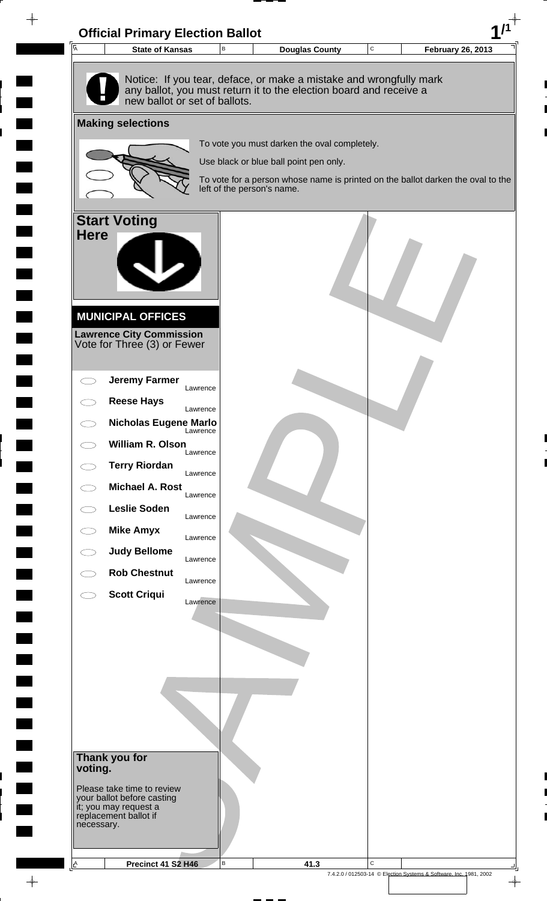# Official Primary Election Ballot

| A | State of Kansas | B | Douglas County | C | February 26, 2013 |
|---|---|---|---|---|---|

Notice: If you tear, deface, or make a mistake and wrongfully mark any ballot, you must return it to the election board and receive a new ballot or set of ballots.

## Making selections

To vote you must darken the oval completely.

Use black or blue ball point pen only.

To vote for a person whose name is printed on the ballot darken the oval to the left of the person's name.

## Start Voting Here

### MUNICIPAL OFFICES

**Lawrence City Commission**
Vote for Three (3) or Fewer

- ◯ **Jeremy Farmer** Lawrence
- ◯ **Reese Hays** Lawrence
- ◯ **Nicholas Eugene Marlo** Lawrence
- ◯ **William R. Olson** Lawrence
- ◯ **Terry Riordan** Lawrence
- ◯ **Michael A. Rost** Lawrence
- ◯ **Leslie Soden** Lawrence
- ◯ **Mike Amyx** Lawrence
- ◯ **Judy Bellome** Lawrence
- ◯ **Rob Chestnut** Lawrence
- ◯ **Scott Criqui** Lawrence

## Thank you for voting.

Please take time to review your ballot before casting it; you may request a replacement ballot if necessary.

SAMPLE

| A | Precinct 41 S2 H46 | B | 41.3 | C | |
|---|---|---|---|---|---|

7.4.2.0 / 012503-14 © Election Systems & Software, Inc. 1981, 2002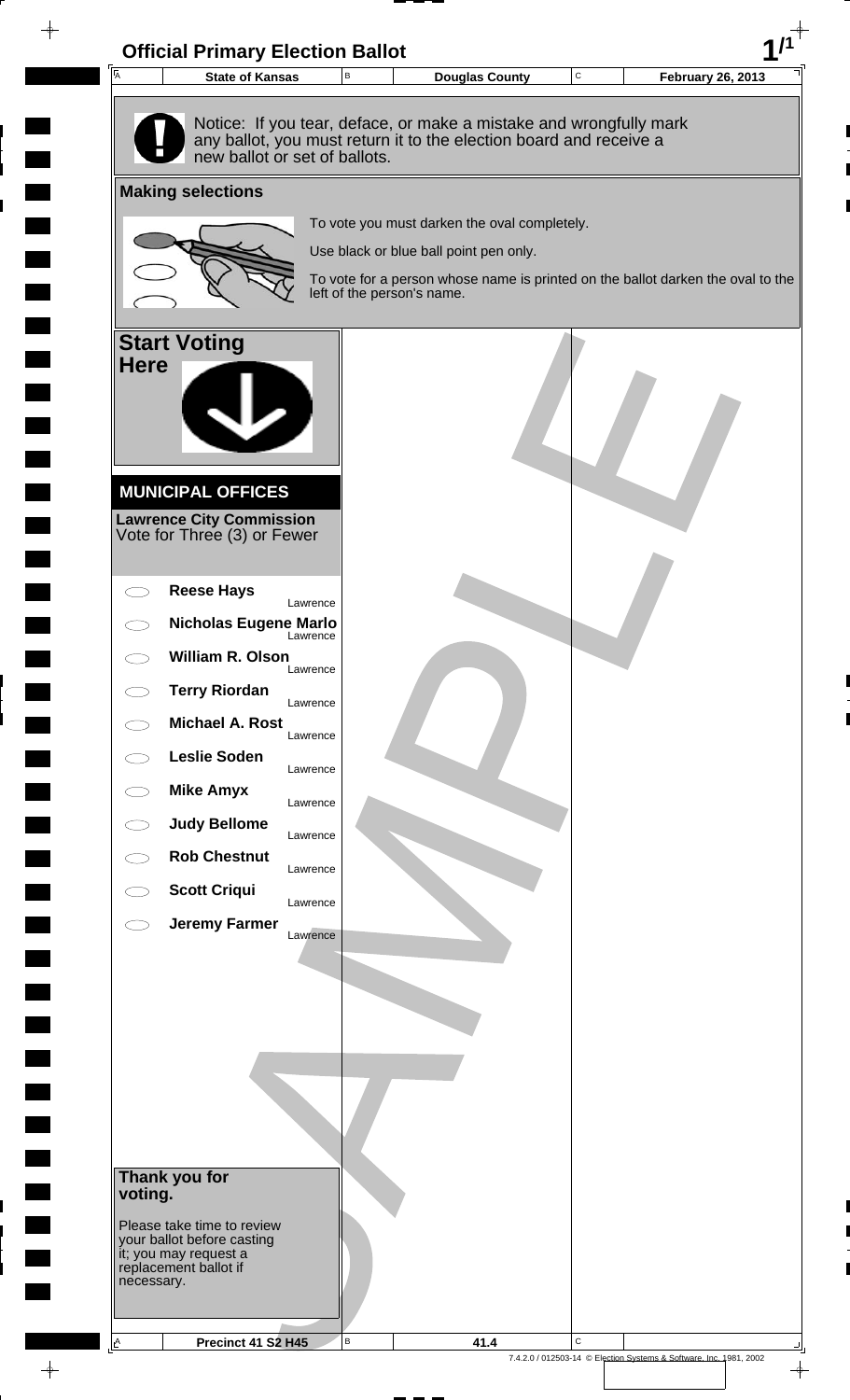# Official Primary Election Ballot

| State of Kansas | Douglas County | February 26, 2013 |
|---|---|---|

Notice: If you tear, deface, or make a mistake and wrongfully mark any ballot, you must return it to the election board and receive a new ballot or set of ballots.

## Making selections

To vote you must darken the oval completely.

Use black or blue ball point pen only.

To vote for a person whose name is printed on the ballot darken the oval to the left of the person's name.

## Start Voting Here

### MUNICIPAL OFFICES

**Lawrence City Commission**
Vote for Three (3) or Fewer

- ⬭ **Reese Hays** — Lawrence
- ⬭ **Nicholas Eugene Marlo** — Lawrence
- ⬭ **William R. Olson** — Lawrence
- ⬭ **Terry Riordan** — Lawrence
- ⬭ **Michael A. Rost** — Lawrence
- ⬭ **Leslie Soden** — Lawrence
- ⬭ **Mike Amyx** — Lawrence
- ⬭ **Judy Bellome** — Lawrence
- ⬭ **Rob Chestnut** — Lawrence
- ⬭ **Scott Criqui** — Lawrence
- ⬭ **Jeremy Farmer** — Lawrence

**Thank you for voting.**

Please take time to review your ballot before casting it; you may request a replacement ballot if necessary.

SAMPLE

| Precinct 41 S2 H45 | 41.4 | |
|---|---|---|

7.4.2.0 / 012503-14 © Election Systems & Software, Inc. 1981, 2002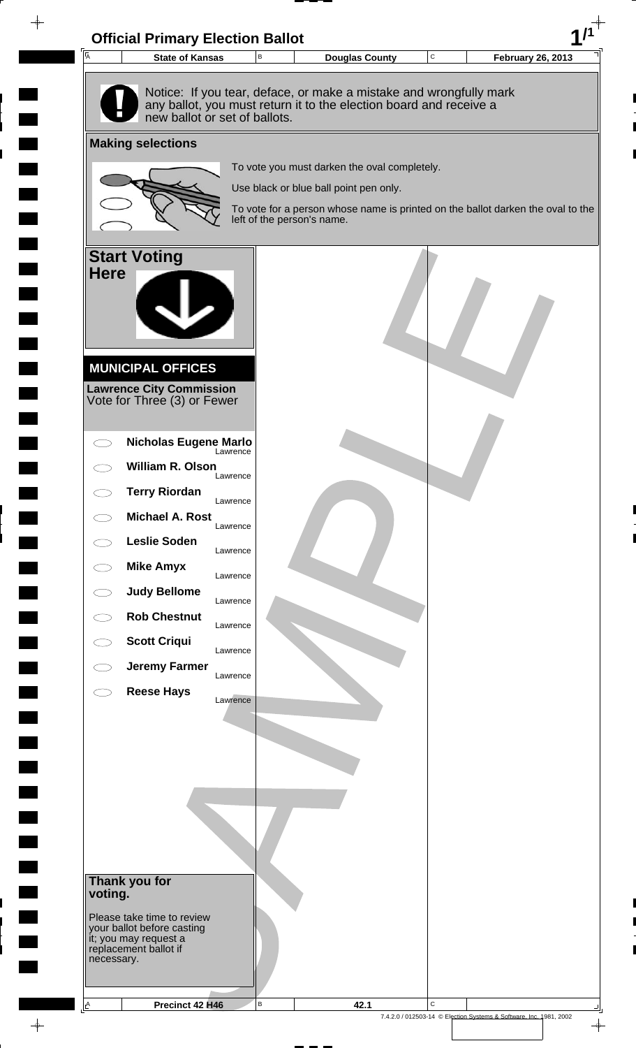# Official Primary Election Ballot

| State of Kansas | Douglas County | February 26, 2013 |
|---|---|---|

Notice: If you tear, deface, or make a mistake and wrongfully mark any ballot, you must return it to the election board and receive a new ballot or set of ballots.

## Making selections

To vote you must darken the oval completely.

Use black or blue ball point pen only.

To vote for a person whose name is printed on the ballot darken the oval to the left of the person's name.

## Start Voting Here

### MUNICIPAL OFFICES

**Lawrence City Commission**
Vote for Three (3) or Fewer

- ◯ **Nicholas Eugene Marlo** Lawrence
- ◯ **William R. Olson** Lawrence
- ◯ **Terry Riordan** Lawrence
- ◯ **Michael A. Rost** Lawrence
- ◯ **Leslie Soden** Lawrence
- ◯ **Mike Amyx** Lawrence
- ◯ **Judy Bellome** Lawrence
- ◯ **Rob Chestnut** Lawrence
- ◯ **Scott Criqui** Lawrence
- ◯ **Jeremy Farmer** Lawrence
- ◯ **Reese Hays** Lawrence

**Thank you for voting.**

Please take time to review your ballot before casting it; you may request a replacement ballot if necessary.

SAMPLE

| Precinct 42 H46 | 42.1 | |
|---|---|---|

7.4.2.0 / 012503-14 © Election Systems & Software, Inc. 1981, 2002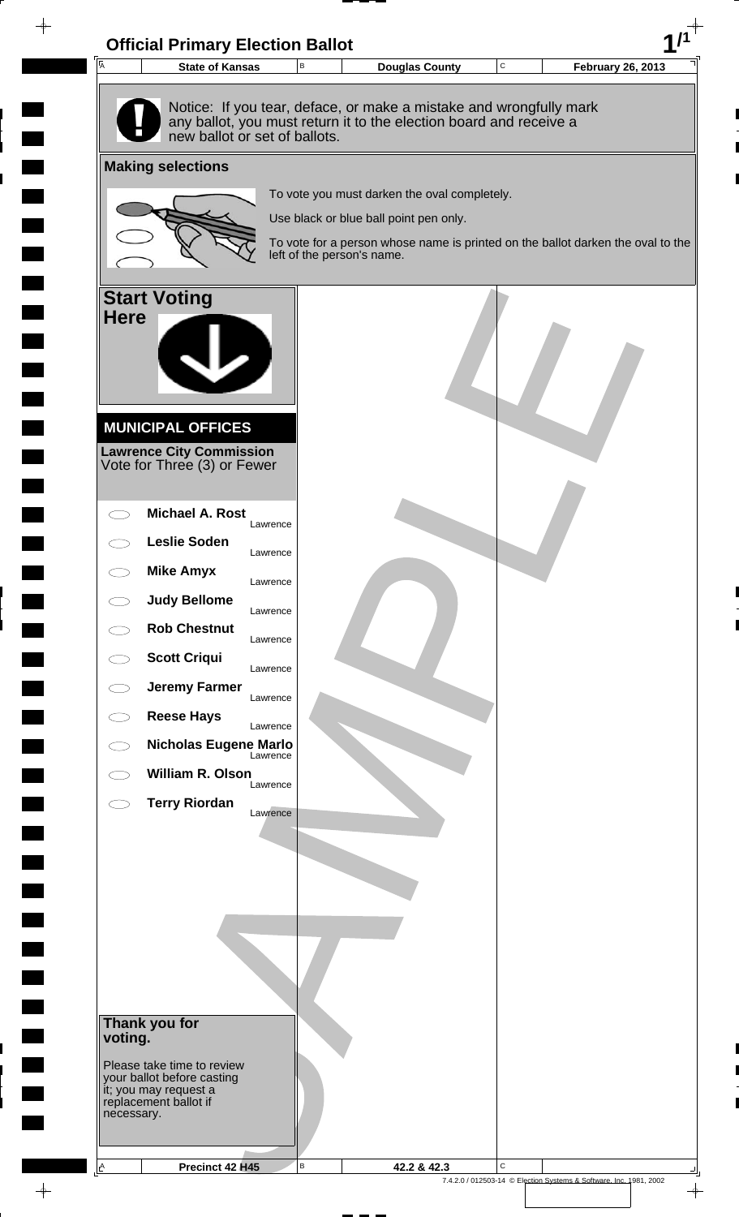# Official Primary Election Ballot

| State of Kansas | Douglas County | February 26, 2013 |
|---|---|---|

Notice: If you tear, deface, or make a mistake and wrongfully mark any ballot, you must return it to the election board and receive a new ballot or set of ballots.

## Making selections

To vote you must darken the oval completely.

Use black or blue ball point pen only.

To vote for a person whose name is printed on the ballot darken the oval to the left of the person's name.

## Start Voting Here

### MUNICIPAL OFFICES

**Lawrence City Commission**
Vote for Three (3) or Fewer

- **Michael A. Rost** Lawrence
- **Leslie Soden** Lawrence
- **Mike Amyx** Lawrence
- **Judy Bellome** Lawrence
- **Rob Chestnut** Lawrence
- **Scott Criqui** Lawrence
- **Jeremy Farmer** Lawrence
- **Reese Hays** Lawrence
- **Nicholas Eugene Marlo** Lawrence
- **William R. Olson** Lawrence
- **Terry Riordan** Lawrence

**Thank you for voting.**

Please take time to review your ballot before casting it; you may request a replacement ballot if necessary.

SAMPLE

| Precinct 42 H45 | 42.2 & 42.3 |
|---|---|

7.4.2.0 / 012503-14 © Election Systems & Software, Inc. 1981, 2002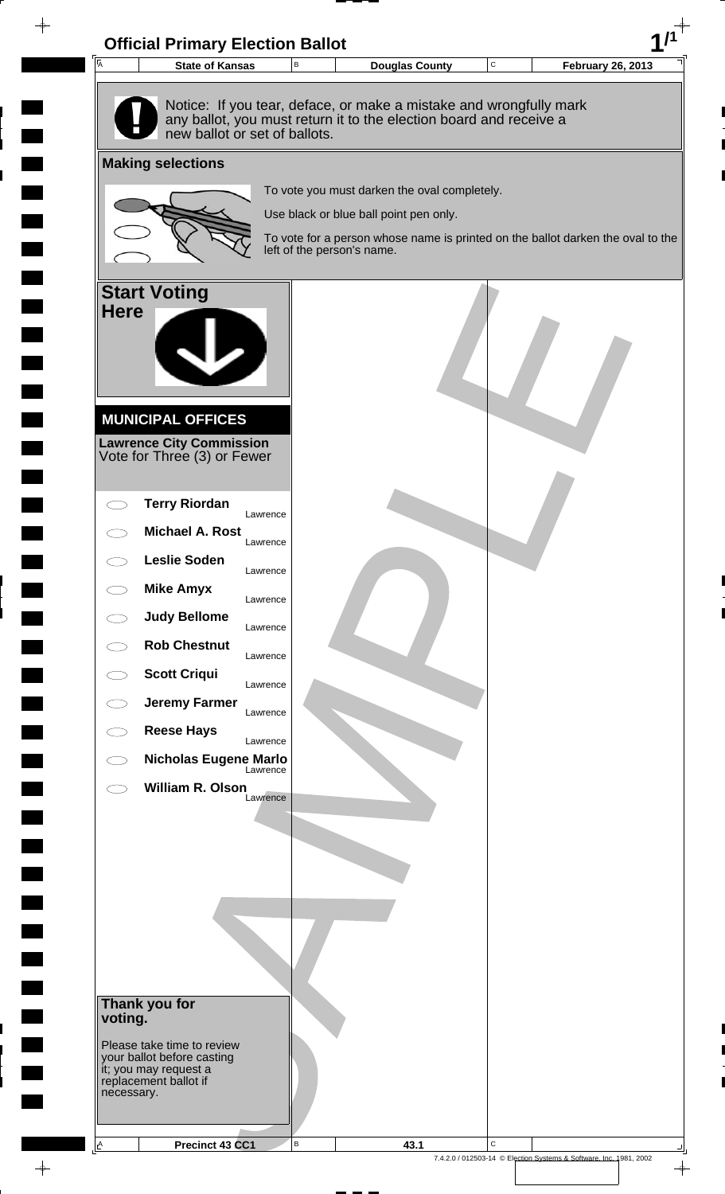# Official Primary Election Ballot

| A State of Kansas | B Douglas County | C February 26, 2013 |
|---|---|---|

Notice: If you tear, deface, or make a mistake and wrongfully mark any ballot, you must return it to the election board and receive a new ballot or set of ballots.

## Making selections

To vote you must darken the oval completely.

Use black or blue ball point pen only.

To vote for a person whose name is printed on the ballot darken the oval to the left of the person's name.

## Start Voting Here

### MUNICIPAL OFFICES

**Lawrence City Commission**
Vote for Three (3) or Fewer

- ⬭ **Terry Riordan** Lawrence
- ⬭ **Michael A. Rost** Lawrence
- ⬭ **Leslie Soden** Lawrence
- ⬭ **Mike Amyx** Lawrence
- ⬭ **Judy Bellome** Lawrence
- ⬭ **Rob Chestnut** Lawrence
- ⬭ **Scott Criqui** Lawrence
- ⬭ **Jeremy Farmer** Lawrence
- ⬭ **Reese Hays** Lawrence
- ⬭ **Nicholas Eugene Marlo** Lawrence
- ⬭ **William R. Olson** Lawrence

**Thank you for voting.**

Please take time to review your ballot before casting it; you may request a replacement ballot if necessary.

SAMPLE

| A Precinct 43 CC1 | B 43.1 | C |
|---|---|---|

7.4.2.0 / 012503-14 © Election Systems & Software, Inc. 1981, 2002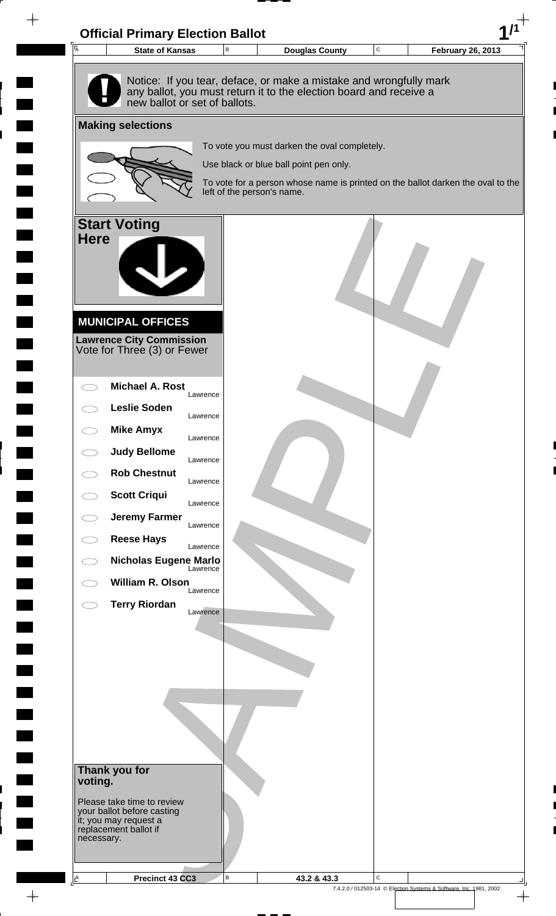# Official Primary Election Ballot

| State of Kansas | Douglas County | February 26, 2013 |
|---|---|---|

Notice: If you tear, deface, or make a mistake and wrongfully mark any ballot, you must return it to the election board and receive a new ballot or set of ballots.

## Making selections

To vote you must darken the oval completely.

Use black or blue ball point pen only.

To vote for a person whose name is printed on the ballot darken the oval to the left of the person's name.

## Start Voting Here

### MUNICIPAL OFFICES

**Lawrence City Commission**
Vote for Three (3) or Fewer

- ⬭ **Michael A. Rost** — Lawrence
- ⬭ **Leslie Soden** — Lawrence
- ⬭ **Mike Amyx** — Lawrence
- ⬭ **Judy Bellome** — Lawrence
- ⬭ **Rob Chestnut** — Lawrence
- ⬭ **Scott Criqui** — Lawrence
- ⬭ **Jeremy Farmer** — Lawrence
- ⬭ **Reese Hays** — Lawrence
- ⬭ **Nicholas Eugene Marlo** — Lawrence
- ⬭ **William R. Olson** — Lawrence
- ⬭ **Terry Riordan** — Lawrence

**Thank you for voting.**

Please take time to review your ballot before casting it; you may request a replacement ballot if necessary.

SAMPLE

| Precinct 43 CC3 | 43.2 & 43.3 |
|---|---|

7.4.2.0 / 012503-14 © Election Systems & Software, Inc. 1981, 2002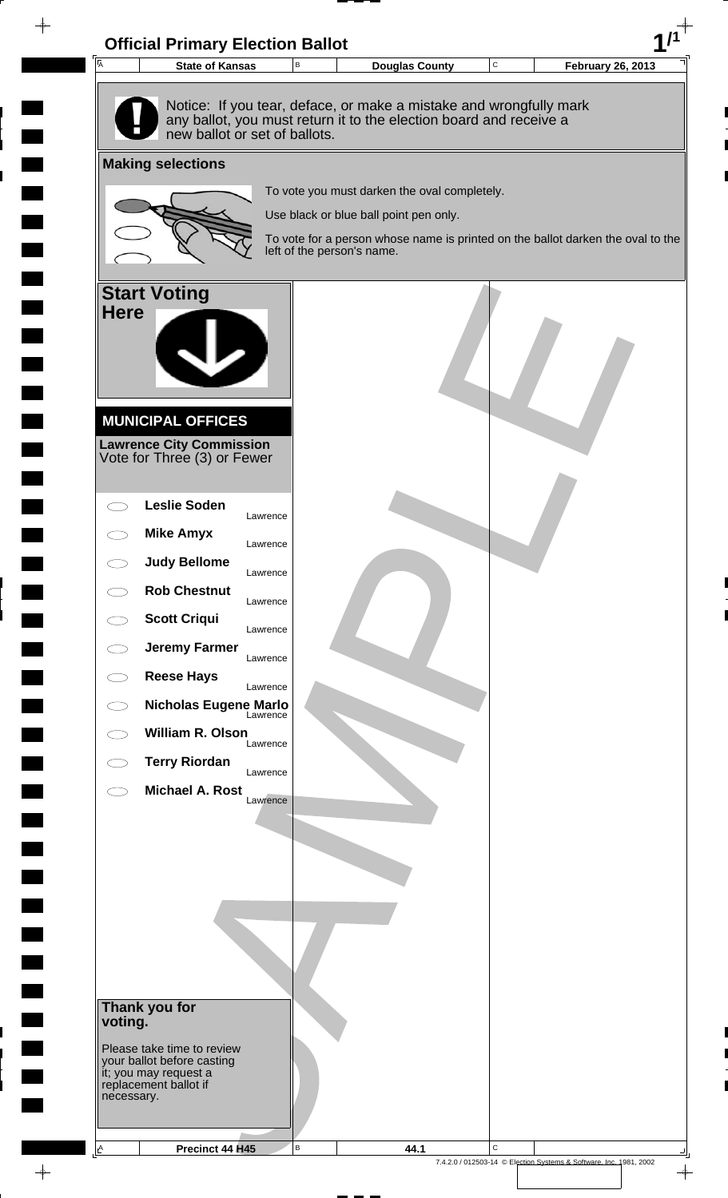# Official Primary Election Ballot

| State of Kansas | Douglas County | February 26, 2013 |
| --- | --- | --- |

Notice: If you tear, deface, or make a mistake and wrongfully mark any ballot, you must return it to the election board and receive a new ballot or set of ballots.

## Making selections

To vote you must darken the oval completely.

Use black or blue ball point pen only.

To vote for a person whose name is printed on the ballot darken the oval to the left of the person's name.

## Start Voting Here

### MUNICIPAL OFFICES

**Lawrence City Commission**
Vote for Three (3) or Fewer

- **Leslie Soden** — Lawrence
- **Mike Amyx** — Lawrence
- **Judy Bellome** — Lawrence
- **Rob Chestnut** — Lawrence
- **Scott Criqui** — Lawrence
- **Jeremy Farmer** — Lawrence
- **Reese Hays** — Lawrence
- **Nicholas Eugene Marlo** — Lawrence
- **William R. Olson** — Lawrence
- **Terry Riordan** — Lawrence
- **Michael A. Rost** — Lawrence

**Thank you for voting.**

Please take time to review your ballot before casting it; you may request a replacement ballot if necessary.

SAMPLE

| Precinct 44 H45 | 44.1 |
| --- | --- |

7.4.2.0 / 012503-14 © Election Systems & Software, Inc. 1981, 2002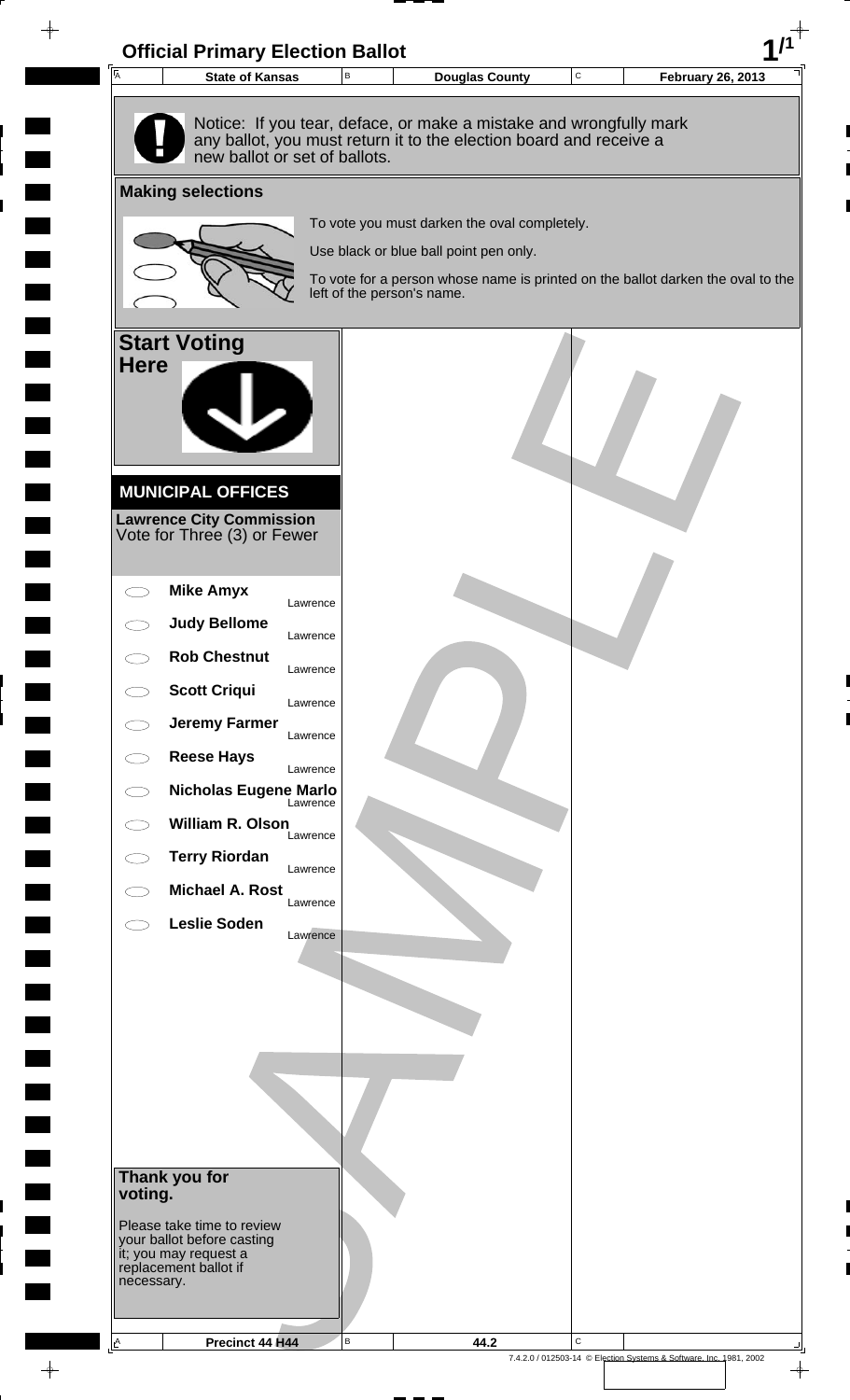# Official Primary Election Ballot

| A State of Kansas | B Douglas County | C February 26, 2013 |
|---|---|---|

Notice: If you tear, deface, or make a mistake and wrongfully mark any ballot, you must return it to the election board and receive a new ballot or set of ballots.

## Making selections

To vote you must darken the oval completely.

Use black or blue ball point pen only.

To vote for a person whose name is printed on the ballot darken the oval to the left of the person's name.

## Start Voting Here

### MUNICIPAL OFFICES

**Lawrence City Commission**
Vote for Three (3) or Fewer

- ⬭ **Mike Amyx** — Lawrence
- ⬭ **Judy Bellome** — Lawrence
- ⬭ **Rob Chestnut** — Lawrence
- ⬭ **Scott Criqui** — Lawrence
- ⬭ **Jeremy Farmer** — Lawrence
- ⬭ **Reese Hays** — Lawrence
- ⬭ **Nicholas Eugene Marlo** — Lawrence
- ⬭ **William R. Olson** — Lawrence
- ⬭ **Terry Riordan** — Lawrence
- ⬭ **Michael A. Rost** — Lawrence
- ⬭ **Leslie Soden** — Lawrence

**Thank you for voting.**

Please take time to review your ballot before casting it; you may request a replacement ballot if necessary.

SAMPLE

| A Precinct 44 H44 | B 44.2 | C |
|---|---|---|

7.4.2.0 / 012503-14 © Election Systems & Software, Inc. 1981, 2002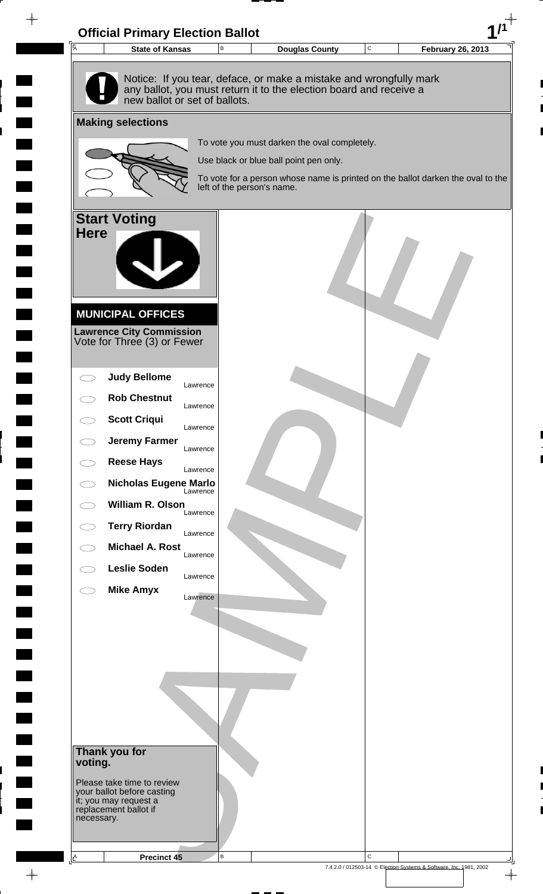# Official Primary Election Ballot

| State of Kansas | Douglas County | February 26, 2013 |
| --- | --- | --- |

Notice: If you tear, deface, or make a mistake and wrongfully mark any ballot, you must return it to the election board and receive a new ballot or set of ballots.

## Making selections

To vote you must darken the oval completely.

Use black or blue ball point pen only.

To vote for a person whose name is printed on the ballot darken the oval to the left of the person's name.

## Start Voting Here

### MUNICIPAL OFFICES

**Lawrence City Commission**
Vote for Three (3) or Fewer

- Judy Bellome — Lawrence
- Rob Chestnut — Lawrence
- Scott Criqui — Lawrence
- Jeremy Farmer — Lawrence
- Reese Hays — Lawrence
- Nicholas Eugene Marlo — Lawrence
- William R. Olson — Lawrence
- Terry Riordan — Lawrence
- Michael A. Rost — Lawrence
- Leslie Soden — Lawrence
- Mike Amyx — Lawrence

**Thank you for voting.**

Please take time to review your ballot before casting it; you may request a replacement ballot if necessary.

Precinct 45

SAMPLE

7.4.2.0 / 012503-14 © Election Systems & Software, Inc. 1981, 2002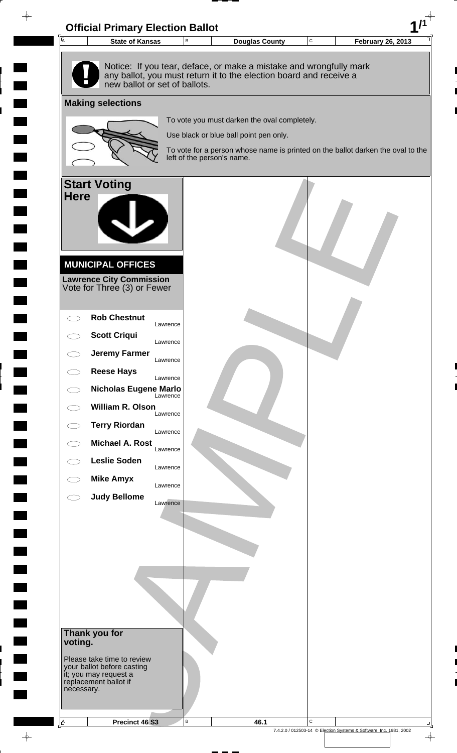# Official Primary Election Ballot

| State of Kansas | Douglas County | February 26, 2013 |
|---|---|---|

Notice: If you tear, deface, or make a mistake and wrongfully mark any ballot, you must return it to the election board and receive a new ballot or set of ballots.

## Making selections

To vote you must darken the oval completely.

Use black or blue ball point pen only.

To vote for a person whose name is printed on the ballot darken the oval to the left of the person's name.

## Start Voting Here

### MUNICIPAL OFFICES

**Lawrence City Commission**
Vote for Three (3) or Fewer

- **Rob Chestnut** — Lawrence
- **Scott Criqui** — Lawrence
- **Jeremy Farmer** — Lawrence
- **Reese Hays** — Lawrence
- **Nicholas Eugene Marlo** — Lawrence
- **William R. Olson** — Lawrence
- **Terry Riordan** — Lawrence
- **Michael A. Rost** — Lawrence
- **Leslie Soden** — Lawrence
- **Mike Amyx** — Lawrence
- **Judy Bellome** — Lawrence

**Thank you for voting.**

Please take time to review your ballot before casting it; you may request a replacement ballot if necessary.

SAMPLE

| Precinct 46 S3 | 46.1 |
|---|---|

7.4.2.0 / 012503-14 © Election Systems & Software, Inc. 1981, 2002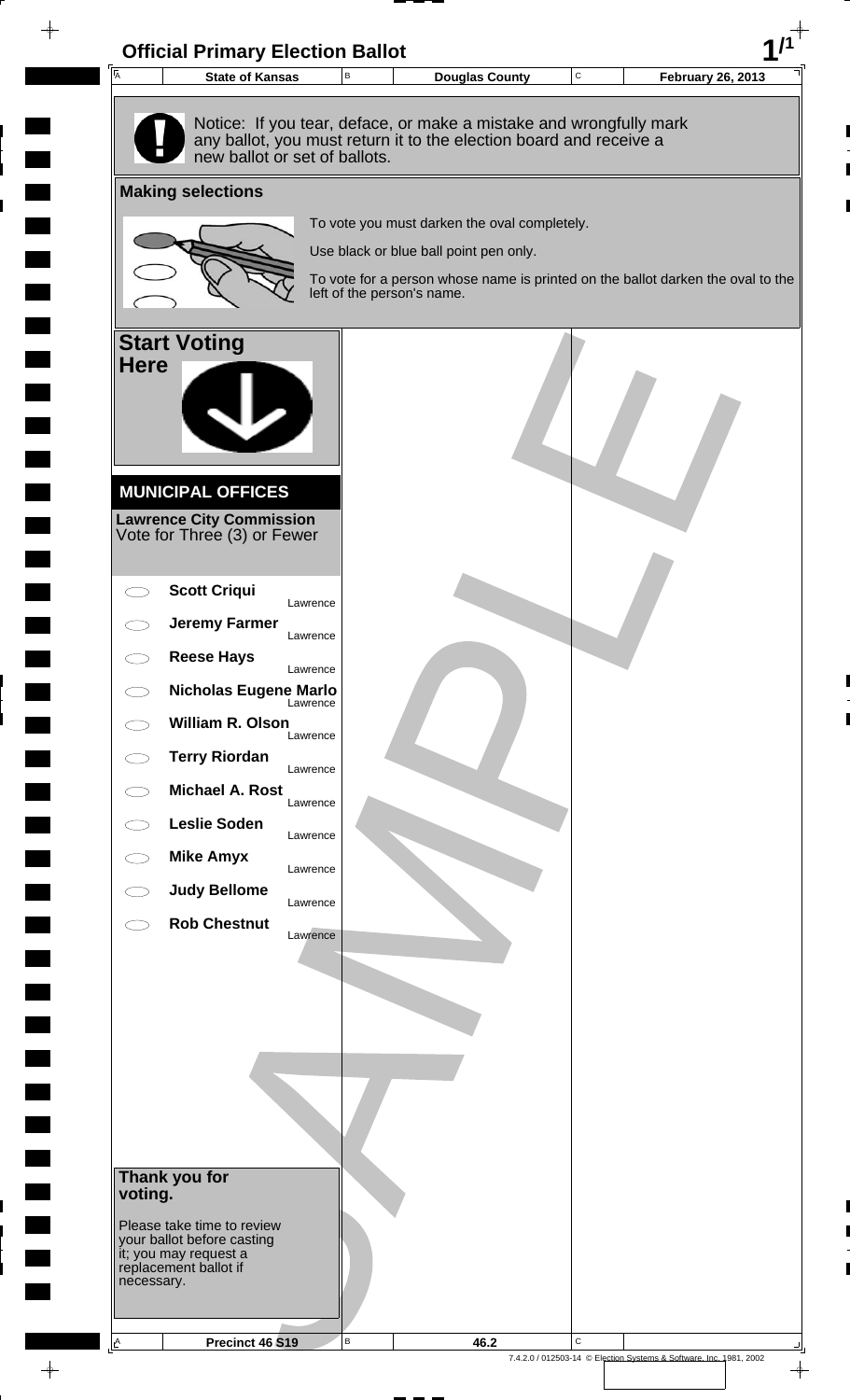# Official Primary Election Ballot

| A State of Kansas | B Douglas County | C February 26, 2013 |
| --- | --- | --- |

Notice: If you tear, deface, or make a mistake and wrongfully mark any ballot, you must return it to the election board and receive a new ballot or set of ballots.

## Making selections

To vote you must darken the oval completely.

Use black or blue ball point pen only.

To vote for a person whose name is printed on the ballot darken the oval to the left of the person's name.

## Start Voting Here

## MUNICIPAL OFFICES

**Lawrence City Commission**
Vote for Three (3) or Fewer

- ⬭ **Scott Criqui** Lawrence
- ⬭ **Jeremy Farmer** Lawrence
- ⬭ **Reese Hays** Lawrence
- ⬭ **Nicholas Eugene Marlo** Lawrence
- ⬭ **William R. Olson** Lawrence
- ⬭ **Terry Riordan** Lawrence
- ⬭ **Michael A. Rost** Lawrence
- ⬭ **Leslie Soden** Lawrence
- ⬭ **Mike Amyx** Lawrence
- ⬭ **Judy Bellome** Lawrence
- ⬭ **Rob Chestnut** Lawrence

**Thank you for voting.**

Please take time to review your ballot before casting it; you may request a replacement ballot if necessary.

SAMPLE

| A Precinct 46 S19 | B 46.2 | C |
| --- | --- | --- |

7.4.2.0 / 012503-14 © Election Systems & Software, Inc. 1981, 2002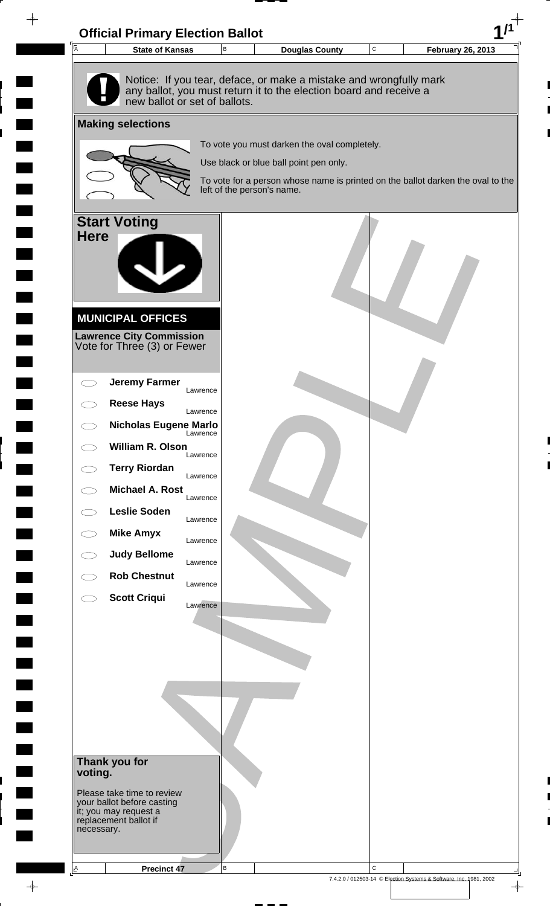# Official Primary Election Ballot

| State of Kansas | Douglas County | February 26, 2013 |
| --- | --- | --- |

Notice: If you tear, deface, or make a mistake and wrongfully mark any ballot, you must return it to the election board and receive a new ballot or set of ballots.

## Making selections

To vote you must darken the oval completely.

Use black or blue ball point pen only.

To vote for a person whose name is printed on the ballot darken the oval to the left of the person's name.

## Start Voting Here

### MUNICIPAL OFFICES

**Lawrence City Commission**
Vote for Three (3) or Fewer

- **Jeremy Farmer** Lawrence
- **Reese Hays** Lawrence
- **Nicholas Eugene Marlo** Lawrence
- **William R. Olson** Lawrence
- **Terry Riordan** Lawrence
- **Michael A. Rost** Lawrence
- **Leslie Soden** Lawrence
- **Mike Amyx** Lawrence
- **Judy Bellome** Lawrence
- **Rob Chestnut** Lawrence
- **Scott Criqui** Lawrence

**Thank you for voting.**

Please take time to review your ballot before casting it; you may request a replacement ballot if necessary.

SAMPLE

Precinct 47

7.4.2.0 / 012503-14 © Election Systems & Software, Inc. 1981, 2002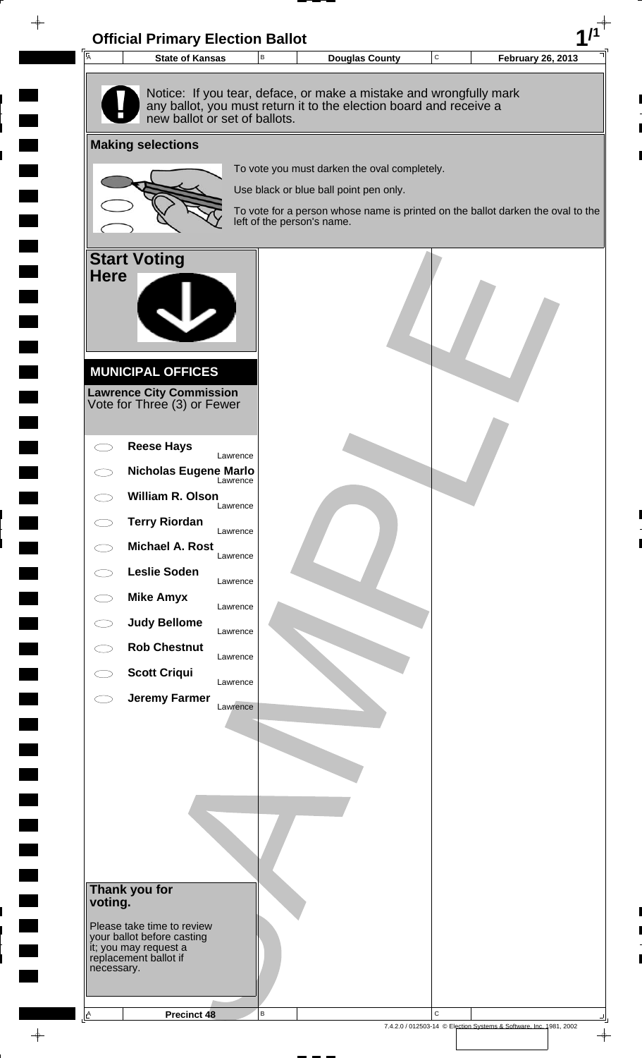# Official Primary Election Ballot

| State of Kansas | Douglas County | February 26, 2013 |
|---|---|---|

Notice: If you tear, deface, or make a mistake and wrongfully mark any ballot, you must return it to the election board and receive a new ballot or set of ballots.

## Making selections

To vote you must darken the oval completely.

Use black or blue ball point pen only.

To vote for a person whose name is printed on the ballot darken the oval to the left of the person's name.

## Start Voting Here

### MUNICIPAL OFFICES

**Lawrence City Commission**
Vote for Three (3) or Fewer

- **Reese Hays** — Lawrence
- **Nicholas Eugene Marlo** — Lawrence
- **William R. Olson** — Lawrence
- **Terry Riordan** — Lawrence
- **Michael A. Rost** — Lawrence
- **Leslie Soden** — Lawrence
- **Mike Amyx** — Lawrence
- **Judy Bellome** — Lawrence
- **Rob Chestnut** — Lawrence
- **Scott Criqui** — Lawrence
- **Jeremy Farmer** — Lawrence

**Thank you for voting.**

Please take time to review your ballot before casting it; you may request a replacement ballot if necessary.

SAMPLE

Precinct 48

7.4.2.0 / 012503-14 © Election Systems & Software, Inc. 1981, 2002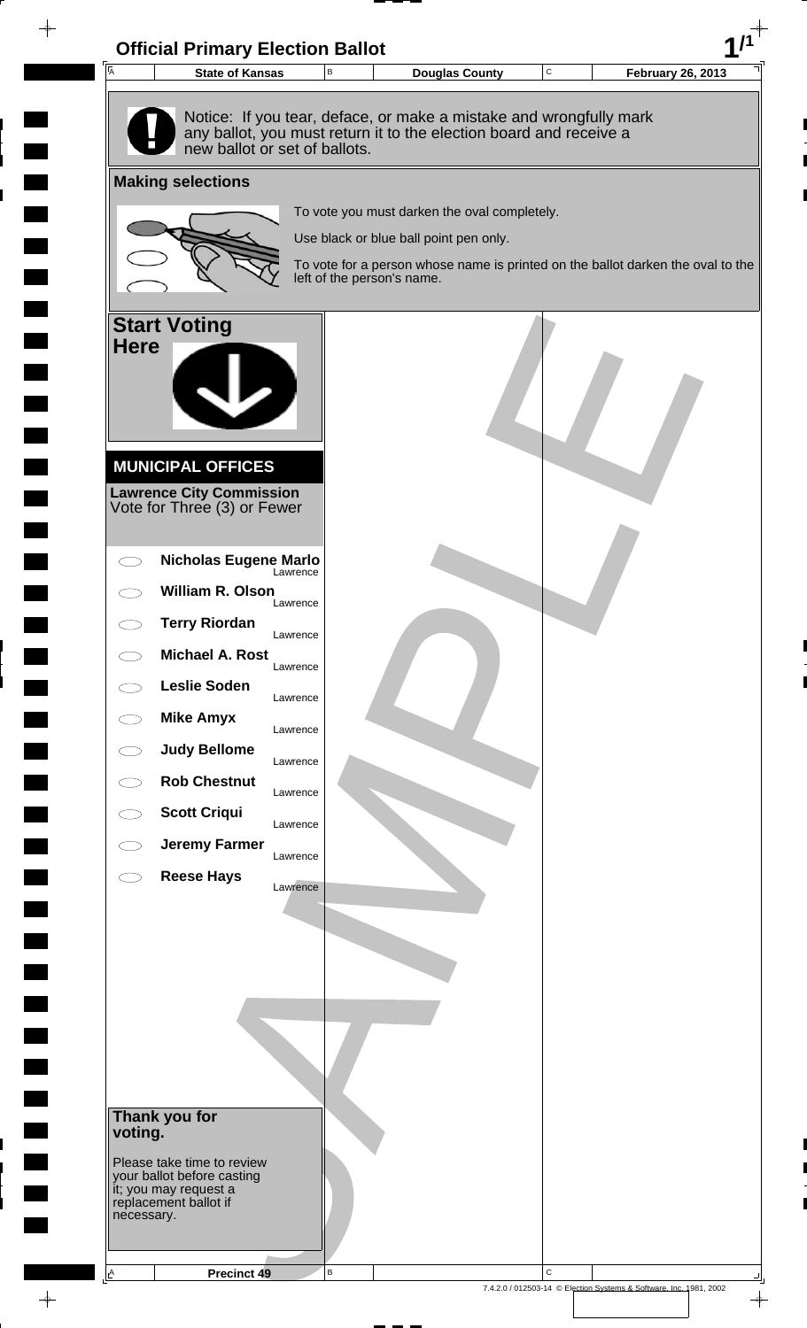# Official Primary Election Ballot

| A | State of Kansas | B | Douglas County | C | February 26, 2013 |
|---|---|---|---|---|---|

Notice: If you tear, deface, or make a mistake and wrongfully mark any ballot, you must return it to the election board and receive a new ballot or set of ballots.

## Making selections

To vote you must darken the oval completely.

Use black or blue ball point pen only.

To vote for a person whose name is printed on the ballot darken the oval to the left of the person's name.

## Start Voting Here

### MUNICIPAL OFFICES

**Lawrence City Commission**
Vote for Three (3) or Fewer

- **Nicholas Eugene Marlo** — Lawrence
- **William R. Olson** — Lawrence
- **Terry Riordan** — Lawrence
- **Michael A. Rost** — Lawrence
- **Leslie Soden** — Lawrence
- **Mike Amyx** — Lawrence
- **Judy Bellome** — Lawrence
- **Rob Chestnut** — Lawrence
- **Scott Criqui** — Lawrence
- **Jeremy Farmer** — Lawrence
- **Reese Hays** — Lawrence

**Thank you for voting.**

Please take time to review your ballot before casting it; you may request a replacement ballot if necessary.

SAMPLE

| A | Precinct 49 | B | | C | |
|---|---|---|---|---|---|

7.4.2.0 / 012503-14 © Election Systems & Software, Inc. 1981, 2002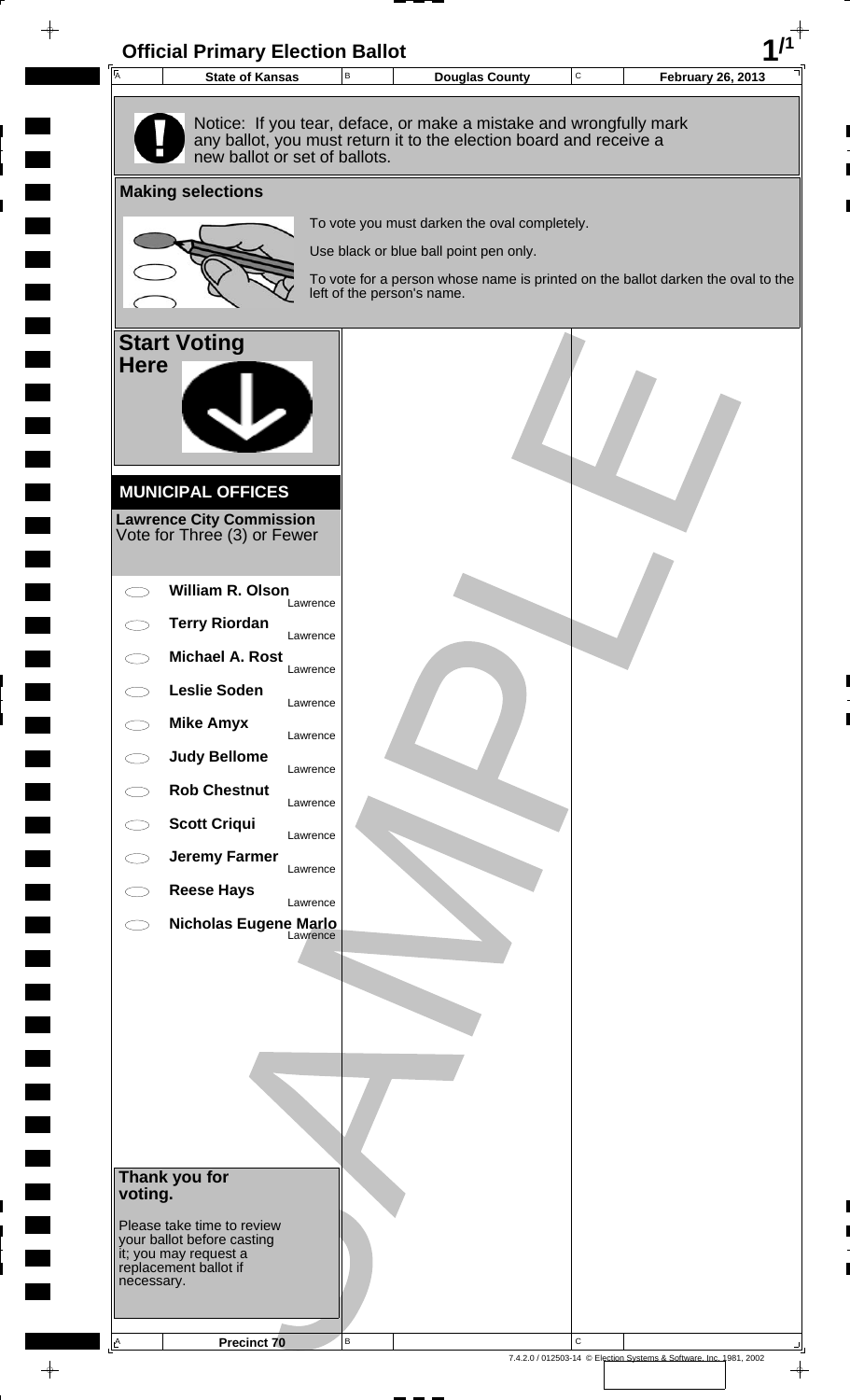# Official Primary Election Ballot

| State of Kansas | Douglas County | February 26, 2013 |
| --- | --- | --- |

Notice: If you tear, deface, or make a mistake and wrongfully mark any ballot, you must return it to the election board and receive a new ballot or set of ballots.

## Making selections

To vote you must darken the oval completely.

Use black or blue ball point pen only.

To vote for a person whose name is printed on the ballot darken the oval to the left of the person's name.

## Start Voting Here

### MUNICIPAL OFFICES

**Lawrence City Commission**
Vote for Three (3) or Fewer

- **William R. Olson** Lawrence
- **Terry Riordan** Lawrence
- **Michael A. Rost** Lawrence
- **Leslie Soden** Lawrence
- **Mike Amyx** Lawrence
- **Judy Bellome** Lawrence
- **Rob Chestnut** Lawrence
- **Scott Criqui** Lawrence
- **Jeremy Farmer** Lawrence
- **Reese Hays** Lawrence
- **Nicholas Eugene Marlo** Lawrence

**Thank you for voting.**

Please take time to review your ballot before casting it; you may request a replacement ballot if necessary.

SAMPLE

Precinct 70

7.4.2.0 / 012503-14 © Election Systems & Software, Inc. 1981, 2002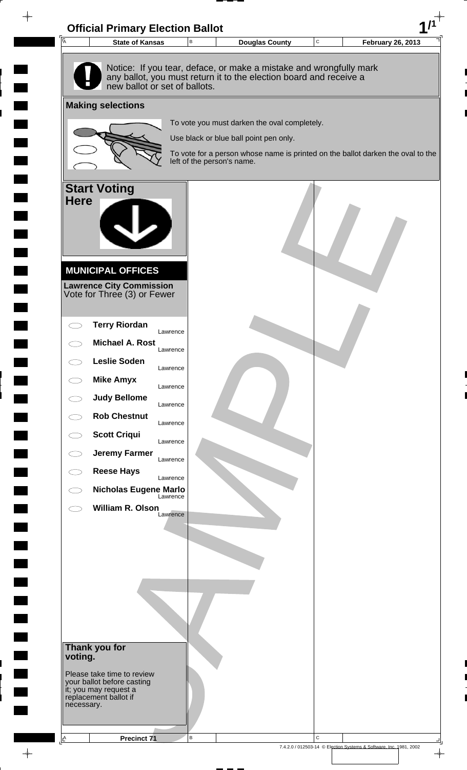# Official Primary Election Ballot

| State of Kansas | Douglas County | February 26, 2013 |
|---|---|---|

Notice: If you tear, deface, or make a mistake and wrongfully mark any ballot, you must return it to the election board and receive a new ballot or set of ballots.

## Making selections

To vote you must darken the oval completely.

Use black or blue ball point pen only.

To vote for a person whose name is printed on the ballot darken the oval to the left of the person's name.

## Start Voting Here

### MUNICIPAL OFFICES

**Lawrence City Commission**
Vote for Three (3) or Fewer

- **Terry Riordan** Lawrence
- **Michael A. Rost** Lawrence
- **Leslie Soden** Lawrence
- **Mike Amyx** Lawrence
- **Judy Bellome** Lawrence
- **Rob Chestnut** Lawrence
- **Scott Criqui** Lawrence
- **Jeremy Farmer** Lawrence
- **Reese Hays** Lawrence
- **Nicholas Eugene Marlo** Lawrence
- **William R. Olson** Lawrence

**Thank you for voting.**

Please take time to review your ballot before casting it; you may request a replacement ballot if necessary.

Precinct 71

SAMPLE

7.4.2.0 / 012503-14 © Election Systems & Software, Inc. 1981, 2002